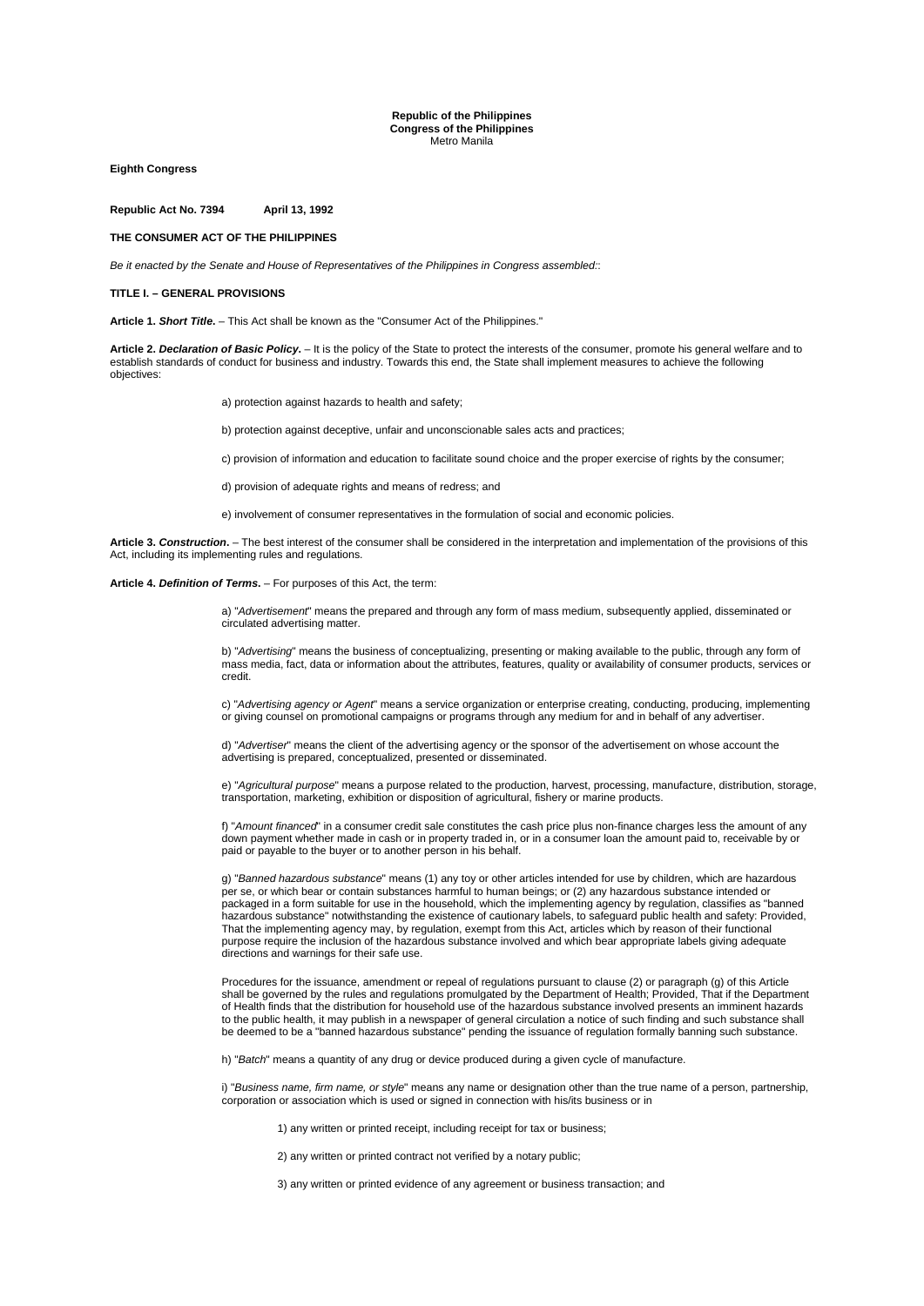**Republic of the Philippines**
**Congress of the Philippines**
Metro Manila

**Eighth Congress**

**Republic Act No. 7394 April 13, 1992**

**THE CONSUMER ACT OF THE PHILIPPINES**

*Be it enacted by the Senate and House of Representatives of the Philippines in Congress assembled:*:

**TITLE I. – GENERAL PROVISIONS**

**Article 1. *Short Title.*** – This Act shall be known as the "Consumer Act of the Philippines."

**Article 2. *Declaration of Basic Policy.*** – It is the policy of the State to protect the interests of the consumer, promote his general welfare and to establish standards of conduct for business and industry. Towards this end, the State shall implement measures to achieve the following objectives:

a) protection against hazards to health and safety;

b) protection against deceptive, unfair and unconscionable sales acts and practices;

c) provision of information and education to facilitate sound choice and the proper exercise of rights by the consumer;

d) provision of adequate rights and means of redress; and

e) involvement of consumer representatives in the formulation of social and economic policies.

**Article 3. *Construction.*** – The best interest of the consumer shall be considered in the interpretation and implementation of the provisions of this Act, including its implementing rules and regulations.

**Article 4. *Definition of Terms.*** – For purposes of this Act, the term:

a) "*Advertisement*" means the prepared and through any form of mass medium, subsequently applied, disseminated or circulated advertising matter.

b) "*Advertising*" means the business of conceptualizing, presenting or making available to the public, through any form of mass media, fact, data or information about the attributes, features, quality or availability of consumer products, services or credit.

c) "*Advertising agency or Agent*" means a service organization or enterprise creating, conducting, producing, implementing or giving counsel on promotional campaigns or programs through any medium for and in behalf of any advertiser.

d) "*Advertiser*" means the client of the advertising agency or the sponsor of the advertisement on whose account the advertising is prepared, conceptualized, presented or disseminated.

e) "*Agricultural purpose*" means a purpose related to the production, harvest, processing, manufacture, distribution, storage, transportation, marketing, exhibition or disposition of agricultural, fishery or marine products.

f) "*Amount financed*" in a consumer credit sale constitutes the cash price plus non-finance charges less the amount of any down payment whether made in cash or in property traded in, or in a consumer loan the amount paid to, receivable by or paid or payable to the buyer or to another person in his behalf.

g) "*Banned hazardous substance*" means (1) any toy or other articles intended for use by children, which are hazardous per se, or which bear or contain substances harmful to human beings; or (2) any hazardous substance intended or packaged in a form suitable for use in the household, which the implementing agency by regulation, classifies as "banned hazardous substance" notwithstanding the existence of cautionary labels, to safeguard public health and safety: Provided, That the implementing agency may, by regulation, exempt from this Act, articles which by reason of their functional purpose require the inclusion of the hazardous substance involved and which bear appropriate labels giving adequate directions and warnings for their safe use.

Procedures for the issuance, amendment or repeal of regulations pursuant to clause (2) or paragraph (g) of this Article shall be governed by the rules and regulations promulgated by the Department of Health; Provided, That if the Department of Health finds that the distribution for household use of the hazardous substance involved presents an imminent hazards to the public health, it may publish in a newspaper of general circulation a notice of such finding and such substance shall be deemed to be a "banned hazardous substance" pending the issuance of regulation formally banning such substance.

h) "*Batch*" means a quantity of any drug or device produced during a given cycle of manufacture.

i) "*Business name, firm name, or style*" means any name or designation other than the true name of a person, partnership, corporation or association which is used or signed in connection with his/its business or in

1) any written or printed receipt, including receipt for tax or business;

2) any written or printed contract not verified by a notary public;

3) any written or printed evidence of any agreement or business transaction; and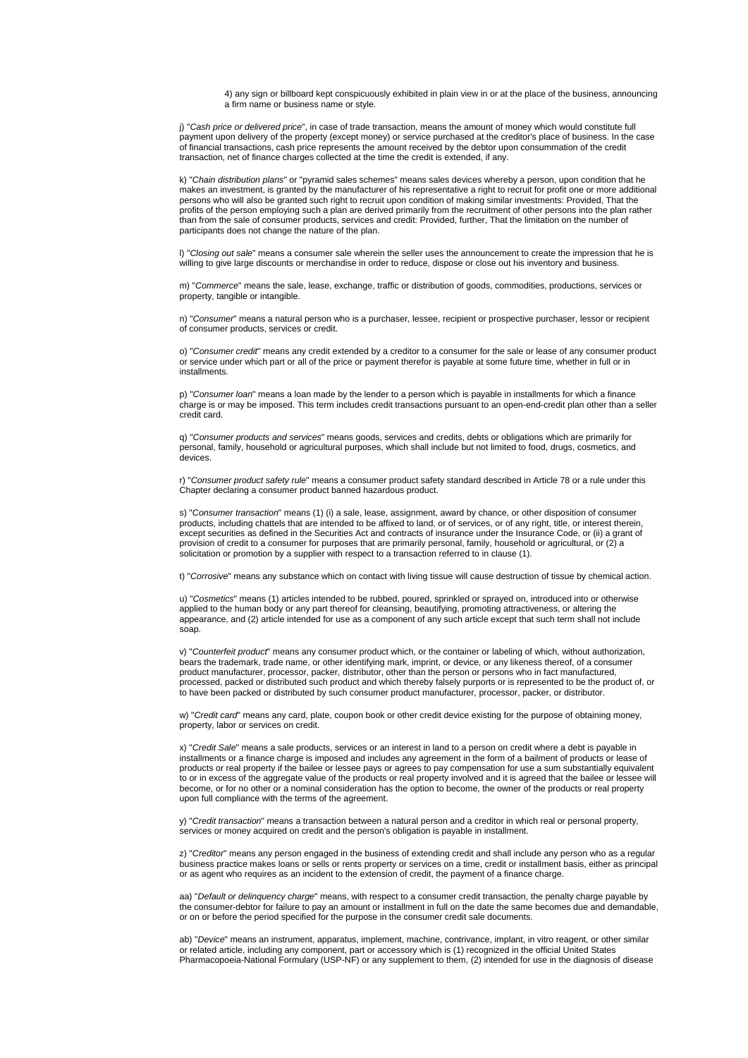4) any sign or billboard kept conspicuously exhibited in plain view in or at the place of the business, announcing a firm name or business name or style.

j) "*Cash price or delivered price*", in case of trade transaction, means the amount of money which would constitute full payment upon delivery of the property (except money) or service purchased at the creditor's place of business. In the case of financial transactions, cash price represents the amount received by the debtor upon consummation of the credit transaction, net of finance charges collected at the time the credit is extended, if any.

k) "*Chain distribution plans*" or "pyramid sales schemes" means sales devices whereby a person, upon condition that he makes an investment, is granted by the manufacturer of his representative a right to recruit for profit one or more additional persons who will also be granted such right to recruit upon condition of making similar investments: Provided, That the profits of the person employing such a plan are derived primarily from the recruitment of other persons into the plan rather than from the sale of consumer products, services and credit: Provided, further, That the limitation on the number of participants does not change the nature of the plan.

l) "*Closing out sale*" means a consumer sale wherein the seller uses the announcement to create the impression that he is willing to give large discounts or merchandise in order to reduce, dispose or close out his inventory and business.

m) "*Commerce*" means the sale, lease, exchange, traffic or distribution of goods, commodities, productions, services or property, tangible or intangible.

n) "*Consumer*" means a natural person who is a purchaser, lessee, recipient or prospective purchaser, lessor or recipient of consumer products, services or credit.

o) "*Consumer credit*" means any credit extended by a creditor to a consumer for the sale or lease of any consumer product or service under which part or all of the price or payment therefor is payable at some future time, whether in full or in installments.

p) "*Consumer loan*" means a loan made by the lender to a person which is payable in installments for which a finance charge is or may be imposed. This term includes credit transactions pursuant to an open-end-credit plan other than a seller credit card.

q) "*Consumer products and services*" means goods, services and credits, debts or obligations which are primarily for personal, family, household or agricultural purposes, which shall include but not limited to food, drugs, cosmetics, and devices.

r) "*Consumer product safety rule*" means a consumer product safety standard described in Article 78 or a rule under this Chapter declaring a consumer product banned hazardous product.

s) "*Consumer transaction*" means (1) (i) a sale, lease, assignment, award by chance, or other disposition of consumer products, including chattels that are intended to be affixed to land, or of services, or of any right, title, or interest therein, except securities as defined in the Securities Act and contracts of insurance under the Insurance Code, or (ii) a grant of provision of credit to a consumer for purposes that are primarily personal, family, household or agricultural, or (2) a solicitation or promotion by a supplier with respect to a transaction referred to in clause (1).

t) "*Corrosive*" means any substance which on contact with living tissue will cause destruction of tissue by chemical action.

u) "*Cosmetics*" means (1) articles intended to be rubbed, poured, sprinkled or sprayed on, introduced into or otherwise applied to the human body or any part thereof for cleansing, beautifying, promoting attractiveness, or altering the appearance, and (2) article intended for use as a component of any such article except that such term shall not include soap.

v) "*Counterfeit product*" means any consumer product which, or the container or labeling of which, without authorization, bears the trademark, trade name, or other identifying mark, imprint, or device, or any likeness thereof, of a consumer product manufacturer, processor, packer, distributor, other than the person or persons who in fact manufactured, processed, packed or distributed such product and which thereby falsely purports or is represented to be the product of, or to have been packed or distributed by such consumer product manufacturer, processor, packer, or distributor.

w) "*Credit card*" means any card, plate, coupon book or other credit device existing for the purpose of obtaining money, property, labor or services on credit.

x) "*Credit Sale*" means a sale products, services or an interest in land to a person on credit where a debt is payable in installments or a finance charge is imposed and includes any agreement in the form of a bailment of products or lease of products or real property if the bailee or lessee pays or agrees to pay compensation for use a sum substantially equivalent to or in excess of the aggregate value of the products or real property involved and it is agreed that the bailee or lessee will become, or for no other or a nominal consideration has the option to become, the owner of the products or real property upon full compliance with the terms of the agreement.

y) "*Credit transaction*" means a transaction between a natural person and a creditor in which real or personal property, services or money acquired on credit and the person's obligation is payable in installment.

z) "*Creditor*" means any person engaged in the business of extending credit and shall include any person who as a regular business practice makes loans or sells or rents property or services on a time, credit or installment basis, either as principal or as agent who requires as an incident to the extension of credit, the payment of a finance charge.

aa) "*Default or delinquency charge*" means, with respect to a consumer credit transaction, the penalty charge payable by the consumer-debtor for failure to pay an amount or installment in full on the date the same becomes due and demandable, or on or before the period specified for the purpose in the consumer credit sale documents.

ab) "*Device*" means an instrument, apparatus, implement, machine, contrivance, implant, in vitro reagent, or other similar or related article, including any component, part or accessory which is (1) recognized in the official United States Pharmacopoeia-National Formulary (USP-NF) or any supplement to them, (2) intended for use in the diagnosis of disease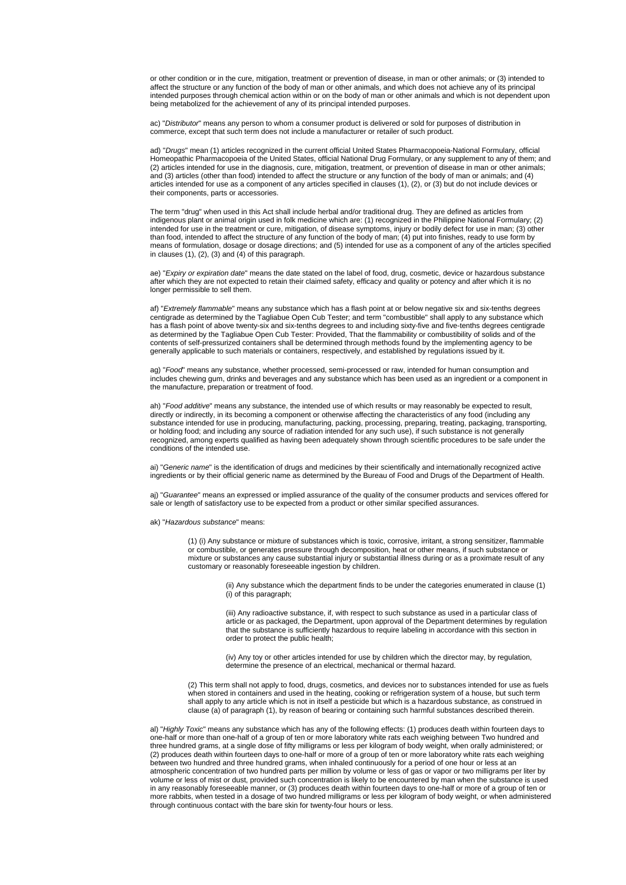or other condition or in the cure, mitigation, treatment or prevention of disease, in man or other animals; or (3) intended to affect the structure or any function of the body of man or other animals, and which does not achieve any of its principal intended purposes through chemical action within or on the body of man or other animals and which is not dependent upon being metabolized for the achievement of any of its principal intended purposes.

ac) "*Distributor*" means any person to whom a consumer product is delivered or sold for purposes of distribution in commerce, except that such term does not include a manufacturer or retailer of such product.

ad) "*Drugs*" mean (1) articles recognized in the current official United States Pharmacopoeia-National Formulary, official Homeopathic Pharmacopoeia of the United States, official National Drug Formulary, or any supplement to any of them; and (2) articles intended for use in the diagnosis, cure, mitigation, treatment, or prevention of disease in man or other animals; and (3) articles (other than food) intended to affect the structure or any function of the body of man or animals; and (4) articles intended for use as a component of any articles specified in clauses (1), (2), or (3) but do not include devices or their components, parts or accessories.

The term "drug" when used in this Act shall include herbal and/or traditional drug. They are defined as articles from indigenous plant or animal origin used in folk medicine which are: (1) recognized in the Philippine National Formulary; (2) intended for use in the treatment or cure, mitigation, of disease symptoms, injury or bodily defect for use in man; (3) other than food, intended to affect the structure of any function of the body of man; (4) put into finishes, ready to use form by means of formulation, dosage or dosage directions; and (5) intended for use as a component of any of the articles specified in clauses (1), (2), (3) and (4) of this paragraph.

ae) "*Expiry or expiration date*" means the date stated on the label of food, drug, cosmetic, device or hazardous substance after which they are not expected to retain their claimed safety, efficacy and quality or potency and after which it is no longer permissible to sell them.

af) "*Extremely flammable*" means any substance which has a flash point at or below negative six and six-tenths degrees centigrade as determined by the Tagliabue Open Cub Tester; and term "combustible" shall apply to any substance which has a flash point of above twenty-six and six-tenths degrees to and including sixty-five and five-tenths degrees centigrade as determined by the Tagliabue Open Cub Tester: Provided, That the flammability or combustibility of solids and of the contents of self-pressurized containers shall be determined through methods found by the implementing agency to be generally applicable to such materials or containers, respectively, and established by regulations issued by it.

ag) "*Food*" means any substance, whether processed, semi-processed or raw, intended for human consumption and includes chewing gum, drinks and beverages and any substance which has been used as an ingredient or a component in the manufacture, preparation or treatment of food.

ah) "*Food additive*" means any substance, the intended use of which results or may reasonably be expected to result, directly or indirectly, in its becoming a component or otherwise affecting the characteristics of any food (including any substance intended for use in producing, manufacturing, packing, processing, preparing, treating, packaging, transporting, or holding food; and including any source of radiation intended for any such use), if such substance is not generally recognized, among experts qualified as having been adequately shown through scientific procedures to be safe under the conditions of the intended use.

ai) "*Generic name*" is the identification of drugs and medicines by their scientifically and internationally recognized active ingredients or by their official generic name as determined by the Bureau of Food and Drugs of the Department of Health.

aj) "*Guarantee*" means an expressed or implied assurance of the quality of the consumer products and services offered for sale or length of satisfactory use to be expected from a product or other similar specified assurances.

ak) "*Hazardous substance*" means:

> (1) (i) Any substance or mixture of substances which is toxic, corrosive, irritant, a strong sensitizer, flammable or combustible, or generates pressure through decomposition, heat or other means, if such substance or mixture or substances any cause substantial injury or substantial illness during or as a proximate result of any customary or reasonably foreseeable ingestion by children.
>
> > (ii) Any substance which the department finds to be under the categories enumerated in clause (1) (i) of this paragraph;
> >
> > (iii) Any radioactive substance, if, with respect to such substance as used in a particular class of article or as packaged, the Department, upon approval of the Department determines by regulation that the substance is sufficiently hazardous to require labeling in accordance with this section in order to protect the public health;
> >
> > (iv) Any toy or other articles intended for use by children which the director may, by regulation, determine the presence of an electrical, mechanical or thermal hazard.
>
> (2) This term shall not apply to food, drugs, cosmetics, and devices nor to substances intended for use as fuels when stored in containers and used in the heating, cooking or refrigeration system of a house, but such term shall apply to any article which is not in itself a pesticide but which is a hazardous substance, as construed in clause (a) of paragraph (1), by reason of bearing or containing such harmful substances described therein.

al) "*Highly Toxic*" means any substance which has any of the following effects: (1) produces death within fourteen days to one-half or more than one-half of a group of ten or more laboratory white rats each weighing between Two hundred and three hundred grams, at a single dose of fifty milligrams or less per kilogram of body weight, when orally administered; or (2) produces death within fourteen days to one-half or more of a group of ten or more laboratory white rats each weighing between two hundred and three hundred grams, when inhaled continuously for a period of one hour or less at an atmospheric concentration of two hundred parts per million by volume or less of gas or vapor or two milligrams per liter by volume or less of mist or dust, provided such concentration is likely to be encountered by man when the substance is used in any reasonably foreseeable manner, or (3) produces death within fourteen days to one-half or more of a group of ten or more rabbits, when tested in a dosage of two hundred milligrams or less per kilogram of body weight, or when administered through continuous contact with the bare skin for twenty-four hours or less.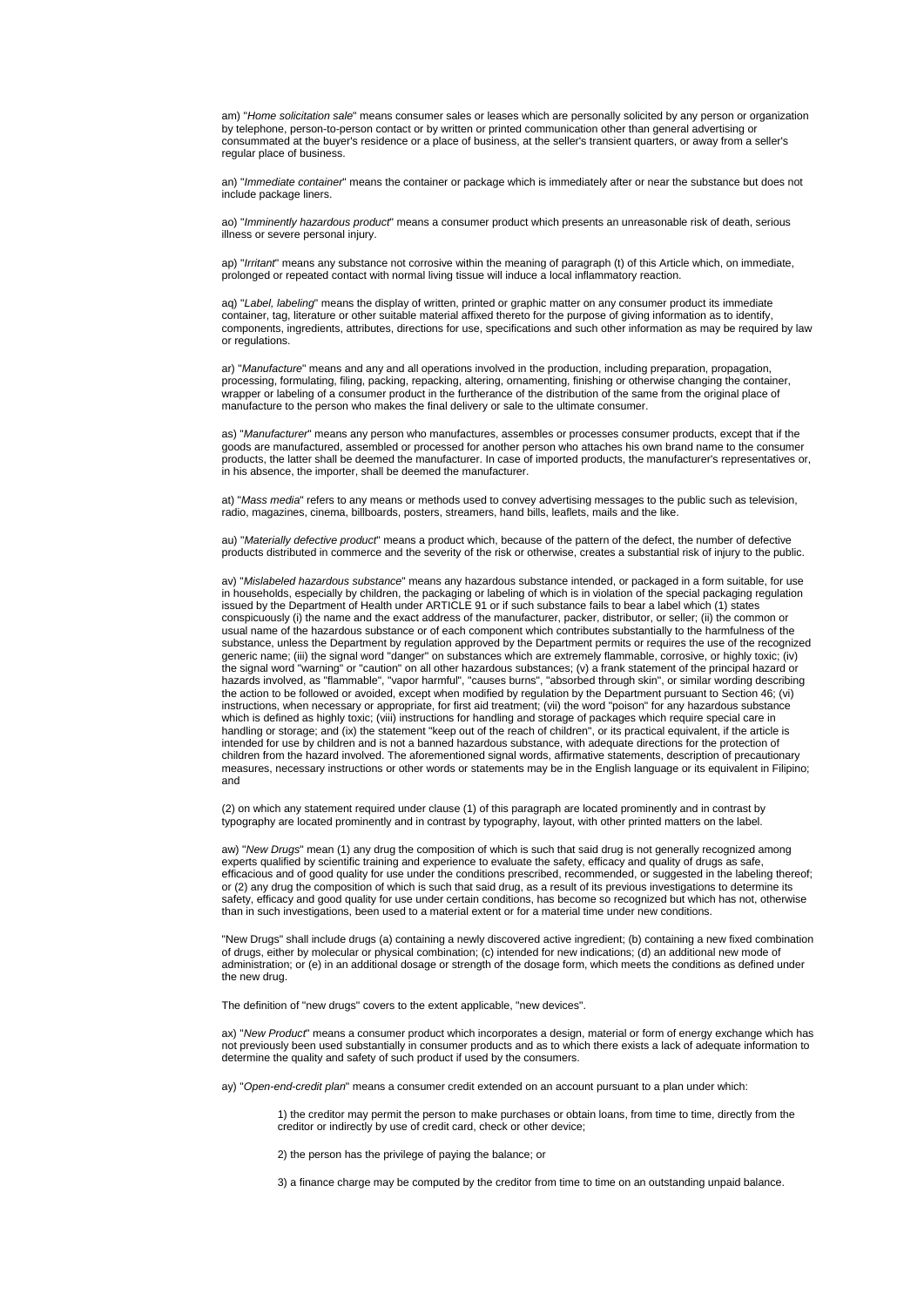am) "*Home solicitation sale*" means consumer sales or leases which are personally solicited by any person or organization by telephone, person-to-person contact or by written or printed communication other than general advertising or consummated at the buyer's residence or a place of business, at the seller's transient quarters, or away from a seller's regular place of business.

an) "*Immediate container*" means the container or package which is immediately after or near the substance but does not include package liners.

ao) "*Imminently hazardous product*" means a consumer product which presents an unreasonable risk of death, serious illness or severe personal injury.

ap) "*Irritant*" means any substance not corrosive within the meaning of paragraph (t) of this Article which, on immediate, prolonged or repeated contact with normal living tissue will induce a local inflammatory reaction.

aq) "*Label, labeling*" means the display of written, printed or graphic matter on any consumer product its immediate container, tag, literature or other suitable material affixed thereto for the purpose of giving information as to identify, components, ingredients, attributes, directions for use, specifications and such other information as may be required by law or regulations.

ar) "*Manufacture*" means and any and all operations involved in the production, including preparation, propagation, processing, formulating, filing, packing, repacking, altering, ornamenting, finishing or otherwise changing the container, wrapper or labeling of a consumer product in the furtherance of the distribution of the same from the original place of manufacture to the person who makes the final delivery or sale to the ultimate consumer.

as) "*Manufacturer*" means any person who manufactures, assembles or processes consumer products, except that if the goods are manufactured, assembled or processed for another person who attaches his own brand name to the consumer products, the latter shall be deemed the manufacturer. In case of imported products, the manufacturer's representatives or, in his absence, the importer, shall be deemed the manufacturer.

at) "*Mass media*" refers to any means or methods used to convey advertising messages to the public such as television, radio, magazines, cinema, billboards, posters, streamers, hand bills, leaflets, mails and the like.

au) "*Materially defective product*" means a product which, because of the pattern of the defect, the number of defective products distributed in commerce and the severity of the risk or otherwise, creates a substantial risk of injury to the public.

av) "*Mislabeled hazardous substance*" means any hazardous substance intended, or packaged in a form suitable, for use in households, especially by children, the packaging or labeling of which is in violation of the special packaging regulation issued by the Department of Health under ARTICLE 91 or if such substance fails to bear a label which (1) states conspicuously (i) the name and the exact address of the manufacturer, packer, distributor, or seller; (ii) the common or usual name of the hazardous substance or of each component which contributes substantially to the harmfulness of the substance, unless the Department by regulation approved by the Department permits or requires the use of the recognized generic name; (iii) the signal word "danger" on substances which are extremely flammable, corrosive, or highly toxic; (iv) the signal word "warning" or "caution" on all other hazardous substances; (v) a frank statement of the principal hazard or hazards involved, as "flammable", "vapor harmful", "causes burns", "absorbed through skin", or similar wording describing the action to be followed or avoided, except when modified by regulation by the Department pursuant to Section 46; (vi) instructions, when necessary or appropriate, for first aid treatment; (vii) the word "poison" for any hazardous substance which is defined as highly toxic; (viii) instructions for handling and storage of packages which require special care in handling or storage; and (ix) the statement "keep out of the reach of children", or its practical equivalent, if the article is intended for use by children and is not a banned hazardous substance, with adequate directions for the protection of children from the hazard involved. The aforementioned signal words, affirmative statements, description of precautionary measures, necessary instructions or other words or statements may be in the English language or its equivalent in Filipino; and

(2) on which any statement required under clause (1) of this paragraph are located prominently and in contrast by typography are located prominently and in contrast by typography, layout, with other printed matters on the label.

aw) "*New Drugs*" mean (1) any drug the composition of which is such that said drug is not generally recognized among experts qualified by scientific training and experience to evaluate the safety, efficacy and quality of drugs as safe, efficacious and of good quality for use under the conditions prescribed, recommended, or suggested in the labeling thereof; or (2) any drug the composition of which is such that said drug, as a result of its previous investigations to determine its safety, efficacy and good quality for use under certain conditions, has become so recognized but which has not, otherwise than in such investigations, been used to a material extent or for a material time under new conditions.

"New Drugs" shall include drugs (a) containing a newly discovered active ingredient; (b) containing a new fixed combination of drugs, either by molecular or physical combination; (c) intended for new indications; (d) an additional new mode of administration; or (e) in an additional dosage or strength of the dosage form, which meets the conditions as defined under the new drug.

The definition of "new drugs" covers to the extent applicable, "new devices".

ax) "*New Product*" means a consumer product which incorporates a design, material or form of energy exchange which has not previously been used substantially in consumer products and as to which there exists a lack of adequate information to determine the quality and safety of such product if used by the consumers.

ay) "*Open-end-credit plan*" means a consumer credit extended on an account pursuant to a plan under which:

1) the creditor may permit the person to make purchases or obtain loans, from time to time, directly from the creditor or indirectly by use of credit card, check or other device;

2) the person has the privilege of paying the balance; or

3) a finance charge may be computed by the creditor from time to time on an outstanding unpaid balance.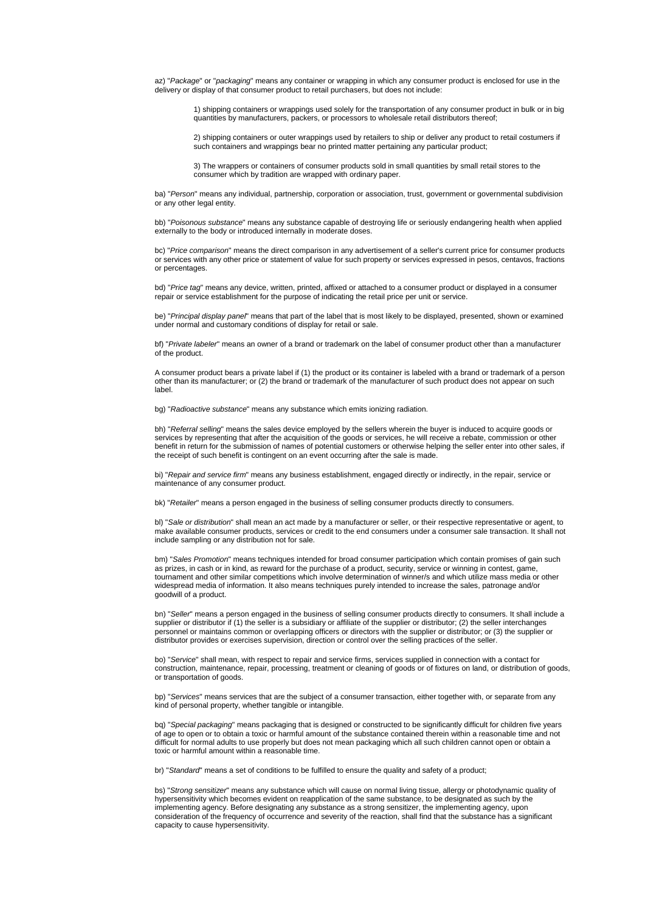az) "*Package*" or "*packaging*" means any container or wrapping in which any consumer product is enclosed for use in the delivery or display of that consumer product to retail purchasers, but does not include:

> 1) shipping containers or wrappings used solely for the transportation of any consumer product in bulk or in big quantities by manufacturers, packers, or processors to wholesale retail distributors thereof;
>
> 2) shipping containers or outer wrappings used by retailers to ship or deliver any product to retail costumers if such containers and wrappings bear no printed matter pertaining any particular product;
>
> 3) The wrappers or containers of consumer products sold in small quantities by small retail stores to the consumer which by tradition are wrapped with ordinary paper.

ba) "*Person*" means any individual, partnership, corporation or association, trust, government or governmental subdivision or any other legal entity.

bb) "*Poisonous substance*" means any substance capable of destroying life or seriously endangering health when applied externally to the body or introduced internally in moderate doses.

bc) "*Price comparison*" means the direct comparison in any advertisement of a seller's current price for consumer products or services with any other price or statement of value for such property or services expressed in pesos, centavos, fractions or percentages.

bd) "*Price tag*" means any device, written, printed, affixed or attached to a consumer product or displayed in a consumer repair or service establishment for the purpose of indicating the retail price per unit or service.

be) "*Principal display panel*" means that part of the label that is most likely to be displayed, presented, shown or examined under normal and customary conditions of display for retail or sale.

bf) "*Private labeler*" means an owner of a brand or trademark on the label of consumer product other than a manufacturer of the product.

A consumer product bears a private label if (1) the product or its container is labeled with a brand or trademark of a person other than its manufacturer; or (2) the brand or trademark of the manufacturer of such product does not appear on such label.

bg) "*Radioactive substance*" means any substance which emits ionizing radiation.

bh) "*Referral selling*" means the sales device employed by the sellers wherein the buyer is induced to acquire goods or services by representing that after the acquisition of the goods or services, he will receive a rebate, commission or other benefit in return for the submission of names of potential customers or otherwise helping the seller enter into other sales, if the receipt of such benefit is contingent on an event occurring after the sale is made.

bi) "*Repair and service firm*" means any business establishment, engaged directly or indirectly, in the repair, service or maintenance of any consumer product.

bk) "*Retailer*" means a person engaged in the business of selling consumer products directly to consumers.

bl) "*Sale or distribution*" shall mean an act made by a manufacturer or seller, or their respective representative or agent, to make available consumer products, services or credit to the end consumers under a consumer sale transaction. It shall not include sampling or any distribution not for sale.

bm) "*Sales Promotion*" means techniques intended for broad consumer participation which contain promises of gain such as prizes, in cash or in kind, as reward for the purchase of a product, security, service or winning in contest, game, tournament and other similar competitions which involve determination of winner/s and which utilize mass media or other widespread media of information. It also means techniques purely intended to increase the sales, patronage and/or goodwill of a product.

bn) "*Seller*" means a person engaged in the business of selling consumer products directly to consumers. It shall include a supplier or distributor if (1) the seller is a subsidiary or affiliate of the supplier or distributor; (2) the seller interchanges personnel or maintains common or overlapping officers or directors with the supplier or distributor; or (3) the supplier or distributor provides or exercises supervision, direction or control over the selling practices of the seller.

bo) "*Service*" shall mean, with respect to repair and service firms, services supplied in connection with a contact for construction, maintenance, repair, processing, treatment or cleaning of goods or of fixtures on land, or distribution of goods, or transportation of goods.

bp) "*Services*" means services that are the subject of a consumer transaction, either together with, or separate from any kind of personal property, whether tangible or intangible.

bq) "*Special packaging*" means packaging that is designed or constructed to be significantly difficult for children five years of age to open or to obtain a toxic or harmful amount of the substance contained therein within a reasonable time and not difficult for normal adults to use properly but does not mean packaging which all such children cannot open or obtain a toxic or harmful amount within a reasonable time.

br) "*Standard*" means a set of conditions to be fulfilled to ensure the quality and safety of a product;

bs) "*Strong sensitizer*" means any substance which will cause on normal living tissue, allergy or photodynamic quality of hypersensitivity which becomes evident on reapplication of the same substance, to be designated as such by the implementing agency. Before designating any substance as a strong sensitizer, the implementing agency, upon consideration of the frequency of occurrence and severity of the reaction, shall find that the substance has a significant capacity to cause hypersensitivity.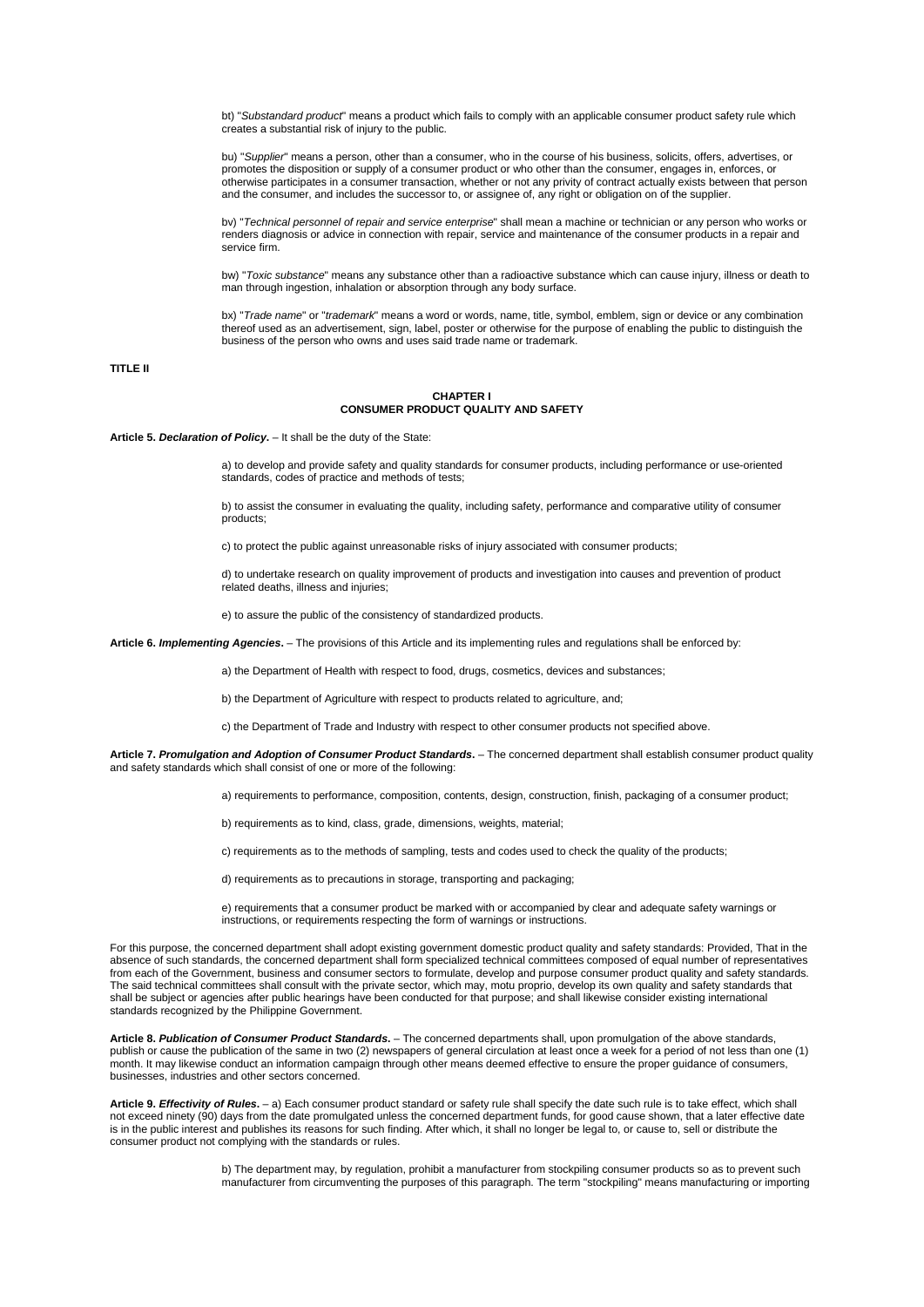bt) "*Substandard product*" means a product which fails to comply with an applicable consumer product safety rule which creates a substantial risk of injury to the public.

bu) "*Supplier*" means a person, other than a consumer, who in the course of his business, solicits, offers, advertises, or promotes the disposition or supply of a consumer product or who other than the consumer, engages in, enforces, or otherwise participates in a consumer transaction, whether or not any privity of contract actually exists between that person and the consumer, and includes the successor to, or assignee of, any right or obligation on of the supplier.

bv) "*Technical personnel of repair and service enterprise*" shall mean a machine or technician or any person who works or renders diagnosis or advice in connection with repair, service and maintenance of the consumer products in a repair and service firm.

bw) "*Toxic substance*" means any substance other than a radioactive substance which can cause injury, illness or death to man through ingestion, inhalation or absorption through any body surface.

bx) "*Trade name*" or "*trademark*" means a word or words, name, title, symbol, emblem, sign or device or any combination thereof used as an advertisement, sign, label, poster or otherwise for the purpose of enabling the public to distinguish the business of the person who owns and uses said trade name or trademark.

**TITLE II**

## CHAPTER I
## CONSUMER PRODUCT QUALITY AND SAFETY

**Article 5. *Declaration of Policy*.** – It shall be the duty of the State:

a) to develop and provide safety and quality standards for consumer products, including performance or use-oriented standards, codes of practice and methods of tests;

b) to assist the consumer in evaluating the quality, including safety, performance and comparative utility of consumer products;

c) to protect the public against unreasonable risks of injury associated with consumer products;

d) to undertake research on quality improvement of products and investigation into causes and prevention of product related deaths, illness and injuries;

e) to assure the public of the consistency of standardized products.

**Article 6. *Implementing Agencies*.** – The provisions of this Article and its implementing rules and regulations shall be enforced by:

a) the Department of Health with respect to food, drugs, cosmetics, devices and substances;

b) the Department of Agriculture with respect to products related to agriculture, and;

c) the Department of Trade and Industry with respect to other consumer products not specified above.

**Article 7. *Promulgation and Adoption of Consumer Product Standards*.** – The concerned department shall establish consumer product quality and safety standards which shall consist of one or more of the following:

a) requirements to performance, composition, contents, design, construction, finish, packaging of a consumer product;

b) requirements as to kind, class, grade, dimensions, weights, material;

c) requirements as to the methods of sampling, tests and codes used to check the quality of the products;

d) requirements as to precautions in storage, transporting and packaging;

e) requirements that a consumer product be marked with or accompanied by clear and adequate safety warnings or instructions, or requirements respecting the form of warnings or instructions.

For this purpose, the concerned department shall adopt existing government domestic product quality and safety standards: Provided, That in the absence of such standards, the concerned department shall form specialized technical committees composed of equal number of representatives from each of the Government, business and consumer sectors to formulate, develop and purpose consumer product quality and safety standards. The said technical committees shall consult with the private sector, which may, motu proprio, develop its own quality and safety standards that shall be subject or agencies after public hearings have been conducted for that purpose; and shall likewise consider existing international standards recognized by the Philippine Government.

**Article 8. *Publication of Consumer Product Standards*.** – The concerned departments shall, upon promulgation of the above standards, publish or cause the publication of the same in two (2) newspapers of general circulation at least once a week for a period of not less than one (1) month. It may likewise conduct an information campaign through other means deemed effective to ensure the proper guidance of consumers, businesses, industries and other sectors concerned.

**Article 9. *Effectivity of Rules*.** – a) Each consumer product standard or safety rule shall specify the date such rule is to take effect, which shall not exceed ninety (90) days from the date promulgated unless the concerned department funds, for good cause shown, that a later effective date is in the public interest and publishes its reasons for such finding. After which, it shall no longer be legal to, or cause to, sell or distribute the consumer product not complying with the standards or rules.

b) The department may, by regulation, prohibit a manufacturer from stockpiling consumer products so as to prevent such manufacturer from circumventing the purposes of this paragraph. The term "stockpiling" means manufacturing or importing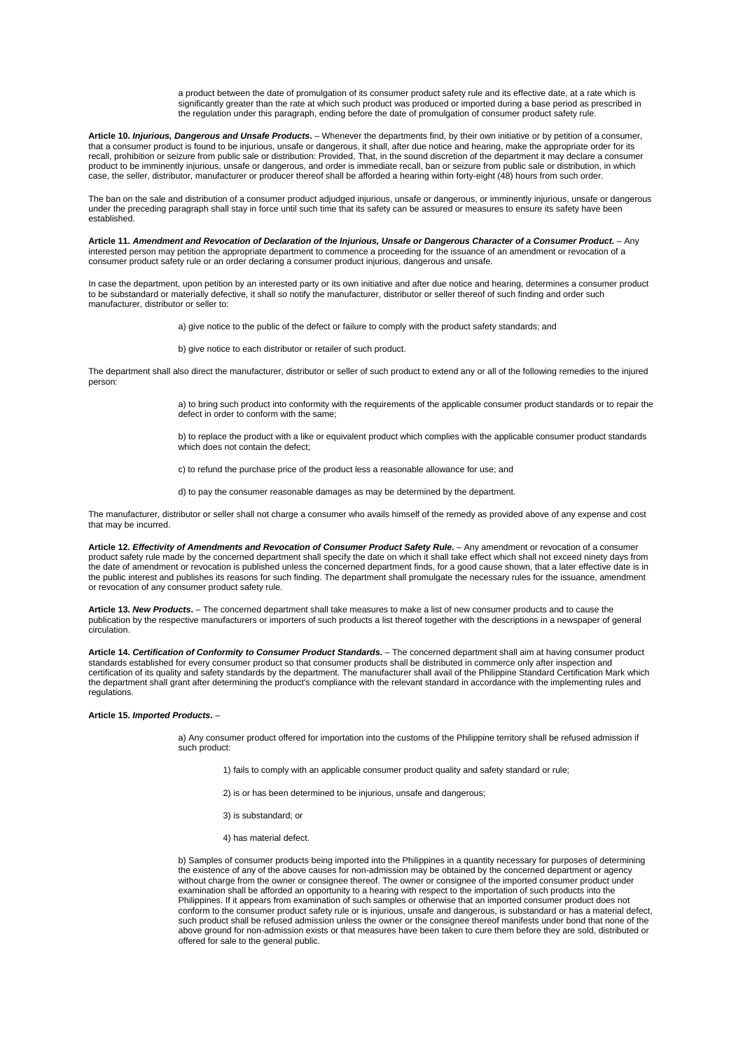a product between the date of promulgation of its consumer product safety rule and its effective date, at a rate which is significantly greater than the rate at which such product was produced or imported during a base period as prescribed in the regulation under this paragraph, ending before the date of promulgation of consumer product safety rule.

**Article 10.** ***Injurious, Dangerous and Unsafe Products.*** – Whenever the departments find, by their own initiative or by petition of a consumer, that a consumer product is found to be injurious, unsafe or dangerous, it shall, after due notice and hearing, make the appropriate order for its recall, prohibition or seizure from public sale or distribution: Provided, That, in the sound discretion of the department it may declare a consumer product to be imminently injurious, unsafe or dangerous, and order is immediate recall, ban or seizure from public sale or distribution, in which case, the seller, distributor, manufacturer or producer thereof shall be afforded a hearing within forty-eight (48) hours from such order.

The ban on the sale and distribution of a consumer product adjudged injurious, unsafe or dangerous, or imminently injurious, unsafe or dangerous under the preceding paragraph shall stay in force until such time that its safety can be assured or measures to ensure its safety have been established.

**Article 11.** ***Amendment and Revocation of Declaration of the Injurious, Unsafe or Dangerous Character of a Consumer Product.*** – Any interested person may petition the appropriate department to commence a proceeding for the issuance of an amendment or revocation of a consumer product safety rule or an order declaring a consumer product injurious, dangerous and unsafe.

In case the department, upon petition by an interested party or its own initiative and after due notice and hearing, determines a consumer product to be substandard or materially defective, it shall so notify the manufacturer, distributor or seller thereof of such finding and order such manufacturer, distributor or seller to:

a) give notice to the public of the defect or failure to comply with the product safety standards; and

b) give notice to each distributor or retailer of such product.

The department shall also direct the manufacturer, distributor or seller of such product to extend any or all of the following remedies to the injured person:

a) to bring such product into conformity with the requirements of the applicable consumer product standards or to repair the defect in order to conform with the same;

b) to replace the product with a like or equivalent product which complies with the applicable consumer product standards which does not contain the defect;

c) to refund the purchase price of the product less a reasonable allowance for use; and

d) to pay the consumer reasonable damages as may be determined by the department.

The manufacturer, distributor or seller shall not charge a consumer who avails himself of the remedy as provided above of any expense and cost that may be incurred.

**Article 12.** ***Effectivity of Amendments and Revocation of Consumer Product Safety Rule.*** – Any amendment or revocation of a consumer product safety rule made by the concerned department shall specify the date on which it shall take effect which shall not exceed ninety days from the date of amendment or revocation is published unless the concerned department finds, for a good cause shown, that a later effective date is in the public interest and publishes its reasons for such finding. The department shall promulgate the necessary rules for the issuance, amendment or revocation of any consumer product safety rule.

**Article 13.** ***New Products.*** – The concerned department shall take measures to make a list of new consumer products and to cause the publication by the respective manufacturers or importers of such products a list thereof together with the descriptions in a newspaper of general circulation.

**Article 14.** ***Certification of Conformity to Consumer Product Standards.*** – The concerned department shall aim at having consumer product standards established for every consumer product so that consumer products shall be distributed in commerce only after inspection and certification of its quality and safety standards by the department. The manufacturer shall avail of the Philippine Standard Certification Mark which the department shall grant after determining the product's compliance with the relevant standard in accordance with the implementing rules and regulations.

**Article 15.** ***Imported Products.*** –

a) Any consumer product offered for importation into the customs of the Philippine territory shall be refused admission if such product:

1) fails to comply with an applicable consumer product quality and safety standard or rule;

2) is or has been determined to be injurious, unsafe and dangerous;

3) is substandard; or

4) has material defect.

b) Samples of consumer products being imported into the Philippines in a quantity necessary for purposes of determining the existence of any of the above causes for non-admission may be obtained by the concerned department or agency without charge from the owner or consignee thereof. The owner or consignee of the imported consumer product under examination shall be afforded an opportunity to a hearing with respect to the importation of such products into the Philippines. If it appears from examination of such samples or otherwise that an imported consumer product does not conform to the consumer product safety rule or is injurious, unsafe and dangerous, is substandard or has a material defect, such product shall be refused admission unless the owner or the consignee thereof manifests under bond that none of the above ground for non-admission exists or that measures have been taken to cure them before they are sold, distributed or offered for sale to the general public.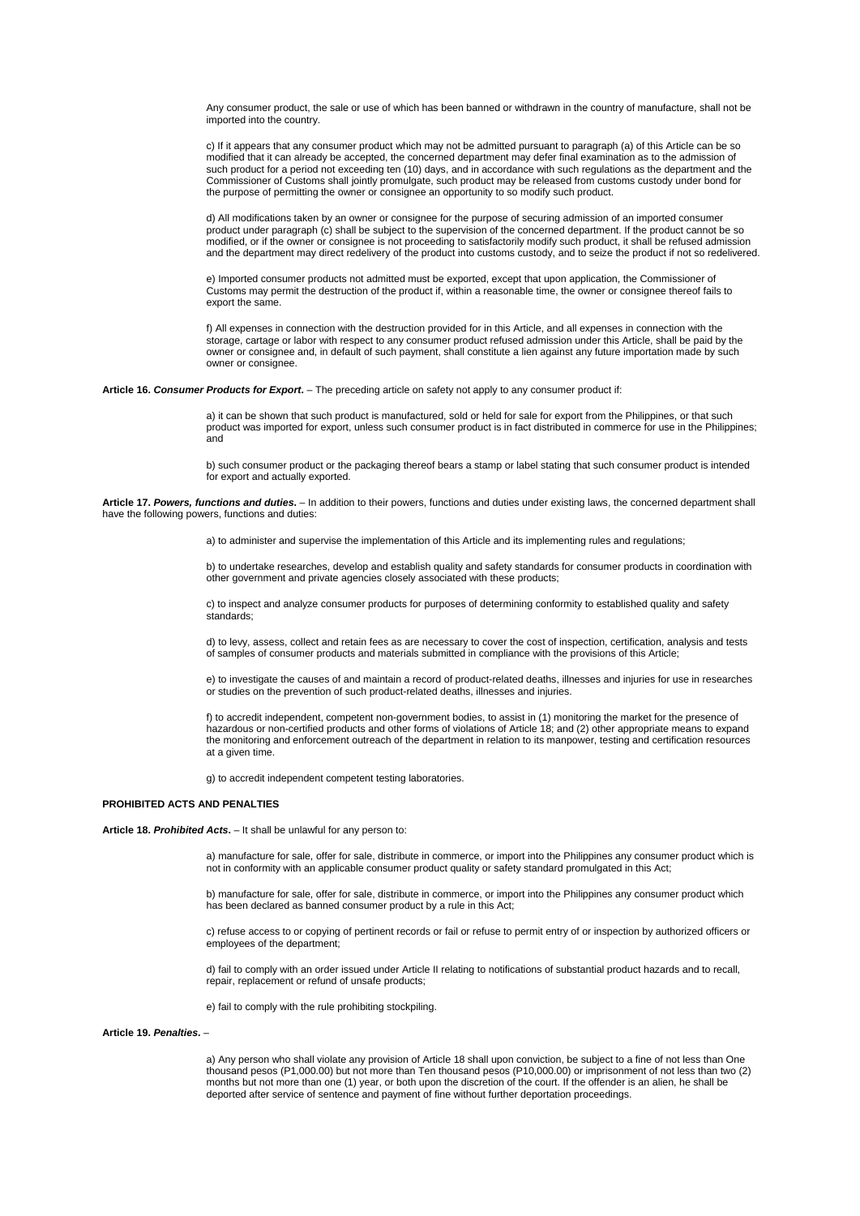Any consumer product, the sale or use of which has been banned or withdrawn in the country of manufacture, shall not be imported into the country.

c) If it appears that any consumer product which may not be admitted pursuant to paragraph (a) of this Article can be so modified that it can already be accepted, the concerned department may defer final examination as to the admission of such product for a period not exceeding ten (10) days, and in accordance with such regulations as the department and the Commissioner of Customs shall jointly promulgate, such product may be released from customs custody under bond for the purpose of permitting the owner or consignee an opportunity to so modify such product.

d) All modifications taken by an owner or consignee for the purpose of securing admission of an imported consumer product under paragraph (c) shall be subject to the supervision of the concerned department. If the product cannot be so modified, or if the owner or consignee is not proceeding to satisfactorily modify such product, it shall be refused admission and the department may direct redelivery of the product into customs custody, and to seize the product if not so redelivered.

e) Imported consumer products not admitted must be exported, except that upon application, the Commissioner of Customs may permit the destruction of the product if, within a reasonable time, the owner or consignee thereof fails to export the same.

f) All expenses in connection with the destruction provided for in this Article, and all expenses in connection with the storage, cartage or labor with respect to any consumer product refused admission under this Article, shall be paid by the owner or consignee and, in default of such payment, shall constitute a lien against any future importation made by such owner or consignee.

**Article 16.** ***Consumer Products for Export.*** – The preceding article on safety not apply to any consumer product if:

a) it can be shown that such product is manufactured, sold or held for sale for export from the Philippines, or that such product was imported for export, unless such consumer product is in fact distributed in commerce for use in the Philippines; and

b) such consumer product or the packaging thereof bears a stamp or label stating that such consumer product is intended for export and actually exported.

**Article 17.** ***Powers, functions and duties.*** – In addition to their powers, functions and duties under existing laws, the concerned department shall have the following powers, functions and duties:

a) to administer and supervise the implementation of this Article and its implementing rules and regulations;

b) to undertake researches, develop and establish quality and safety standards for consumer products in coordination with other government and private agencies closely associated with these products;

c) to inspect and analyze consumer products for purposes of determining conformity to established quality and safety standards;

d) to levy, assess, collect and retain fees as are necessary to cover the cost of inspection, certification, analysis and tests of samples of consumer products and materials submitted in compliance with the provisions of this Article;

e) to investigate the causes of and maintain a record of product-related deaths, illnesses and injuries for use in researches or studies on the prevention of such product-related deaths, illnesses and injuries.

f) to accredit independent, competent non-government bodies, to assist in (1) monitoring the market for the presence of hazardous or non-certified products and other forms of violations of Article 18; and (2) other appropriate means to expand the monitoring and enforcement outreach of the department in relation to its manpower, testing and certification resources at a given time.

g) to accredit independent competent testing laboratories.

**PROHIBITED ACTS AND PENALTIES**

**Article 18.** ***Prohibited Acts.*** – It shall be unlawful for any person to:

a) manufacture for sale, offer for sale, distribute in commerce, or import into the Philippines any consumer product which is not in conformity with an applicable consumer product quality or safety standard promulgated in this Act;

b) manufacture for sale, offer for sale, distribute in commerce, or import into the Philippines any consumer product which has been declared as banned consumer product by a rule in this Act;

c) refuse access to or copying of pertinent records or fail or refuse to permit entry of or inspection by authorized officers or employees of the department;

d) fail to comply with an order issued under Article II relating to notifications of substantial product hazards and to recall, repair, replacement or refund of unsafe products;

e) fail to comply with the rule prohibiting stockpiling.

**Article 19.** ***Penalties.*** –

a) Any person who shall violate any provision of Article 18 shall upon conviction, be subject to a fine of not less than One thousand pesos (P1,000.00) but not more than Ten thousand pesos (P10,000.00) or imprisonment of not less than two (2) months but not more than one (1) year, or both upon the discretion of the court. If the offender is an alien, he shall be deported after service of sentence and payment of fine without further deportation proceedings.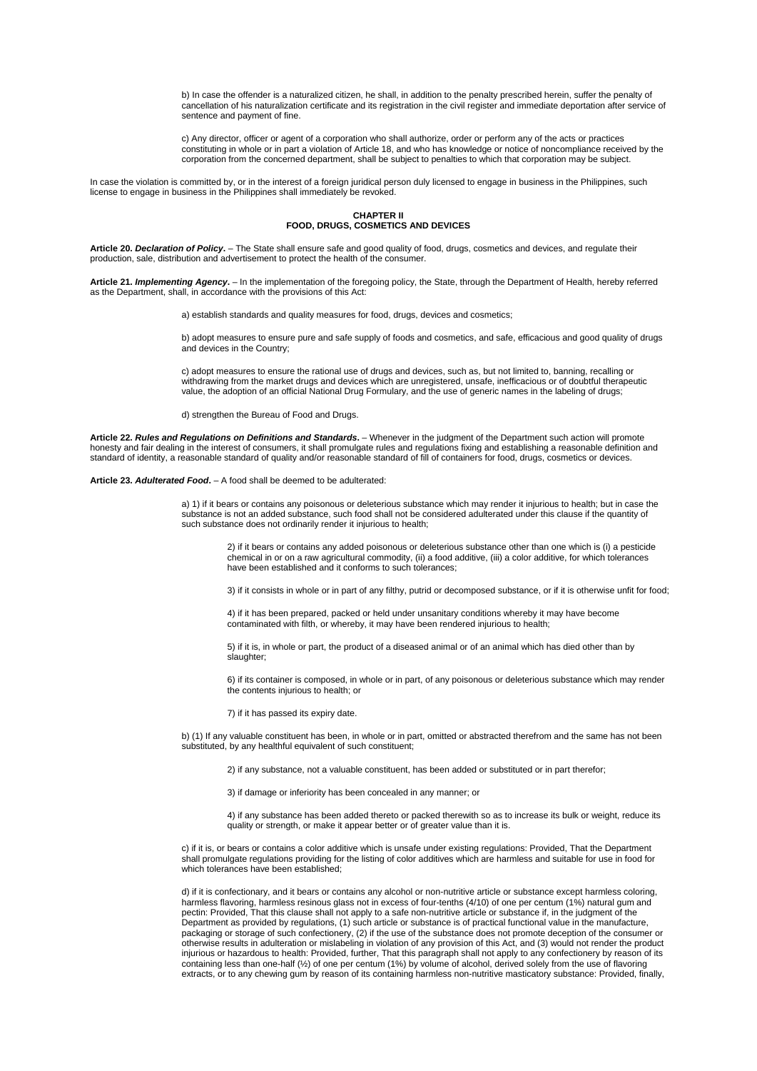b) In case the offender is a naturalized citizen, he shall, in addition to the penalty prescribed herein, suffer the penalty of cancellation of his naturalization certificate and its registration in the civil register and immediate deportation after service of sentence and payment of fine.

c) Any director, officer or agent of a corporation who shall authorize, order or perform any of the acts or practices constituting in whole or in part a violation of Article 18, and who has knowledge or notice of noncompliance received by the corporation from the concerned department, shall be subject to penalties to which that corporation may be subject.

In case the violation is committed by, or in the interest of a foreign juridical person duly licensed to engage in business in the Philippines, such license to engage in business in the Philippines shall immediately be revoked.

## CHAPTER II
## FOOD, DRUGS, COSMETICS AND DEVICES

**Article 20. *Declaration of Policy*.** – The State shall ensure safe and good quality of food, drugs, cosmetics and devices, and regulate their production, sale, distribution and advertisement to protect the health of the consumer.

**Article 21. *Implementing Agency*.** – In the implementation of the foregoing policy, the State, through the Department of Health, hereby referred as the Department, shall, in accordance with the provisions of this Act:

a) establish standards and quality measures for food, drugs, devices and cosmetics;

b) adopt measures to ensure pure and safe supply of foods and cosmetics, and safe, efficacious and good quality of drugs and devices in the Country;

c) adopt measures to ensure the rational use of drugs and devices, such as, but not limited to, banning, recalling or withdrawing from the market drugs and devices which are unregistered, unsafe, inefficacious or of doubtful therapeutic value, the adoption of an official National Drug Formulary, and the use of generic names in the labeling of drugs;

d) strengthen the Bureau of Food and Drugs.

**Article 22. *Rules and Regulations on Definitions and Standards*.** – Whenever in the judgment of the Department such action will promote honesty and fair dealing in the interest of consumers, it shall promulgate rules and regulations fixing and establishing a reasonable definition and standard of identity, a reasonable standard of quality and/or reasonable standard of fill of containers for food, drugs, cosmetics or devices.

**Article 23. *Adulterated Food*.** – A food shall be deemed to be adulterated:

a) 1) if it bears or contains any poisonous or deleterious substance which may render it injurious to health; but in case the substance is not an added substance, such food shall not be considered adulterated under this clause if the quantity of such substance does not ordinarily render it injurious to health;

2) if it bears or contains any added poisonous or deleterious substance other than one which is (i) a pesticide chemical in or on a raw agricultural commodity, (ii) a food additive, (iii) a color additive, for which tolerances have been established and it conforms to such tolerances;

3) if it consists in whole or in part of any filthy, putrid or decomposed substance, or if it is otherwise unfit for food;

4) if it has been prepared, packed or held under unsanitary conditions whereby it may have become contaminated with filth, or whereby, it may have been rendered injurious to health;

5) if it is, in whole or part, the product of a diseased animal or of an animal which has died other than by slaughter;

6) if its container is composed, in whole or in part, of any poisonous or deleterious substance which may render the contents injurious to health; or

7) if it has passed its expiry date.

b) (1) If any valuable constituent has been, in whole or in part, omitted or abstracted therefrom and the same has not been substituted, by any healthful equivalent of such constituent;

2) if any substance, not a valuable constituent, has been added or substituted or in part therefor;

3) if damage or inferiority has been concealed in any manner; or

4) if any substance has been added thereto or packed therewith so as to increase its bulk or weight, reduce its quality or strength, or make it appear better or of greater value than it is.

c) if it is, or bears or contains a color additive which is unsafe under existing regulations: Provided, That the Department shall promulgate regulations providing for the listing of color additives which are harmless and suitable for use in food for which tolerances have been established;

d) if it is confectionary, and it bears or contains any alcohol or non-nutritive article or substance except harmless coloring, harmless flavoring, harmless resinous glass not in excess of four-tenths (4/10) of one per centum (1%) natural gum and pectin: Provided, That this clause shall not apply to a safe non-nutritive article or substance if, in the judgment of the Department as provided by regulations, (1) such article or substance is of practical functional value in the manufacture, packaging or storage of such confectionery, (2) if the use of the substance does not promote deception of the consumer or otherwise results in adulteration or mislabeling in violation of any provision of this Act, and (3) would not render the product injurious or hazardous to health: Provided, further, That this paragraph shall not apply to any confectionery by reason of its containing less than one-half (½) of one per centum (1%) by volume of alcohol, derived solely from the use of flavoring extracts, or to any chewing gum by reason of its containing harmless non-nutritive masticatory substance: Provided, finally,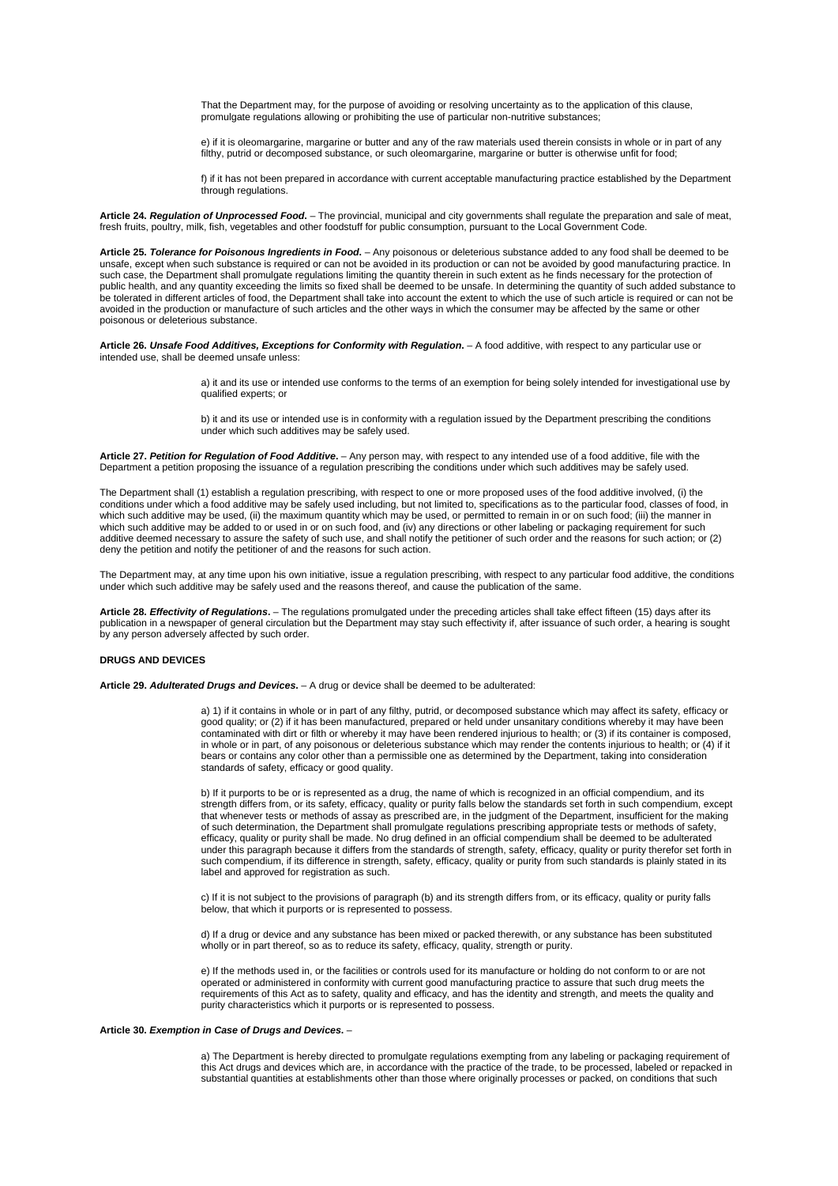That the Department may, for the purpose of avoiding or resolving uncertainty as to the application of this clause, promulgate regulations allowing or prohibiting the use of particular non-nutritive substances;

e) if it is oleomargarine, margarine or butter and any of the raw materials used therein consists in whole or in part of any filthy, putrid or decomposed substance, or such oleomargarine, margarine or butter is otherwise unfit for food;

f) if it has not been prepared in accordance with current acceptable manufacturing practice established by the Department through regulations.

**Article 24. *Regulation of Unprocessed Food.*** – The provincial, municipal and city governments shall regulate the preparation and sale of meat, fresh fruits, poultry, milk, fish, vegetables and other foodstuff for public consumption, pursuant to the Local Government Code.

**Article 25. *Tolerance for Poisonous Ingredients in Food.*** – Any poisonous or deleterious substance added to any food shall be deemed to be unsafe, except when such substance is required or can not be avoided in its production or can not be avoided by good manufacturing practice. In such case, the Department shall promulgate regulations limiting the quantity therein in such extent as he finds necessary for the protection of public health, and any quantity exceeding the limits so fixed shall be deemed to be unsafe. In determining the quantity of such added substance to be tolerated in different articles of food, the Department shall take into account the extent to which the use of such article is required or can not be avoided in the production or manufacture of such articles and the other ways in which the consumer may be affected by the same or other poisonous or deleterious substance.

**Article 26. *Unsafe Food Additives, Exceptions for Conformity with Regulation.*** – A food additive, with respect to any particular use or intended use, shall be deemed unsafe unless:

a) it and its use or intended use conforms to the terms of an exemption for being solely intended for investigational use by qualified experts; or

b) it and its use or intended use is in conformity with a regulation issued by the Department prescribing the conditions under which such additives may be safely used.

**Article 27. *Petition for Regulation of Food Additive.*** – Any person may, with respect to any intended use of a food additive, file with the Department a petition proposing the issuance of a regulation prescribing the conditions under which such additives may be safely used.

The Department shall (1) establish a regulation prescribing, with respect to one or more proposed uses of the food additive involved, (i) the conditions under which a food additive may be safely used including, but not limited to, specifications as to the particular food, classes of food, in which such additive may be used, (ii) the maximum quantity which may be used, or permitted to remain in or on such food; (iii) the manner in which such additive may be added to or used in or on such food, and (iv) any directions or other labeling or packaging requirement for such additive deemed necessary to assure the safety of such use, and shall notify the petitioner of such order and the reasons for such action; or (2) deny the petition and notify the petitioner of and the reasons for such action.

The Department may, at any time upon his own initiative, issue a regulation prescribing, with respect to any particular food additive, the conditions under which such additive may be safely used and the reasons thereof, and cause the publication of the same.

**Article 28. *Effectivity of Regulations.*** – The regulations promulgated under the preceding articles shall take effect fifteen (15) days after its publication in a newspaper of general circulation but the Department may stay such effectivity if, after issuance of such order, a hearing is sought by any person adversely affected by such order.

**DRUGS AND DEVICES**

**Article 29. *Adulterated Drugs and Devices.*** – A drug or device shall be deemed to be adulterated:

a) 1) if it contains in whole or in part of any filthy, putrid, or decomposed substance which may affect its safety, efficacy or good quality; or (2) if it has been manufactured, prepared or held under unsanitary conditions whereby it may have been contaminated with dirt or filth or whereby it may have been rendered injurious to health; or (3) if its container is composed, in whole or in part, of any poisonous or deleterious substance which may render the contents injurious to health; or (4) if it bears or contains any color other than a permissible one as determined by the Department, taking into consideration standards of safety, efficacy or good quality.

b) If it purports to be or is represented as a drug, the name of which is recognized in an official compendium, and its strength differs from, or its safety, efficacy, quality or purity falls below the standards set forth in such compendium, except that whenever tests or methods of assay as prescribed are, in the judgment of the Department, insufficient for the making of such determination, the Department shall promulgate regulations prescribing appropriate tests or methods of safety, efficacy, quality or purity shall be made. No drug defined in an official compendium shall be deemed to be adulterated under this paragraph because it differs from the standards of strength, safety, efficacy, quality or purity therefor set forth in such compendium, if its difference in strength, safety, efficacy, quality or purity from such standards is plainly stated in its label and approved for registration as such.

c) If it is not subject to the provisions of paragraph (b) and its strength differs from, or its efficacy, quality or purity falls below, that which it purports or is represented to possess.

d) If a drug or device and any substance has been mixed or packed therewith, or any substance has been substituted wholly or in part thereof, so as to reduce its safety, efficacy, quality, strength or purity.

e) If the methods used in, or the facilities or controls used for its manufacture or holding do not conform to or are not operated or administered in conformity with current good manufacturing practice to assure that such drug meets the requirements of this Act as to safety, quality and efficacy, and has the identity and strength, and meets the quality and purity characteristics which it purports or is represented to possess.

**Article 30. *Exemption in Case of Drugs and Devices.*** –

a) The Department is hereby directed to promulgate regulations exempting from any labeling or packaging requirement of this Act drugs and devices which are, in accordance with the practice of the trade, to be processed, labeled or repacked in substantial quantities at establishments other than those where originally processes or packed, on conditions that such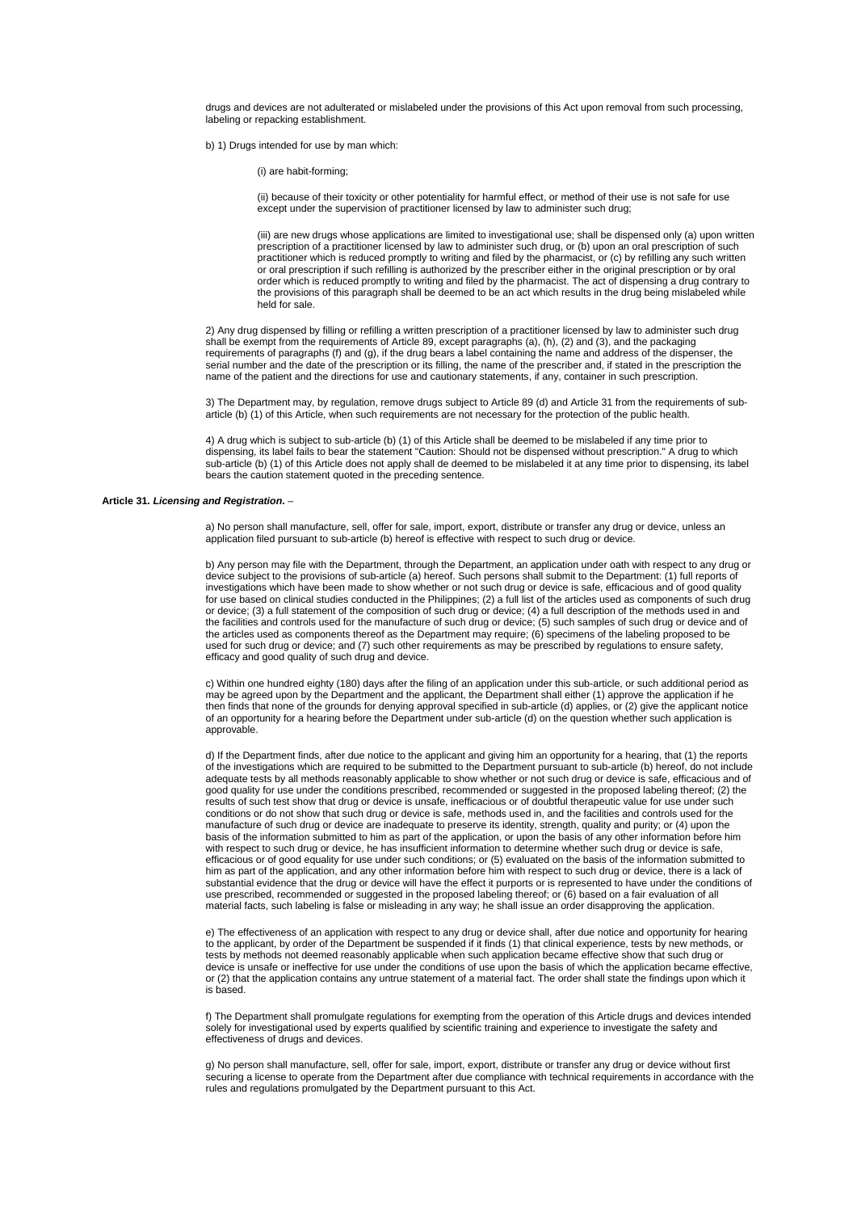drugs and devices are not adulterated or mislabeled under the provisions of this Act upon removal from such processing, labeling or repacking establishment.

b) 1) Drugs intended for use by man which:

(i) are habit-forming;

(ii) because of their toxicity or other potentiality for harmful effect, or method of their use is not safe for use except under the supervision of practitioner licensed by law to administer such drug;

(iii) are new drugs whose applications are limited to investigational use; shall be dispensed only (a) upon written prescription of a practitioner licensed by law to administer such drug, or (b) upon an oral prescription of such practitioner which is reduced promptly to writing and filed by the pharmacist, or (c) by refilling any such written or oral prescription if such refilling is authorized by the prescriber either in the original prescription or by oral order which is reduced promptly to writing and filed by the pharmacist. The act of dispensing a drug contrary to the provisions of this paragraph shall be deemed to be an act which results in the drug being mislabeled while held for sale.

2) Any drug dispensed by filling or refilling a written prescription of a practitioner licensed by law to administer such drug shall be exempt from the requirements of Article 89, except paragraphs (a), (h), (2) and (3), and the packaging requirements of paragraphs (f) and (g), if the drug bears a label containing the name and address of the dispenser, the serial number and the date of the prescription or its filling, the name of the prescriber and, if stated in the prescription the name of the patient and the directions for use and cautionary statements, if any, container in such prescription.

3) The Department may, by regulation, remove drugs subject to Article 89 (d) and Article 31 from the requirements of sub-article (b) (1) of this Article, when such requirements are not necessary for the protection of the public health.

4) A drug which is subject to sub-article (b) (1) of this Article shall be deemed to be mislabeled if any time prior to dispensing, its label fails to bear the statement "Caution: Should not be dispensed without prescription." A drug to which sub-article (b) (1) of this Article does not apply shall de deemed to be mislabeled it at any time prior to dispensing, its label bears the caution statement quoted in the preceding sentence.

**Article 31.** ***Licensing and Registration.*** –

a) No person shall manufacture, sell, offer for sale, import, export, distribute or transfer any drug or device, unless an application filed pursuant to sub-article (b) hereof is effective with respect to such drug or device.

b) Any person may file with the Department, through the Department, an application under oath with respect to any drug or device subject to the provisions of sub-article (a) hereof. Such persons shall submit to the Department: (1) full reports of investigations which have been made to show whether or not such drug or device is safe, efficacious and of good quality for use based on clinical studies conducted in the Philippines; (2) a full list of the articles used as components of such drug or device; (3) a full statement of the composition of such drug or device; (4) a full description of the methods used in and the facilities and controls used for the manufacture of such drug or device; (5) such samples of such drug or device and of the articles used as components thereof as the Department may require; (6) specimens of the labeling proposed to be used for such drug or device; and (7) such other requirements as may be prescribed by regulations to ensure safety, efficacy and good quality of such drug and device.

c) Within one hundred eighty (180) days after the filing of an application under this sub-article, or such additional period as may be agreed upon by the Department and the applicant, the Department shall either (1) approve the application if he then finds that none of the grounds for denying approval specified in sub-article (d) applies, or (2) give the applicant notice of an opportunity for a hearing before the Department under sub-article (d) on the question whether such application is approvable.

d) If the Department finds, after due notice to the applicant and giving him an opportunity for a hearing, that (1) the reports of the investigations which are required to be submitted to the Department pursuant to sub-article (b) hereof, do not include adequate tests by all methods reasonably applicable to show whether or not such drug or device is safe, efficacious and of good quality for use under the conditions prescribed, recommended or suggested in the proposed labeling thereof; (2) the results of such test show that drug or device is unsafe, inefficacious or of doubtful therapeutic value for use under such conditions or do not show that such drug or device is safe, methods used in, and the facilities and controls used for the manufacture of such drug or device are inadequate to preserve its identity, strength, quality and purity; or (4) upon the basis of the information submitted to him as part of the application, or upon the basis of any other information before him with respect to such drug or device, he has insufficient information to determine whether such drug or device is safe, efficacious or of good equality for use under such conditions; or (5) evaluated on the basis of the information submitted to him as part of the application, and any other information before him with respect to such drug or device, there is a lack of substantial evidence that the drug or device will have the effect it purports or is represented to have under the conditions of use prescribed, recommended or suggested in the proposed labeling thereof; or (6) based on a fair evaluation of all material facts, such labeling is false or misleading in any way; he shall issue an order disapproving the application.

e) The effectiveness of an application with respect to any drug or device shall, after due notice and opportunity for hearing to the applicant, by order of the Department be suspended if it finds (1) that clinical experience, tests by new methods, or tests by methods not deemed reasonably applicable when such application became effective show that such drug or device is unsafe or ineffective for use under the conditions of use upon the basis of which the application became effective, or (2) that the application contains any untrue statement of a material fact. The order shall state the findings upon which it is based.

f) The Department shall promulgate regulations for exempting from the operation of this Article drugs and devices intended solely for investigational used by experts qualified by scientific training and experience to investigate the safety and effectiveness of drugs and devices.

g) No person shall manufacture, sell, offer for sale, import, export, distribute or transfer any drug or device without first securing a license to operate from the Department after due compliance with technical requirements in accordance with the rules and regulations promulgated by the Department pursuant to this Act.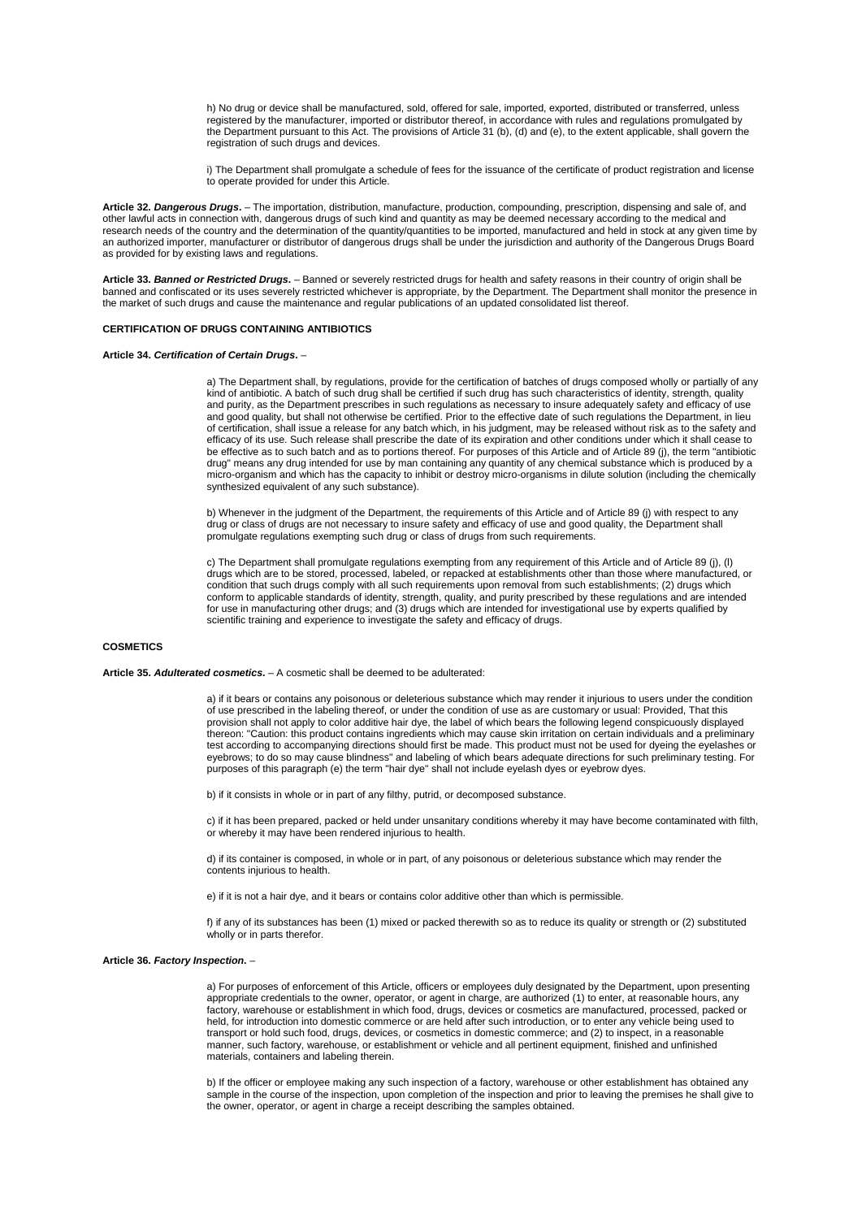h) No drug or device shall be manufactured, sold, offered for sale, imported, exported, distributed or transferred, unless registered by the manufacturer, imported or distributor thereof, in accordance with rules and regulations promulgated by the Department pursuant to this Act. The provisions of Article 31 (b), (d) and (e), to the extent applicable, shall govern the registration of such drugs and devices.

i) The Department shall promulgate a schedule of fees for the issuance of the certificate of product registration and license to operate provided for under this Article.

**Article 32. *Dangerous Drugs*.** – The importation, distribution, manufacture, production, compounding, prescription, dispensing and sale of, and other lawful acts in connection with, dangerous drugs of such kind and quantity as may be deemed necessary according to the medical and research needs of the country and the determination of the quantity/quantities to be imported, manufactured and held in stock at any given time by an authorized importer, manufacturer or distributor of dangerous drugs shall be under the jurisdiction and authority of the Dangerous Drugs Board as provided for by existing laws and regulations.

**Article 33. *Banned or Restricted Drugs*.** – Banned or severely restricted drugs for health and safety reasons in their country of origin shall be banned and confiscated or its uses severely restricted whichever is appropriate, by the Department. The Department shall monitor the presence in the market of such drugs and cause the maintenance and regular publications of an updated consolidated list thereof.

**CERTIFICATION OF DRUGS CONTAINING ANTIBIOTICS**

**Article 34. *Certification of Certain Drugs*.** –

a) The Department shall, by regulations, provide for the certification of batches of drugs composed wholly or partially of any kind of antibiotic. A batch of such drug shall be certified if such drug has such characteristics of identity, strength, quality and purity, as the Department prescribes in such regulations as necessary to insure adequately safety and efficacy of use and good quality, but shall not otherwise be certified. Prior to the effective date of such regulations the Department, in lieu of certification, shall issue a release for any batch which, in his judgment, may be released without risk as to the safety and efficacy of its use. Such release shall prescribe the date of its expiration and other conditions under which it shall cease to be effective as to such batch and as to portions thereof. For purposes of this Article and of Article 89 (j), the term "antibiotic drug" means any drug intended for use by man containing any quantity of any chemical substance which is produced by a micro-organism and which has the capacity to inhibit or destroy micro-organisms in dilute solution (including the chemically synthesized equivalent of any such substance).

b) Whenever in the judgment of the Department, the requirements of this Article and of Article 89 (j) with respect to any drug or class of drugs are not necessary to insure safety and efficacy of use and good quality, the Department shall promulgate regulations exempting such drug or class of drugs from such requirements.

c) The Department shall promulgate regulations exempting from any requirement of this Article and of Article 89 (j), (l) drugs which are to be stored, processed, labeled, or repacked at establishments other than those where manufactured, or condition that such drugs comply with all such requirements upon removal from such establishments; (2) drugs which conform to applicable standards of identity, strength, quality, and purity prescribed by these regulations and are intended for use in manufacturing other drugs; and (3) drugs which are intended for investigational use by experts qualified by scientific training and experience to investigate the safety and efficacy of drugs.

**COSMETICS**

**Article 35. *Adulterated cosmetics*.** – A cosmetic shall be deemed to be adulterated:

a) if it bears or contains any poisonous or deleterious substance which may render it injurious to users under the condition of use prescribed in the labeling thereof, or under the condition of use as are customary or usual: Provided, That this provision shall not apply to color additive hair dye, the label of which bears the following legend conspicuously displayed thereon: "Caution: this product contains ingredients which may cause skin irritation on certain individuals and a preliminary test according to accompanying directions should first be made. This product must not be used for dyeing the eyelashes or eyebrows; to do so may cause blindness" and labeling of which bears adequate directions for such preliminary testing. For purposes of this paragraph (e) the term "hair dye" shall not include eyelash dyes or eyebrow dyes.

b) if it consists in whole or in part of any filthy, putrid, or decomposed substance.

c) if it has been prepared, packed or held under unsanitary conditions whereby it may have become contaminated with filth, or whereby it may have been rendered injurious to health.

d) if its container is composed, in whole or in part, of any poisonous or deleterious substance which may render the contents injurious to health.

e) if it is not a hair dye, and it bears or contains color additive other than which is permissible.

f) if any of its substances has been (1) mixed or packed therewith so as to reduce its quality or strength or (2) substituted wholly or in parts therefor.

**Article 36. *Factory Inspection*.** –

a) For purposes of enforcement of this Article, officers or employees duly designated by the Department, upon presenting appropriate credentials to the owner, operator, or agent in charge, are authorized (1) to enter, at reasonable hours, any factory, warehouse or establishment in which food, drugs, devices or cosmetics are manufactured, processed, packed or held, for introduction into domestic commerce or are held after such introduction, or to enter any vehicle being used to transport or hold such food, drugs, devices, or cosmetics in domestic commerce; and (2) to inspect, in a reasonable manner, such factory, warehouse, or establishment or vehicle and all pertinent equipment, finished and unfinished materials, containers and labeling therein.

b) If the officer or employee making any such inspection of a factory, warehouse or other establishment has obtained any sample in the course of the inspection, upon completion of the inspection and prior to leaving the premises he shall give to the owner, operator, or agent in charge a receipt describing the samples obtained.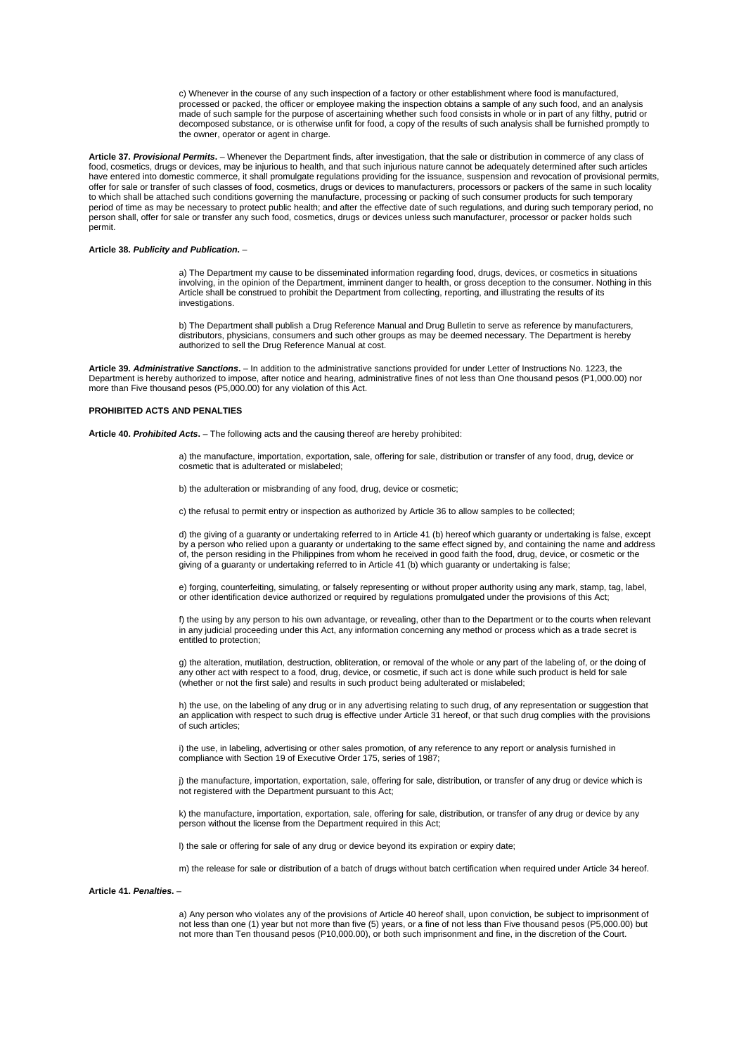c) Whenever in the course of any such inspection of a factory or other establishment where food is manufactured, processed or packed, the officer or employee making the inspection obtains a sample of any such food, and an analysis made of such sample for the purpose of ascertaining whether such food consists in whole or in part of any filthy, putrid or decomposed substance, or is otherwise unfit for food, a copy of the results of such analysis shall be furnished promptly to the owner, operator or agent in charge.

**Article 37. *Provisional Permits*.** – Whenever the Department finds, after investigation, that the sale or distribution in commerce of any class of food, cosmetics, drugs or devices, may be injurious to health, and that such injurious nature cannot be adequately determined after such articles have entered into domestic commerce, it shall promulgate regulations providing for the issuance, suspension and revocation of provisional permits, offer for sale or transfer of such classes of food, cosmetics, drugs or devices to manufacturers, processors or packers of the same in such locality to which shall be attached such conditions governing the manufacture, processing or packing of such consumer products for such temporary period of time as may be necessary to protect public health; and after the effective date of such regulations, and during such temporary period, no person shall, offer for sale or transfer any such food, cosmetics, drugs or devices unless such manufacturer, processor or packer holds such permit.

**Article 38. *Publicity and Publication*.** –

a) The Department my cause to be disseminated information regarding food, drugs, devices, or cosmetics in situations involving, in the opinion of the Department, imminent danger to health, or gross deception to the consumer. Nothing in this Article shall be construed to prohibit the Department from collecting, reporting, and illustrating the results of its investigations.

b) The Department shall publish a Drug Reference Manual and Drug Bulletin to serve as reference by manufacturers, distributors, physicians, consumers and such other groups as may be deemed necessary. The Department is hereby authorized to sell the Drug Reference Manual at cost.

**Article 39. *Administrative Sanctions*.** – In addition to the administrative sanctions provided for under Letter of Instructions No. 1223, the Department is hereby authorized to impose, after notice and hearing, administrative fines of not less than One thousand pesos (P1,000.00) nor more than Five thousand pesos (P5,000.00) for any violation of this Act.

**PROHIBITED ACTS AND PENALTIES**

**Article 40. *Prohibited Acts*.** – The following acts and the causing thereof are hereby prohibited:

a) the manufacture, importation, exportation, sale, offering for sale, distribution or transfer of any food, drug, device or cosmetic that is adulterated or mislabeled;

b) the adulteration or misbranding of any food, drug, device or cosmetic;

c) the refusal to permit entry or inspection as authorized by Article 36 to allow samples to be collected;

d) the giving of a guaranty or undertaking referred to in Article 41 (b) hereof which guaranty or undertaking is false, except by a person who relied upon a guaranty or undertaking to the same effect signed by, and containing the name and address of, the person residing in the Philippines from whom he received in good faith the food, drug, device, or cosmetic or the giving of a guaranty or undertaking referred to in Article 41 (b) which guaranty or undertaking is false;

e) forging, counterfeiting, simulating, or falsely representing or without proper authority using any mark, stamp, tag, label, or other identification device authorized or required by regulations promulgated under the provisions of this Act;

f) the using by any person to his own advantage, or revealing, other than to the Department or to the courts when relevant in any judicial proceeding under this Act, any information concerning any method or process which as a trade secret is entitled to protection;

g) the alteration, mutilation, destruction, obliteration, or removal of the whole or any part of the labeling of, or the doing of any other act with respect to a food, drug, device, or cosmetic, if such act is done while such product is held for sale (whether or not the first sale) and results in such product being adulterated or mislabeled;

h) the use, on the labeling of any drug or in any advertising relating to such drug, of any representation or suggestion that an application with respect to such drug is effective under Article 31 hereof, or that such drug complies with the provisions of such articles;

i) the use, in labeling, advertising or other sales promotion, of any reference to any report or analysis furnished in compliance with Section 19 of Executive Order 175, series of 1987;

j) the manufacture, importation, exportation, sale, offering for sale, distribution, or transfer of any drug or device which is not registered with the Department pursuant to this Act;

k) the manufacture, importation, exportation, sale, offering for sale, distribution, or transfer of any drug or device by any person without the license from the Department required in this Act;

l) the sale or offering for sale of any drug or device beyond its expiration or expiry date;

m) the release for sale or distribution of a batch of drugs without batch certification when required under Article 34 hereof.

**Article 41. *Penalties*.** –

a) Any person who violates any of the provisions of Article 40 hereof shall, upon conviction, be subject to imprisonment of not less than one (1) year but not more than five (5) years, or a fine of not less than Five thousand pesos (P5,000.00) but not more than Ten thousand pesos (P10,000.00), or both such imprisonment and fine, in the discretion of the Court.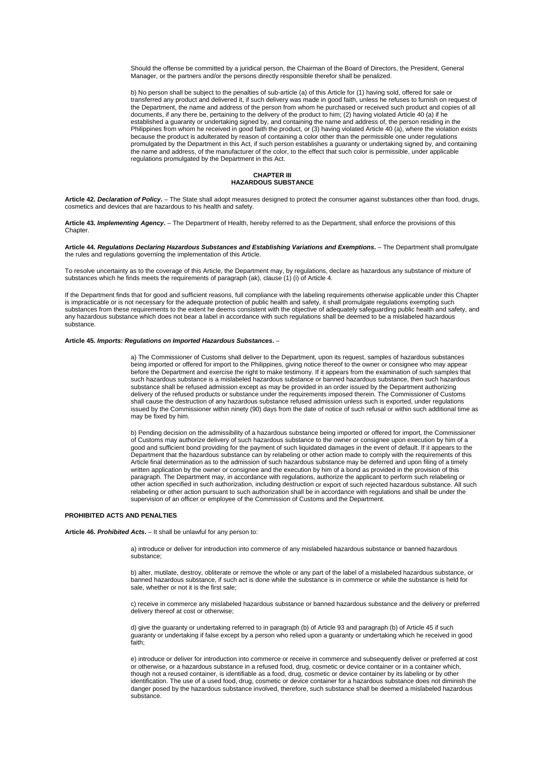Should the offense be committed by a juridical person, the Chairman of the Board of Directors, the President, General Manager, or the partners and/or the persons directly responsible therefor shall be penalized.

b) No person shall be subject to the penalties of sub-article (a) of this Article for (1) having sold, offered for sale or transferred any product and delivered it, if such delivery was made in good faith, unless he refuses to furnish on request of the Department, the name and address of the person from whom he purchased or received such product and copies of all documents, if any there be, pertaining to the delivery of the product to him; (2) having violated Article 40 (a) if he established a guaranty or undertaking signed by, and containing the name and address of, the person residing in the Philippines from whom he received in good faith the product, or (3) having violated Article 40 (a), where the violation exists because the product is adulterated by reason of containing a color other than the permissible one under regulations promulgated by the Department in this Act, if such person establishes a guaranty or undertaking signed by, and containing the name and address, of the manufacturer of the color, to the effect that such color is permissible, under applicable regulations promulgated by the Department in this Act.

## CHAPTER III
## HAZARDOUS SUBSTANCE

**Article 42. *Declaration of Policy*.** – The State shall adopt measures designed to protect the consumer against substances other than food, drugs, cosmetics and devices that are hazardous to his health and safety.

**Article 43. *Implementing Agency*.** – The Department of Health, hereby referred to as the Department, shall enforce the provisions of this Chapter.

**Article 44. *Regulations Declaring Hazardous Substances and Establishing Variations and Exemptions*.** – The Department shall promulgate the rules and regulations governing the implementation of this Article.

To resolve uncertainty as to the coverage of this Article, the Department may, by regulations, declare as hazardous any substance of mixture of substances which he finds meets the requirements of paragraph (ak), clause (1) (i) of Article 4.

If the Department finds that for good and sufficient reasons, full compliance with the labeling requirements otherwise applicable under this Chapter is impracticable or is not necessary for the adequate protection of public health and safety, it shall promulgate regulations exempting such substances from these requirements to the extent he deems consistent with the objective of adequately safeguarding public health and safety, and any hazardous substance which does not bear a label in accordance with such regulations shall be deemed to be a mislabeled hazardous substance.

**Article 45. *Imports: Regulations on Imported Hazardous Substances*.** –

a) The Commissioner of Customs shall deliver to the Department, upon its request, samples of hazardous substances being imported or offered for import to the Philippines, giving notice thereof to the owner or consignee who may appear before the Department and exercise the right to make testimony. If it appears from the examination of such samples that such hazardous substance is a mislabeled hazardous substance or banned hazardous substance, then such hazardous substance shall be refused admission except as may be provided in an order issued by the Department authorizing delivery of the refused products or substance under the requirements imposed therein. The Commissioner of Customs shall cause the destruction of any hazardous substance refused admission unless such is exported, under regulations issued by the Commissioner within ninety (90) days from the date of notice of such refusal or within such additional time as may be fixed by him.

b) Pending decision on the admissibility of a hazardous substance being imported or offered for import, the Commissioner of Customs may authorize delivery of such hazardous substance to the owner or consignee upon execution by him of a good and sufficient bond providing for the payment of such liquidated damages in the event of default. If it appears to the Department that the hazardous substance can by relabeling or other action made to comply with the requirements of this Article final determination as to the admission of such hazardous substance may be deferred and upon filing of a timely written application by the owner or consignee and the execution by him of a bond as provided in the provision of this paragraph. The Department may, in accordance with regulations, authorize the applicant to perform such relabeling or other action specified in such authorization, including destruction or export of such rejected hazardous substance. All such relabeling or other action pursuant to such authorization shall be in accordance with regulations and shall be under the supervision of an officer or employee of the Commission of Customs and the Department.

**PROHIBITED ACTS AND PENALTIES**

**Article 46. *Prohibited Acts*.** – It shall be unlawful for any person to:

a) introduce or deliver for introduction into commerce of any mislabeled hazardous substance or banned hazardous substance;

b) alter, mutilate, destroy, obliterate or remove the whole or any part of the label of a mislabeled hazardous substance, or banned hazardous substance, if such act is done while the substance is in commerce or while the substance is held for sale, whether or not it is the first sale;

c) receive in commerce any mislabeled hazardous substance or banned hazardous substance and the delivery or preferred delivery thereof at cost or otherwise;

d) give the guaranty or undertaking referred to in paragraph (b) of Article 93 and paragraph (b) of Article 45 if such guaranty or undertaking if false except by a person who relied upon a guaranty or undertaking which he received in good faith;

e) introduce or deliver for introduction into commerce or receive in commerce and subsequently deliver or preferred at cost or otherwise, or a hazardous substance in a refused food, drug, cosmetic or device container or in a container which, though not a reused container, is identifiable as a food, drug, cosmetic or device container by its labeling or by other identification. The use of a used food, drug, cosmetic or device container for a hazardous substance does not diminish the danger posed by the hazardous substance involved, therefore, such substance shall be deemed a mislabeled hazardous substance.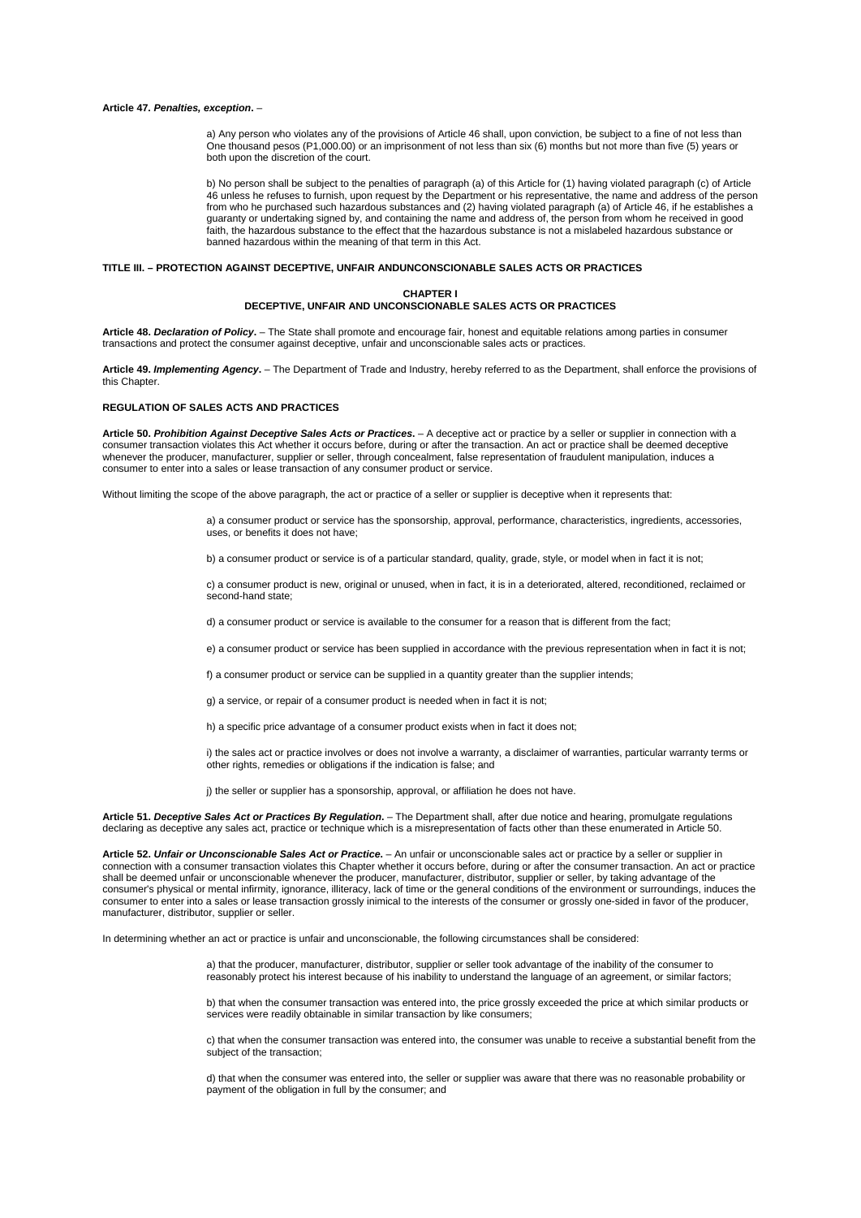**Article 47.** ***Penalties, exception***. –

> a) Any person who violates any of the provisions of Article 46 shall, upon conviction, be subject to a fine of not less than One thousand pesos (P1,000.00) or an imprisonment of not less than six (6) months but not more than five (5) years or both upon the discretion of the court.
>
> b) No person shall be subject to the penalties of paragraph (a) of this Article for (1) having violated paragraph (c) of Article 46 unless he refuses to furnish, upon request by the Department or his representative, the name and address of the person from who he purchased such hazardous substances and (2) having violated paragraph (a) of Article 46, if he establishes a guaranty or undertaking signed by, and containing the name and address of, the person from whom he received in good faith, the hazardous substance to the effect that the hazardous substance is not a mislabeled hazardous substance or banned hazardous within the meaning of that term in this Act.

**TITLE III. – PROTECTION AGAINST DECEPTIVE, UNFAIR ANDUNCONSCIONABLE SALES ACTS OR PRACTICES**

**CHAPTER I**
**DECEPTIVE, UNFAIR AND UNCONSCIONABLE SALES ACTS OR PRACTICES**

**Article 48.** ***Declaration of Policy***. – The State shall promote and encourage fair, honest and equitable relations among parties in consumer transactions and protect the consumer against deceptive, unfair and unconscionable sales acts or practices.

**Article 49.** ***Implementing Agency***. – The Department of Trade and Industry, hereby referred to as the Department, shall enforce the provisions of this Chapter.

**REGULATION OF SALES ACTS AND PRACTICES**

**Article 50.** ***Prohibition Against Deceptive Sales Acts or Practices***. – A deceptive act or practice by a seller or supplier in connection with a consumer transaction violates this Act whether it occurs before, during or after the transaction. An act or practice shall be deemed deceptive whenever the producer, manufacturer, supplier or seller, through concealment, false representation of fraudulent manipulation, induces a consumer to enter into a sales or lease transaction of any consumer product or service.

Without limiting the scope of the above paragraph, the act or practice of a seller or supplier is deceptive when it represents that:

> a) a consumer product or service has the sponsorship, approval, performance, characteristics, ingredients, accessories, uses, or benefits it does not have;
>
> b) a consumer product or service is of a particular standard, quality, grade, style, or model when in fact it is not;
>
> c) a consumer product is new, original or unused, when in fact, it is in a deteriorated, altered, reconditioned, reclaimed or second-hand state;
>
> d) a consumer product or service is available to the consumer for a reason that is different from the fact;
>
> e) a consumer product or service has been supplied in accordance with the previous representation when in fact it is not;
>
> f) a consumer product or service can be supplied in a quantity greater than the supplier intends;
>
> g) a service, or repair of a consumer product is needed when in fact it is not;
>
> h) a specific price advantage of a consumer product exists when in fact it does not;
>
> i) the sales act or practice involves or does not involve a warranty, a disclaimer of warranties, particular warranty terms or other rights, remedies or obligations if the indication is false; and
>
> j) the seller or supplier has a sponsorship, approval, or affiliation he does not have.

**Article 51.** ***Deceptive Sales Act or Practices By Regulation***. – The Department shall, after due notice and hearing, promulgate regulations declaring as deceptive any sales act, practice or technique which is a misrepresentation of facts other than these enumerated in Article 50.

**Article 52.** ***Unfair or Unconscionable Sales Act or Practice.*** – An unfair or unconscionable sales act or practice by a seller or supplier in connection with a consumer transaction violates this Chapter whether it occurs before, during or after the consumer transaction. An act or practice shall be deemed unfair or unconscionable whenever the producer, manufacturer, distributor, supplier or seller, by taking advantage of the consumer's physical or mental infirmity, ignorance, illiteracy, lack of time or the general conditions of the environment or surroundings, induces the consumer to enter into a sales or lease transaction grossly inimical to the interests of the consumer or grossly one-sided in favor of the producer, manufacturer, distributor, supplier or seller.

In determining whether an act or practice is unfair and unconscionable, the following circumstances shall be considered:

> a) that the producer, manufacturer, distributor, supplier or seller took advantage of the inability of the consumer to reasonably protect his interest because of his inability to understand the language of an agreement, or similar factors;
>
> b) that when the consumer transaction was entered into, the price grossly exceeded the price at which similar products or services were readily obtainable in similar transaction by like consumers;
>
> c) that when the consumer transaction was entered into, the consumer was unable to receive a substantial benefit from the subject of the transaction;
>
> d) that when the consumer was entered into, the seller or supplier was aware that there was no reasonable probability or payment of the obligation in full by the consumer; and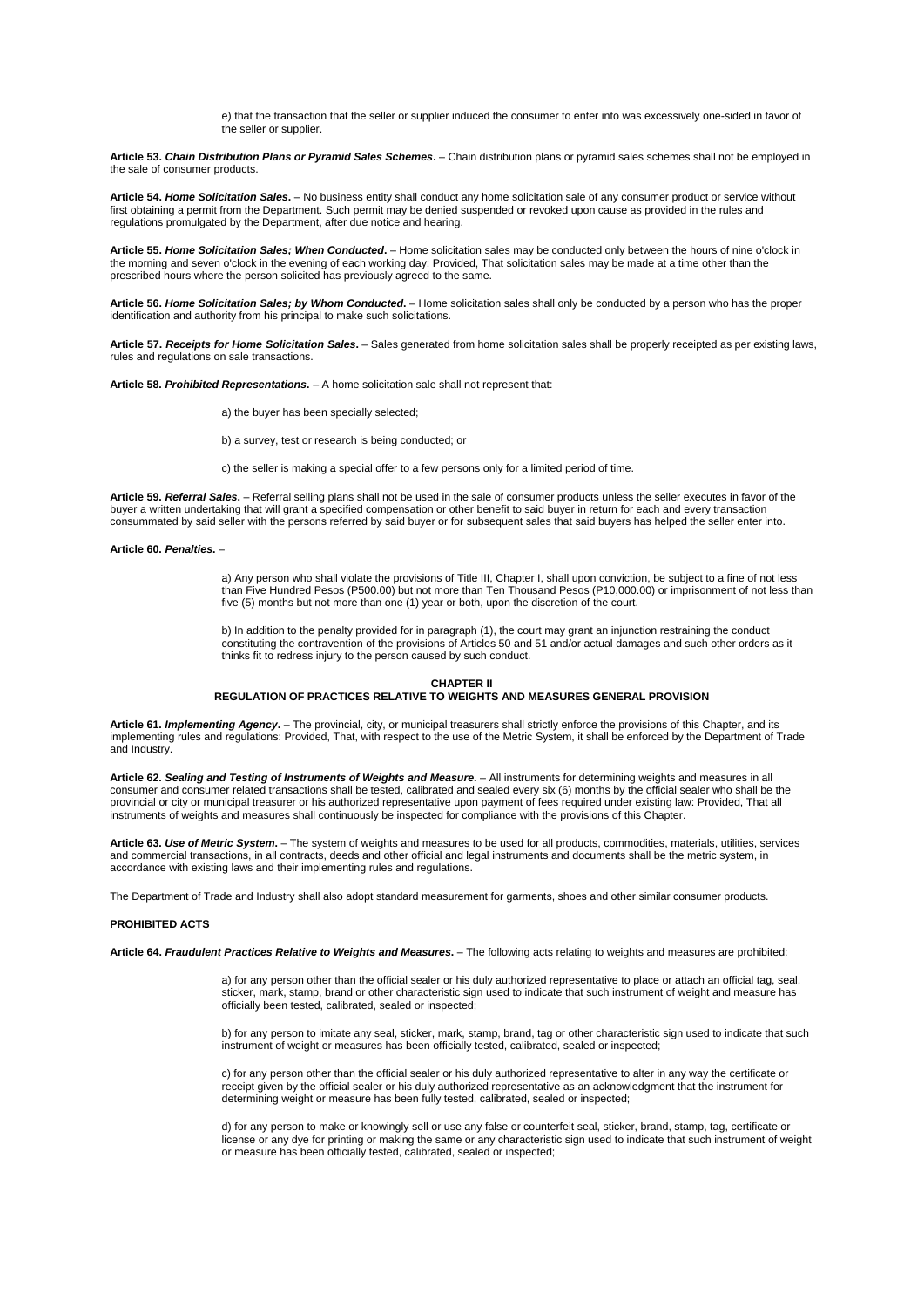e) that the transaction that the seller or supplier induced the consumer to enter into was excessively one-sided in favor of the seller or supplier.

**Article 53.** ***Chain Distribution Plans or Pyramid Sales Schemes.*** – Chain distribution plans or pyramid sales schemes shall not be employed in the sale of consumer products.

**Article 54.** ***Home Solicitation Sales.*** – No business entity shall conduct any home solicitation sale of any consumer product or service without first obtaining a permit from the Department. Such permit may be denied suspended or revoked upon cause as provided in the rules and regulations promulgated by the Department, after due notice and hearing.

**Article 55.** ***Home Solicitation Sales; When Conducted.*** – Home solicitation sales may be conducted only between the hours of nine o'clock in the morning and seven o'clock in the evening of each working day: Provided, That solicitation sales may be made at a time other than the prescribed hours where the person solicited has previously agreed to the same.

**Article 56.** ***Home Solicitation Sales; by Whom Conducted.*** – Home solicitation sales shall only be conducted by a person who has the proper identification and authority from his principal to make such solicitations.

**Article 57.** ***Receipts for Home Solicitation Sales.*** – Sales generated from home solicitation sales shall be properly receipted as per existing laws, rules and regulations on sale transactions.

**Article 58.** ***Prohibited Representations.*** – A home solicitation sale shall not represent that:

a) the buyer has been specially selected;

b) a survey, test or research is being conducted; or

c) the seller is making a special offer to a few persons only for a limited period of time.

**Article 59.** ***Referral Sales.*** – Referral selling plans shall not be used in the sale of consumer products unless the seller executes in favor of the buyer a written undertaking that will grant a specified compensation or other benefit to said buyer in return for each and every transaction consummated by said seller with the persons referred by said buyer or for subsequent sales that said buyers has helped the seller enter into.

**Article 60.** ***Penalties.*** –

a) Any person who shall violate the provisions of Title III, Chapter I, shall upon conviction, be subject to a fine of not less than Five Hundred Pesos (P500.00) but not more than Ten Thousand Pesos (P10,000.00) or imprisonment of not less than five (5) months but not more than one (1) year or both, upon the discretion of the court.

b) In addition to the penalty provided for in paragraph (1), the court may grant an injunction restraining the conduct constituting the contravention of the provisions of Articles 50 and 51 and/or actual damages and such other orders as it thinks fit to redress injury to the person caused by such conduct.

## CHAPTER II
## REGULATION OF PRACTICES RELATIVE TO WEIGHTS AND MEASURES GENERAL PROVISION

**Article 61.** ***Implementing Agency.*** – The provincial, city, or municipal treasurers shall strictly enforce the provisions of this Chapter, and its implementing rules and regulations: Provided, That, with respect to the use of the Metric System, it shall be enforced by the Department of Trade and Industry.

**Article 62.** ***Sealing and Testing of Instruments of Weights and Measure.*** – All instruments for determining weights and measures in all consumer and consumer related transactions shall be tested, calibrated and sealed every six (6) months by the official sealer who shall be the provincial or city or municipal treasurer or his authorized representative upon payment of fees required under existing law: Provided, That all instruments of weights and measures shall continuously be inspected for compliance with the provisions of this Chapter.

**Article 63.** ***Use of Metric System.*** – The system of weights and measures to be used for all products, commodities, materials, utilities, services and commercial transactions, in all contracts, deeds and other official and legal instruments and documents shall be the metric system, in accordance with existing laws and their implementing rules and regulations.

The Department of Trade and Industry shall also adopt standard measurement for garments, shoes and other similar consumer products.

**PROHIBITED ACTS**

**Article 64.** ***Fraudulent Practices Relative to Weights and Measures.*** – The following acts relating to weights and measures are prohibited:

a) for any person other than the official sealer or his duly authorized representative to place or attach an official tag, seal, sticker, mark, stamp, brand or other characteristic sign used to indicate that such instrument of weight and measure has officially been tested, calibrated, sealed or inspected;

b) for any person to imitate any seal, sticker, mark, stamp, brand, tag or other characteristic sign used to indicate that such instrument of weight or measures has been officially tested, calibrated, sealed or inspected;

c) for any person other than the official sealer or his duly authorized representative to alter in any way the certificate or receipt given by the official sealer or his duly authorized representative as an acknowledgment that the instrument for determining weight or measure has been fully tested, calibrated, sealed or inspected;

d) for any person to make or knowingly sell or use any false or counterfeit seal, sticker, brand, stamp, tag, certificate or license or any dye for printing or making the same or any characteristic sign used to indicate that such instrument of weight or measure has been officially tested, calibrated, sealed or inspected;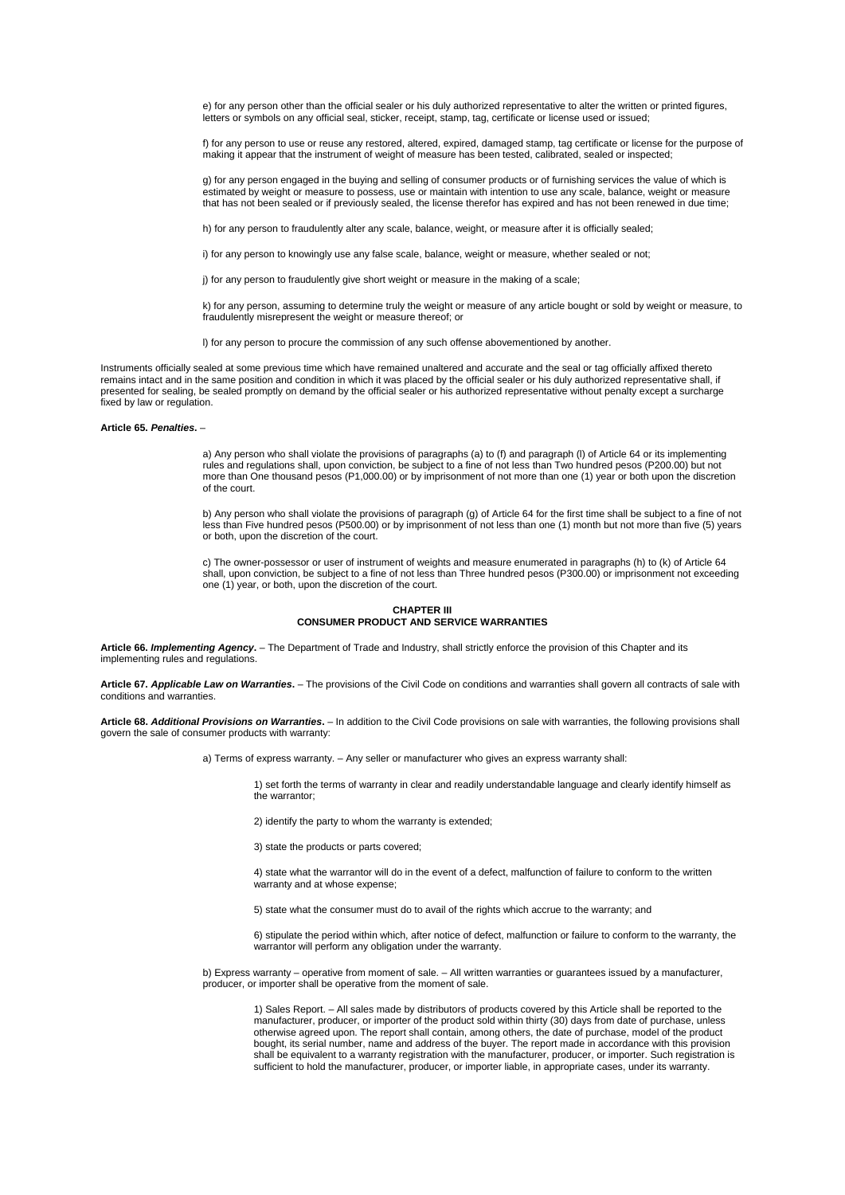e) for any person other than the official sealer or his duly authorized representative to alter the written or printed figures, letters or symbols on any official seal, sticker, receipt, stamp, tag, certificate or license used or issued;

f) for any person to use or reuse any restored, altered, expired, damaged stamp, tag certificate or license for the purpose of making it appear that the instrument of weight of measure has been tested, calibrated, sealed or inspected;

g) for any person engaged in the buying and selling of consumer products or of furnishing services the value of which is estimated by weight or measure to possess, use or maintain with intention to use any scale, balance, weight or measure that has not been sealed or if previously sealed, the license therefor has expired and has not been renewed in due time;

h) for any person to fraudulently alter any scale, balance, weight, or measure after it is officially sealed;

i) for any person to knowingly use any false scale, balance, weight or measure, whether sealed or not;

j) for any person to fraudulently give short weight or measure in the making of a scale;

k) for any person, assuming to determine truly the weight or measure of any article bought or sold by weight or measure, to fraudulently misrepresent the weight or measure thereof; or

l) for any person to procure the commission of any such offense abovementioned by another.

Instruments officially sealed at some previous time which have remained unaltered and accurate and the seal or tag officially affixed thereto remains intact and in the same position and condition in which it was placed by the official sealer or his duly authorized representative shall, if presented for sealing, be sealed promptly on demand by the official sealer or his authorized representative without penalty except a surcharge fixed by law or regulation.

**Article 65.** ***Penalties.*** –

a) Any person who shall violate the provisions of paragraphs (a) to (f) and paragraph (l) of Article 64 or its implementing rules and regulations shall, upon conviction, be subject to a fine of not less than Two hundred pesos (P200.00) but not more than One thousand pesos (P1,000.00) or by imprisonment of not more than one (1) year or both upon the discretion of the court.

b) Any person who shall violate the provisions of paragraph (g) of Article 64 for the first time shall be subject to a fine of not less than Five hundred pesos (P500.00) or by imprisonment of not less than one (1) month but not more than five (5) years or both, upon the discretion of the court.

c) The owner-possessor or user of instrument of weights and measure enumerated in paragraphs (h) to (k) of Article 64 shall, upon conviction, be subject to a fine of not less than Three hundred pesos (P300.00) or imprisonment not exceeding one (1) year, or both, upon the discretion of the court.

## CHAPTER III
## CONSUMER PRODUCT AND SERVICE WARRANTIES

**Article 66.** ***Implementing Agency.*** – The Department of Trade and Industry, shall strictly enforce the provision of this Chapter and its implementing rules and regulations.

**Article 67.** ***Applicable Law on Warranties.*** – The provisions of the Civil Code on conditions and warranties shall govern all contracts of sale with conditions and warranties.

**Article 68.** ***Additional Provisions on Warranties.*** – In addition to the Civil Code provisions on sale with warranties, the following provisions shall govern the sale of consumer products with warranty:

a) Terms of express warranty. – Any seller or manufacturer who gives an express warranty shall:

1) set forth the terms of warranty in clear and readily understandable language and clearly identify himself as the warrantor;

2) identify the party to whom the warranty is extended;

3) state the products or parts covered;

4) state what the warrantor will do in the event of a defect, malfunction of failure to conform to the written warranty and at whose expense;

5) state what the consumer must do to avail of the rights which accrue to the warranty; and

6) stipulate the period within which, after notice of defect, malfunction or failure to conform to the warranty, the warrantor will perform any obligation under the warranty.

b) Express warranty – operative from moment of sale. – All written warranties or guarantees issued by a manufacturer, producer, or importer shall be operative from the moment of sale.

1) Sales Report. – All sales made by distributors of products covered by this Article shall be reported to the manufacturer, producer, or importer of the product sold within thirty (30) days from date of purchase, unless otherwise agreed upon. The report shall contain, among others, the date of purchase, model of the product bought, its serial number, name and address of the buyer. The report made in accordance with this provision shall be equivalent to a warranty registration with the manufacturer, producer, or importer. Such registration is sufficient to hold the manufacturer, producer, or importer liable, in appropriate cases, under its warranty.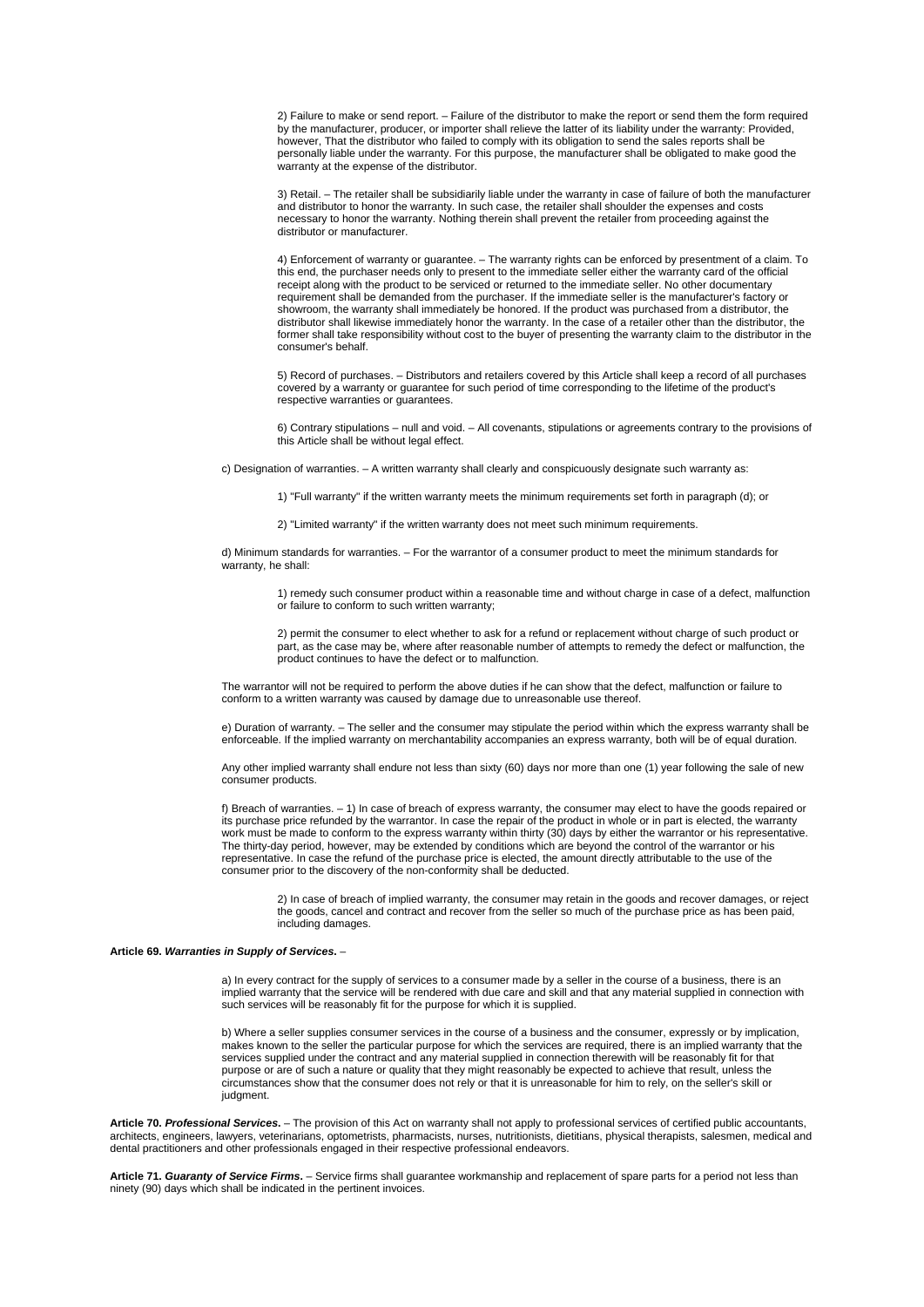2) Failure to make or send report. – Failure of the distributor to make the report or send them the form required by the manufacturer, producer, or importer shall relieve the latter of its liability under the warranty: Provided, however, That the distributor who failed to comply with its obligation to send the sales reports shall be personally liable under the warranty. For this purpose, the manufacturer shall be obligated to make good the warranty at the expense of the distributor.

3) Retail. – The retailer shall be subsidiarily liable under the warranty in case of failure of both the manufacturer and distributor to honor the warranty. In such case, the retailer shall shoulder the expenses and costs necessary to honor the warranty. Nothing therein shall prevent the retailer from proceeding against the distributor or manufacturer.

4) Enforcement of warranty or guarantee. – The warranty rights can be enforced by presentment of a claim. To this end, the purchaser needs only to present to the immediate seller either the warranty card of the official receipt along with the product to be serviced or returned to the immediate seller. No other documentary requirement shall be demanded from the purchaser. If the immediate seller is the manufacturer's factory or showroom, the warranty shall immediately be honored. If the product was purchased from a distributor, the distributor shall likewise immediately honor the warranty. In the case of a retailer other than the distributor, the former shall take responsibility without cost to the buyer of presenting the warranty claim to the distributor in the consumer's behalf.

5) Record of purchases. – Distributors and retailers covered by this Article shall keep a record of all purchases covered by a warranty or guarantee for such period of time corresponding to the lifetime of the product's respective warranties or guarantees.

6) Contrary stipulations – null and void. – All covenants, stipulations or agreements contrary to the provisions of this Article shall be without legal effect.

c) Designation of warranties. – A written warranty shall clearly and conspicuously designate such warranty as:

1) "Full warranty" if the written warranty meets the minimum requirements set forth in paragraph (d); or

2) "Limited warranty" if the written warranty does not meet such minimum requirements.

d) Minimum standards for warranties. – For the warrantor of a consumer product to meet the minimum standards for warranty, he shall:

1) remedy such consumer product within a reasonable time and without charge in case of a defect, malfunction or failure to conform to such written warranty;

2) permit the consumer to elect whether to ask for a refund or replacement without charge of such product or part, as the case may be, where after reasonable number of attempts to remedy the defect or malfunction, the product continues to have the defect or to malfunction.

The warrantor will not be required to perform the above duties if he can show that the defect, malfunction or failure to conform to a written warranty was caused by damage due to unreasonable use thereof.

e) Duration of warranty. – The seller and the consumer may stipulate the period within which the express warranty shall be enforceable. If the implied warranty on merchantability accompanies an express warranty, both will be of equal duration.

Any other implied warranty shall endure not less than sixty (60) days nor more than one (1) year following the sale of new consumer products.

f) Breach of warranties. – 1) In case of breach of express warranty, the consumer may elect to have the goods repaired or its purchase price refunded by the warrantor. In case the repair of the product in whole or in part is elected, the warranty work must be made to conform to the express warranty within thirty (30) days by either the warrantor or his representative. The thirty-day period, however, may be extended by conditions which are beyond the control of the warrantor or his representative. In case the refund of the purchase price is elected, the amount directly attributable to the use of the consumer prior to the discovery of the non-conformity shall be deducted.

2) In case of breach of implied warranty, the consumer may retain in the goods and recover damages, or reject the goods, cancel and contract and recover from the seller so much of the purchase price as has been paid, including damages.

**Article 69. *Warranties in Supply of Services.*** –

a) In every contract for the supply of services to a consumer made by a seller in the course of a business, there is an implied warranty that the service will be rendered with due care and skill and that any material supplied in connection with such services will be reasonably fit for the purpose for which it is supplied.

b) Where a seller supplies consumer services in the course of a business and the consumer, expressly or by implication, makes known to the seller the particular purpose for which the services are required, there is an implied warranty that the services supplied under the contract and any material supplied in connection therewith will be reasonably fit for that purpose or are of such a nature or quality that they might reasonably be expected to achieve that result, unless the circumstances show that the consumer does not rely or that it is unreasonable for him to rely, on the seller's skill or judgment.

**Article 70. *Professional Services.*** – The provision of this Act on warranty shall not apply to professional services of certified public accountants, architects, engineers, lawyers, veterinarians, optometrists, pharmacists, nurses, nutritionists, dietitians, physical therapists, salesmen, medical and dental practitioners and other professionals engaged in their respective professional endeavors.

**Article 71. *Guaranty of Service Firms.*** – Service firms shall guarantee workmanship and replacement of spare parts for a period not less than ninety (90) days which shall be indicated in the pertinent invoices.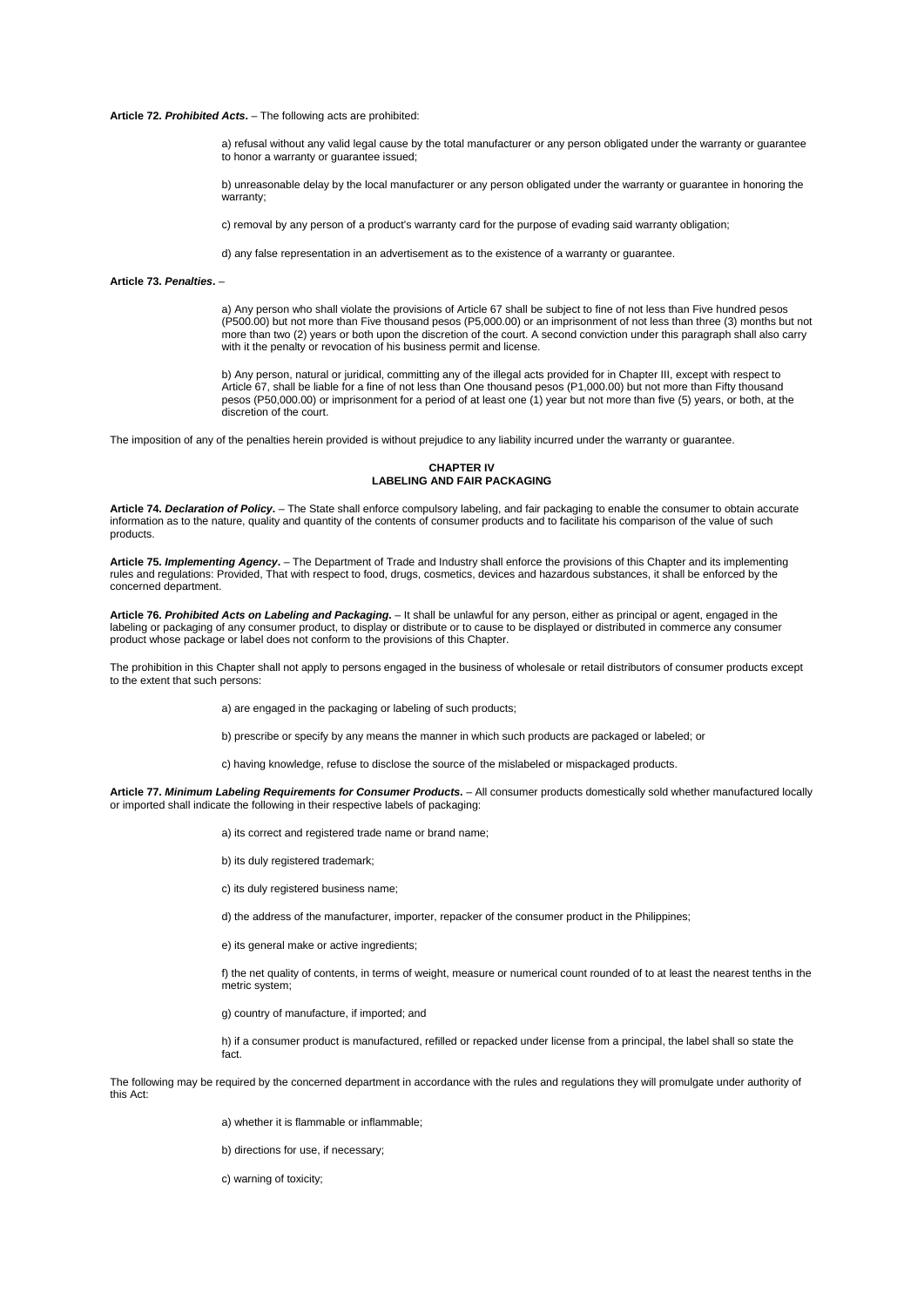**Article 72. *Prohibited Acts*.** – The following acts are prohibited:

a) refusal without any valid legal cause by the total manufacturer or any person obligated under the warranty or guarantee to honor a warranty or guarantee issued;

b) unreasonable delay by the local manufacturer or any person obligated under the warranty or guarantee in honoring the warranty;

c) removal by any person of a product's warranty card for the purpose of evading said warranty obligation;

d) any false representation in an advertisement as to the existence of a warranty or guarantee.

**Article 73. *Penalties*.** –

a) Any person who shall violate the provisions of Article 67 shall be subject to fine of not less than Five hundred pesos (P500.00) but not more than Five thousand pesos (P5,000.00) or an imprisonment of not less than three (3) months but not more than two (2) years or both upon the discretion of the court. A second conviction under this paragraph shall also carry with it the penalty or revocation of his business permit and license.

b) Any person, natural or juridical, committing any of the illegal acts provided for in Chapter III, except with respect to Article 67, shall be liable for a fine of not less than One thousand pesos (P1,000.00) but not more than Fifty thousand pesos (P50,000.00) or imprisonment for a period of at least one (1) year but not more than five (5) years, or both, at the discretion of the court.

The imposition of any of the penalties herein provided is without prejudice to any liability incurred under the warranty or guarantee.

## CHAPTER IV
## LABELING AND FAIR PACKAGING

**Article 74. *Declaration of Policy*.** – The State shall enforce compulsory labeling, and fair packaging to enable the consumer to obtain accurate information as to the nature, quality and quantity of the contents of consumer products and to facilitate his comparison of the value of such products.

**Article 75. *Implementing Agency*.** – The Department of Trade and Industry shall enforce the provisions of this Chapter and its implementing rules and regulations: Provided, That with respect to food, drugs, cosmetics, devices and hazardous substances, it shall be enforced by the concerned department.

**Article 76. *Prohibited Acts on Labeling and Packaging*.** – It shall be unlawful for any person, either as principal or agent, engaged in the labeling or packaging of any consumer product, to display or distribute or to cause to be displayed or distributed in commerce any consumer product whose package or label does not conform to the provisions of this Chapter.

The prohibition in this Chapter shall not apply to persons engaged in the business of wholesale or retail distributors of consumer products except to the extent that such persons:

a) are engaged in the packaging or labeling of such products;

b) prescribe or specify by any means the manner in which such products are packaged or labeled; or

c) having knowledge, refuse to disclose the source of the mislabeled or mispackaged products.

**Article 77. *Minimum Labeling Requirements for Consumer Products*.** – All consumer products domestically sold whether manufactured locally or imported shall indicate the following in their respective labels of packaging:

a) its correct and registered trade name or brand name;

b) its duly registered trademark;

c) its duly registered business name;

d) the address of the manufacturer, importer, repacker of the consumer product in the Philippines;

e) its general make or active ingredients;

f) the net quality of contents, in terms of weight, measure or numerical count rounded of to at least the nearest tenths in the metric system;

g) country of manufacture, if imported; and

h) if a consumer product is manufactured, refilled or repacked under license from a principal, the label shall so state the fact.

The following may be required by the concerned department in accordance with the rules and regulations they will promulgate under authority of this Act:

a) whether it is flammable or inflammable;

b) directions for use, if necessary;

c) warning of toxicity;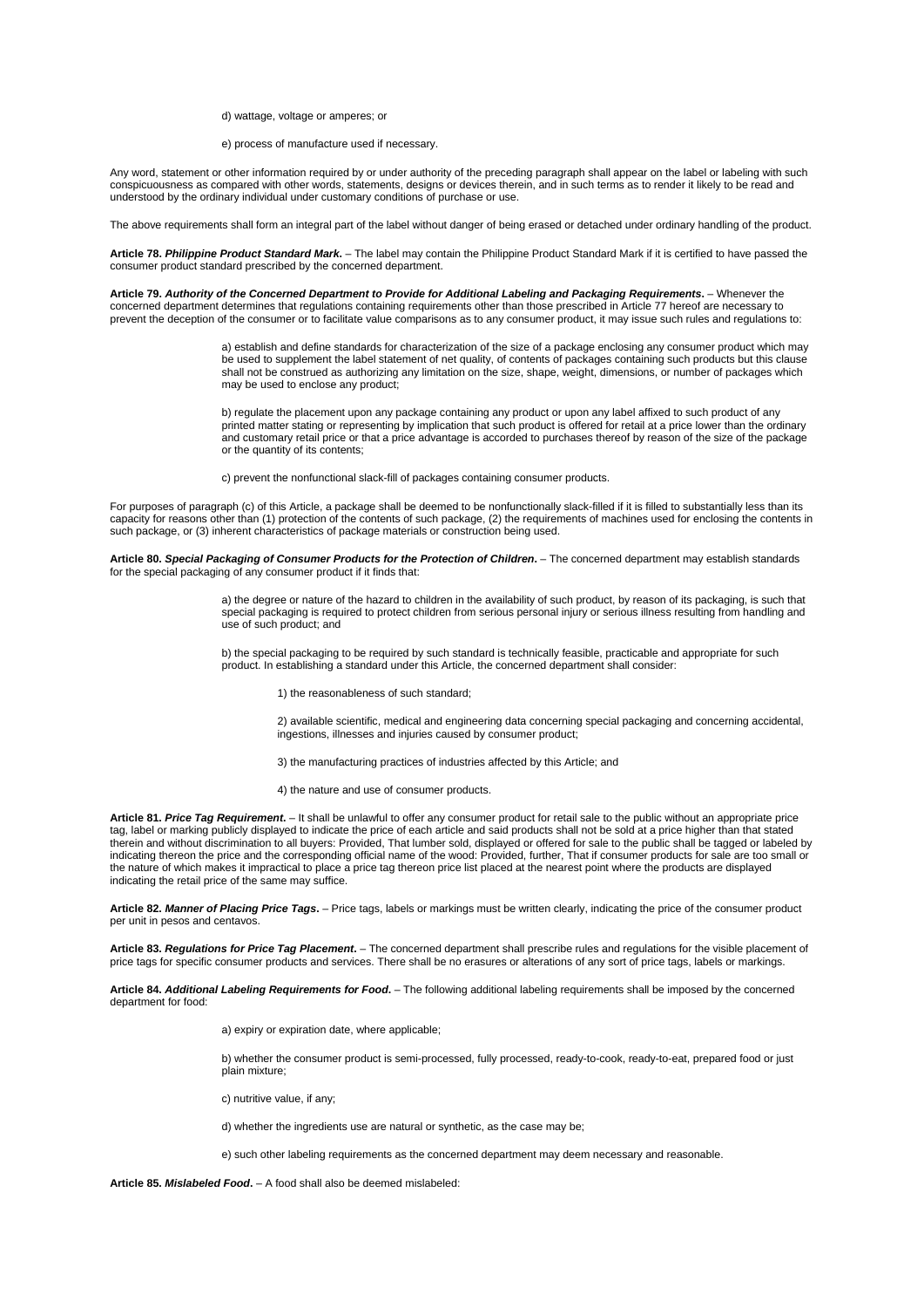d) wattage, voltage or amperes; or

e) process of manufacture used if necessary.

Any word, statement or other information required by or under authority of the preceding paragraph shall appear on the label or labeling with such conspicuousness as compared with other words, statements, designs or devices therein, and in such terms as to render it likely to be read and understood by the ordinary individual under customary conditions of purchase or use.

The above requirements shall form an integral part of the label without danger of being erased or detached under ordinary handling of the product.

**Article 78. *Philippine Product Standard Mark.*** – The label may contain the Philippine Product Standard Mark if it is certified to have passed the consumer product standard prescribed by the concerned department.

**Article 79. *Authority of the Concerned Department to Provide for Additional Labeling and Packaging Requirements*.** – Whenever the concerned department determines that regulations containing requirements other than those prescribed in Article 77 hereof are necessary to prevent the deception of the consumer or to facilitate value comparisons as to any consumer product, it may issue such rules and regulations to:

> a) establish and define standards for characterization of the size of a package enclosing any consumer product which may be used to supplement the label statement of net quality, of contents of packages containing such products but this clause shall not be construed as authorizing any limitation on the size, shape, weight, dimensions, or number of packages which may be used to enclose any product;
>
> b) regulate the placement upon any package containing any product or upon any label affixed to such product of any printed matter stating or representing by implication that such product is offered for retail at a price lower than the ordinary and customary retail price or that a price advantage is accorded to purchases thereof by reason of the size of the package or the quantity of its contents;
>
> c) prevent the nonfunctional slack-fill of packages containing consumer products.

For purposes of paragraph (c) of this Article, a package shall be deemed to be nonfunctionally slack-filled if it is filled to substantially less than its capacity for reasons other than (1) protection of the contents of such package, (2) the requirements of machines used for enclosing the contents in such package, or (3) inherent characteristics of package materials or construction being used.

**Article 80. *Special Packaging of Consumer Products for the Protection of Children*.** – The concerned department may establish standards for the special packaging of any consumer product if it finds that:

> a) the degree or nature of the hazard to children in the availability of such product, by reason of its packaging, is such that special packaging is required to protect children from serious personal injury or serious illness resulting from handling and use of such product; and
>
> b) the special packaging to be required by such standard is technically feasible, practicable and appropriate for such product. In establishing a standard under this Article, the concerned department shall consider:
>
> > 1) the reasonableness of such standard;
> >
> > 2) available scientific, medical and engineering data concerning special packaging and concerning accidental, ingestions, illnesses and injuries caused by consumer product;
> >
> > 3) the manufacturing practices of industries affected by this Article; and
> >
> > 4) the nature and use of consumer products.

**Article 81. *Price Tag Requirement*.** – It shall be unlawful to offer any consumer product for retail sale to the public without an appropriate price tag, label or marking publicly displayed to indicate the price of each article and said products shall not be sold at a price higher than that stated therein and without discrimination to all buyers: Provided, That lumber sold, displayed or offered for sale to the public shall be tagged or labeled by indicating thereon the price and the corresponding official name of the wood: Provided, further, That if consumer products for sale are too small or the nature of which makes it impractical to place a price tag thereon price list placed at the nearest point where the products are displayed indicating the retail price of the same may suffice.

**Article 82. *Manner of Placing Price Tags*.** – Price tags, labels or markings must be written clearly, indicating the price of the consumer product per unit in pesos and centavos.

**Article 83. *Regulations for Price Tag Placement*.** – The concerned department shall prescribe rules and regulations for the visible placement of price tags for specific consumer products and services. There shall be no erasures or alterations of any sort of price tags, labels or markings.

**Article 84. *Additional Labeling Requirements for Food*.** – The following additional labeling requirements shall be imposed by the concerned department for food:

> a) expiry or expiration date, where applicable;
>
> b) whether the consumer product is semi-processed, fully processed, ready-to-cook, ready-to-eat, prepared food or just plain mixture;
>
> c) nutritive value, if any;
>
> d) whether the ingredients use are natural or synthetic, as the case may be;
>
> e) such other labeling requirements as the concerned department may deem necessary and reasonable.

**Article 85. *Mislabeled Food*.** – A food shall also be deemed mislabeled: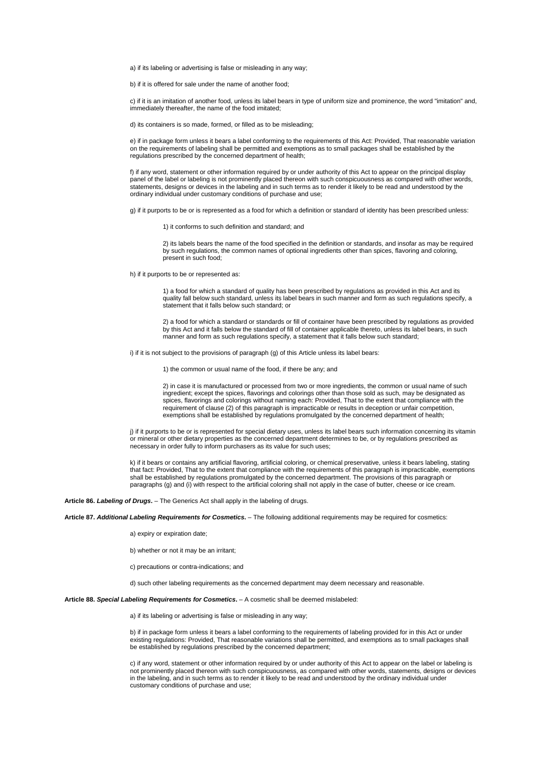a) if its labeling or advertising is false or misleading in any way;

b) if it is offered for sale under the name of another food;

c) if it is an imitation of another food, unless its label bears in type of uniform size and prominence, the word "imitation" and, immediately thereafter, the name of the food imitated;

d) its containers is so made, formed, or filled as to be misleading;

e) if in package form unless it bears a label conforming to the requirements of this Act: Provided, That reasonable variation on the requirements of labeling shall be permitted and exemptions as to small packages shall be established by the regulations prescribed by the concerned department of health;

f) if any word, statement or other information required by or under authority of this Act to appear on the principal display panel of the label or labeling is not prominently placed thereon with such conspicuousness as compared with other words, statements, designs or devices in the labeling and in such terms as to render it likely to be read and understood by the ordinary individual under customary conditions of purchase and use;

g) if it purports to be or is represented as a food for which a definition or standard of identity has been prescribed unless:

> 1) it conforms to such definition and standard; and
>
> 2) its labels bears the name of the food specified in the definition or standards, and insofar as may be required by such regulations, the common names of optional ingredients other than spices, flavoring and coloring, present in such food;

h) if it purports to be or represented as:

> 1) a food for which a standard of quality has been prescribed by regulations as provided in this Act and its quality fall below such standard, unless its label bears in such manner and form as such regulations specify, a statement that it falls below such standard; or
>
> 2) a food for which a standard or standards or fill of container have been prescribed by regulations as provided by this Act and it falls below the standard of fill of container applicable thereto, unless its label bears, in such manner and form as such regulations specify, a statement that it falls below such standard;

i) if it is not subject to the provisions of paragraph (g) of this Article unless its label bears:

> 1) the common or usual name of the food, if there be any; and
>
> 2) in case it is manufactured or processed from two or more ingredients, the common or usual name of such ingredient; except the spices, flavorings and colorings other than those sold as such, may be designated as spices, flavorings and colorings without naming each: Provided, That to the extent that compliance with the requirement of clause (2) of this paragraph is impracticable or results in deception or unfair competition, exemptions shall be established by regulations promulgated by the concerned department of health;

j) if it purports to be or is represented for special dietary uses, unless its label bears such information concerning its vitamin or mineral or other dietary properties as the concerned department determines to be, or by regulations prescribed as necessary in order fully to inform purchasers as its value for such uses;

k) if it bears or contains any artificial flavoring, artificial coloring, or chemical preservative, unless it bears labeling, stating that fact: Provided, That to the extent that compliance with the requirements of this paragraph is impracticable, exemptions shall be established by regulations promulgated by the concerned department. The provisions of this paragraph or paragraphs (g) and (i) with respect to the artificial coloring shall not apply in the case of butter, cheese or ice cream.

**Article 86. *Labeling of Drugs*.** – The Generics Act shall apply in the labeling of drugs.

**Article 87. *Additional Labeling Requirements for Cosmetics*.** – The following additional requirements may be required for cosmetics:

a) expiry or expiration date;

b) whether or not it may be an irritant;

c) precautions or contra-indications; and

d) such other labeling requirements as the concerned department may deem necessary and reasonable.

**Article 88. *Special Labeling Requirements for Cosmetics*.** – A cosmetic shall be deemed mislabeled:

a) if its labeling or advertising is false or misleading in any way;

b) if in package form unless it bears a label conforming to the requirements of labeling provided for in this Act or under existing regulations: Provided, That reasonable variations shall be permitted, and exemptions as to small packages shall be established by regulations prescribed by the concerned department;

c) if any word, statement or other information required by or under authority of this Act to appear on the label or labeling is not prominently placed thereon with such conspicuousness, as compared with other words, statements, designs or devices in the labeling, and in such terms as to render it likely to be read and understood by the ordinary individual under customary conditions of purchase and use;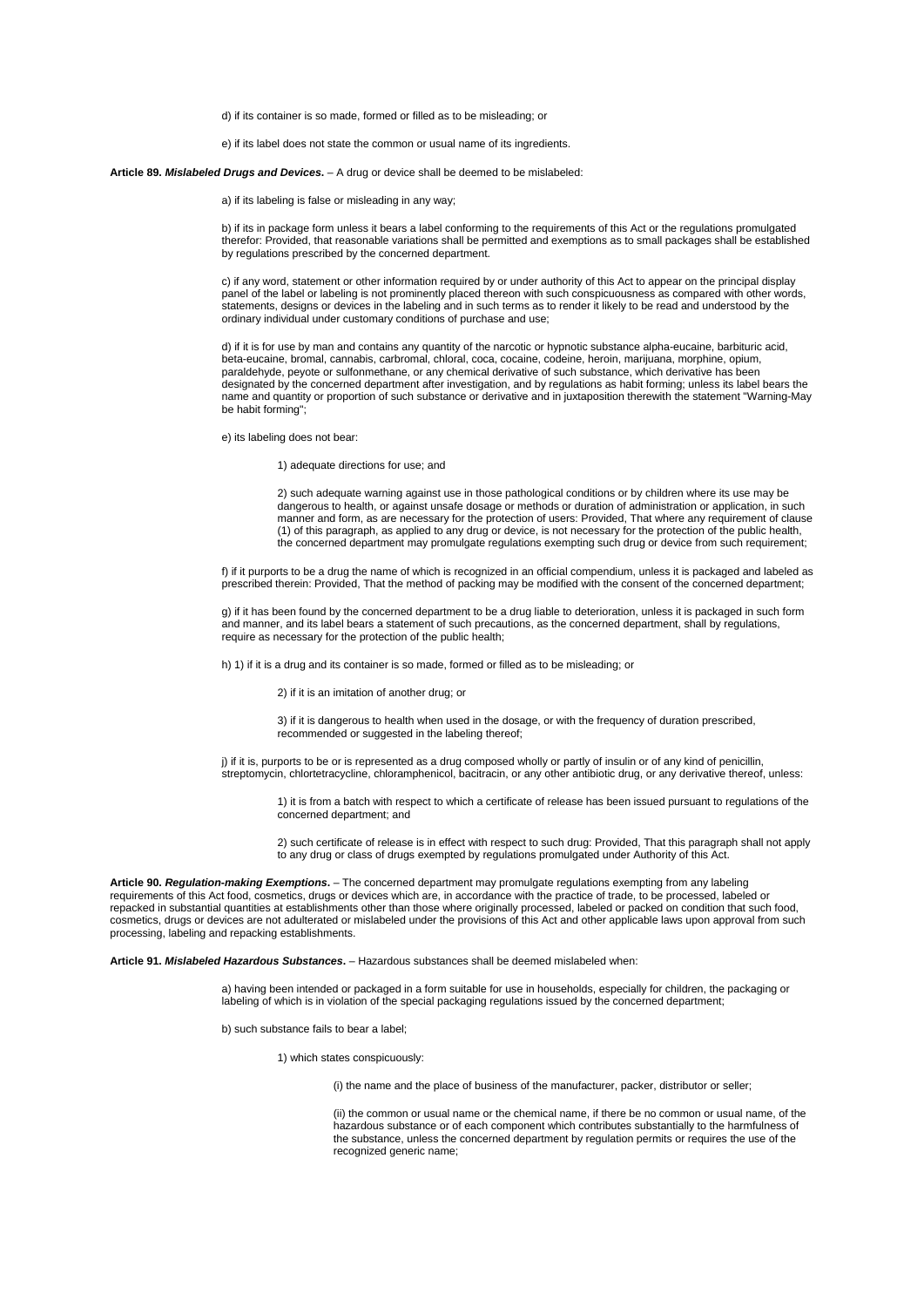d) if its container is so made, formed or filled as to be misleading; or

e) if its label does not state the common or usual name of its ingredients.

**Article 89. *Mislabeled Drugs and Devices*.** – A drug or device shall be deemed to be mislabeled:

a) if its labeling is false or misleading in any way;

b) if its in package form unless it bears a label conforming to the requirements of this Act or the regulations promulgated therefor: Provided, that reasonable variations shall be permitted and exemptions as to small packages shall be established by regulations prescribed by the concerned department.

c) if any word, statement or other information required by or under authority of this Act to appear on the principal display panel of the label or labeling is not prominently placed thereon with such conspicuousness as compared with other words, statements, designs or devices in the labeling and in such terms as to render it likely to be read and understood by the ordinary individual under customary conditions of purchase and use;

d) if it is for use by man and contains any quantity of the narcotic or hypnotic substance alpha-eucaine, barbituric acid, beta-eucaine, bromal, cannabis, carbromal, chloral, coca, cocaine, codeine, heroin, marijuana, morphine, opium, paraldehyde, peyote or sulfonmethane, or any chemical derivative of such substance, which derivative has been designated by the concerned department after investigation, and by regulations as habit forming; unless its label bears the name and quantity or proportion of such substance or derivative and in juxtaposition therewith the statement "Warning-May be habit forming";

e) its labeling does not bear:

1) adequate directions for use; and

2) such adequate warning against use in those pathological conditions or by children where its use may be dangerous to health, or against unsafe dosage or methods or duration of administration or application, in such manner and form, as are necessary for the protection of users: Provided, That where any requirement of clause (1) of this paragraph, as applied to any drug or device, is not necessary for the protection of the public health, the concerned department may promulgate regulations exempting such drug or device from such requirement;

f) if it purports to be a drug the name of which is recognized in an official compendium, unless it is packaged and labeled as prescribed therein: Provided, That the method of packing may be modified with the consent of the concerned department;

g) if it has been found by the concerned department to be a drug liable to deterioration, unless it is packaged in such form and manner, and its label bears a statement of such precautions, as the concerned department, shall by regulations, require as necessary for the protection of the public health;

h) 1) if it is a drug and its container is so made, formed or filled as to be misleading; or

2) if it is an imitation of another drug; or

3) if it is dangerous to health when used in the dosage, or with the frequency of duration prescribed, recommended or suggested in the labeling thereof;

j) if it is, purports to be or is represented as a drug composed wholly or partly of insulin or of any kind of penicillin, streptomycin, chlortetracycline, chloramphenicol, bacitracin, or any other antibiotic drug, or any derivative thereof, unless:

1) it is from a batch with respect to which a certificate of release has been issued pursuant to regulations of the concerned department; and

2) such certificate of release is in effect with respect to such drug: Provided, That this paragraph shall not apply to any drug or class of drugs exempted by regulations promulgated under Authority of this Act.

**Article 90. *Regulation-making Exemptions*.** – The concerned department may promulgate regulations exempting from any labeling requirements of this Act food, cosmetics, drugs or devices which are, in accordance with the practice of trade, to be processed, labeled or repacked in substantial quantities at establishments other than those where originally processed, labeled or packed on condition that such food, cosmetics, drugs or devices are not adulterated or mislabeled under the provisions of this Act and other applicable laws upon approval from such processing, labeling and repacking establishments.

**Article 91. *Mislabeled Hazardous Substances*.** – Hazardous substances shall be deemed mislabeled when:

a) having been intended or packaged in a form suitable for use in households, especially for children, the packaging or labeling of which is in violation of the special packaging regulations issued by the concerned department;

b) such substance fails to bear a label;

1) which states conspicuously:

(i) the name and the place of business of the manufacturer, packer, distributor or seller;

(ii) the common or usual name or the chemical name, if there be no common or usual name, of the hazardous substance or of each component which contributes substantially to the harmfulness of the substance, unless the concerned department by regulation permits or requires the use of the recognized generic name;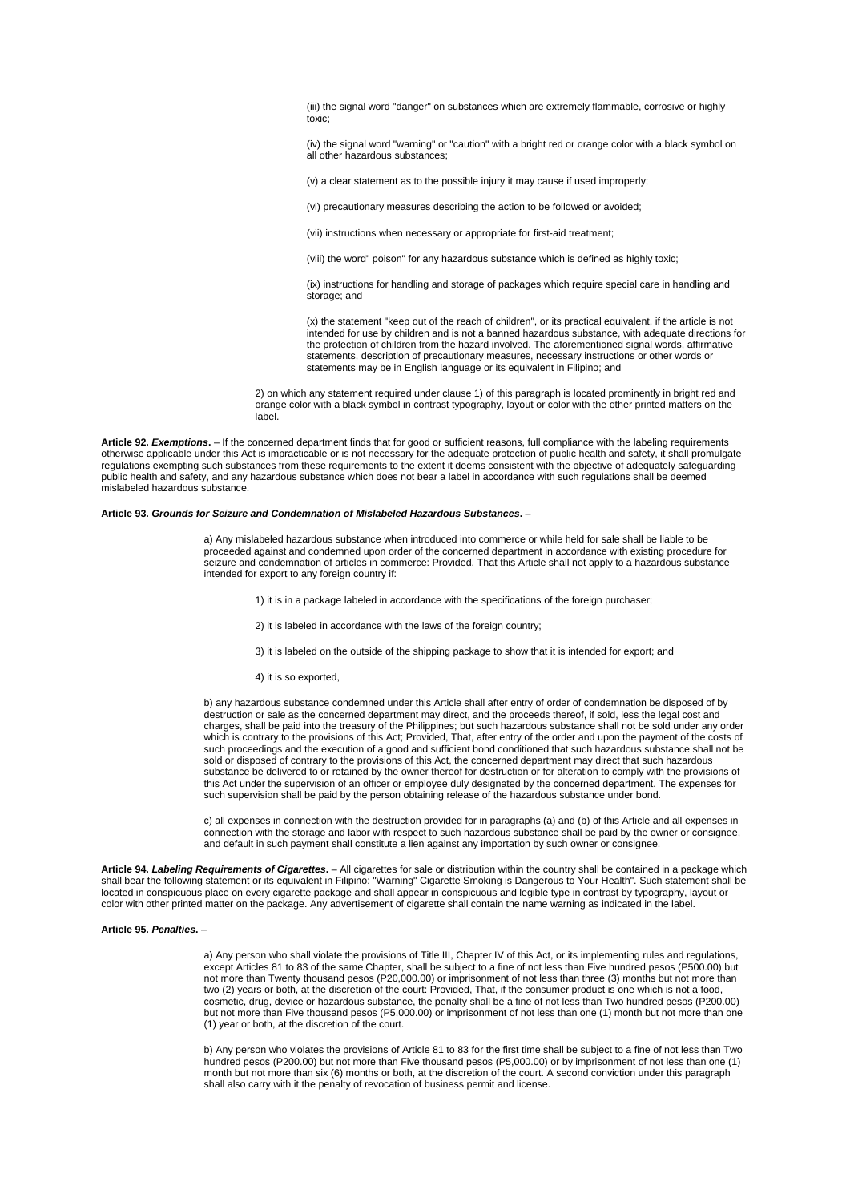(iii) the signal word "danger" on substances which are extremely flammable, corrosive or highly toxic;

(iv) the signal word "warning" or "caution" with a bright red or orange color with a black symbol on all other hazardous substances;

(v) a clear statement as to the possible injury it may cause if used improperly;

(vi) precautionary measures describing the action to be followed or avoided;

(vii) instructions when necessary or appropriate for first-aid treatment;

(viii) the word" poison" for any hazardous substance which is defined as highly toxic;

(ix) instructions for handling and storage of packages which require special care in handling and storage; and

(x) the statement "keep out of the reach of children", or its practical equivalent, if the article is not intended for use by children and is not a banned hazardous substance, with adequate directions for the protection of children from the hazard involved. The aforementioned signal words, affirmative statements, description of precautionary measures, necessary instructions or other words or statements may be in English language or its equivalent in Filipino; and

2) on which any statement required under clause 1) of this paragraph is located prominently in bright red and orange color with a black symbol in contrast typography, layout or color with the other printed matters on the label.

**Article 92. *Exemptions*.** – If the concerned department finds that for good or sufficient reasons, full compliance with the labeling requirements otherwise applicable under this Act is impracticable or is not necessary for the adequate protection of public health and safety, it shall promulgate regulations exempting such substances from these requirements to the extent it deems consistent with the objective of adequately safeguarding public health and safety, and any hazardous substance which does not bear a label in accordance with such regulations shall be deemed mislabeled hazardous substance.

**Article 93. *Grounds for Seizure and Condemnation of Mislabeled Hazardous Substances*.** –

a) Any mislabeled hazardous substance when introduced into commerce or while held for sale shall be liable to be proceeded against and condemned upon order of the concerned department in accordance with existing procedure for seizure and condemnation of articles in commerce: Provided, That this Article shall not apply to a hazardous substance intended for export to any foreign country if:

1) it is in a package labeled in accordance with the specifications of the foreign purchaser;

2) it is labeled in accordance with the laws of the foreign country;

3) it is labeled on the outside of the shipping package to show that it is intended for export; and

4) it is so exported,

b) any hazardous substance condemned under this Article shall after entry of order of condemnation be disposed of by destruction or sale as the concerned department may direct, and the proceeds thereof, if sold, less the legal cost and charges, shall be paid into the treasury of the Philippines; but such hazardous substance shall not be sold under any order which is contrary to the provisions of this Act; Provided, That, after entry of the order and upon the payment of the costs of such proceedings and the execution of a good and sufficient bond conditioned that such hazardous substance shall not be sold or disposed of contrary to the provisions of this Act, the concerned department may direct that such hazardous substance be delivered to or retained by the owner thereof for destruction or for alteration to comply with the provisions of this Act under the supervision of an officer or employee duly designated by the concerned department. The expenses for such supervision shall be paid by the person obtaining release of the hazardous substance under bond.

c) all expenses in connection with the destruction provided for in paragraphs (a) and (b) of this Article and all expenses in connection with the storage and labor with respect to such hazardous substance shall be paid by the owner or consignee, and default in such payment shall constitute a lien against any importation by such owner or consignee.

**Article 94. *Labeling Requirements of Cigarettes*.** – All cigarettes for sale or distribution within the country shall be contained in a package which shall bear the following statement or its equivalent in Filipino: "Warning" Cigarette Smoking is Dangerous to Your Health". Such statement shall be located in conspicuous place on every cigarette package and shall appear in conspicuous and legible type in contrast by typography, layout or color with other printed matter on the package. Any advertisement of cigarette shall contain the name warning as indicated in the label.

**Article 95. *Penalties*.** –

a) Any person who shall violate the provisions of Title III, Chapter IV of this Act, or its implementing rules and regulations, except Articles 81 to 83 of the same Chapter, shall be subject to a fine of not less than Five hundred pesos (P500.00) but not more than Twenty thousand pesos (P20,000.00) or imprisonment of not less than three (3) months but not more than two (2) years or both, at the discretion of the court: Provided, That, if the consumer product is one which is not a food, cosmetic, drug, device or hazardous substance, the penalty shall be a fine of not less than Two hundred pesos (P200.00) but not more than Five thousand pesos (P5,000.00) or imprisonment of not less than one (1) month but not more than one (1) year or both, at the discretion of the court.

b) Any person who violates the provisions of Article 81 to 83 for the first time shall be subject to a fine of not less than Two hundred pesos (P200.00) but not more than Five thousand pesos (P5,000.00) or by imprisonment of not less than one (1) month but not more than six (6) months or both, at the discretion of the court. A second conviction under this paragraph shall also carry with it the penalty of revocation of business permit and license.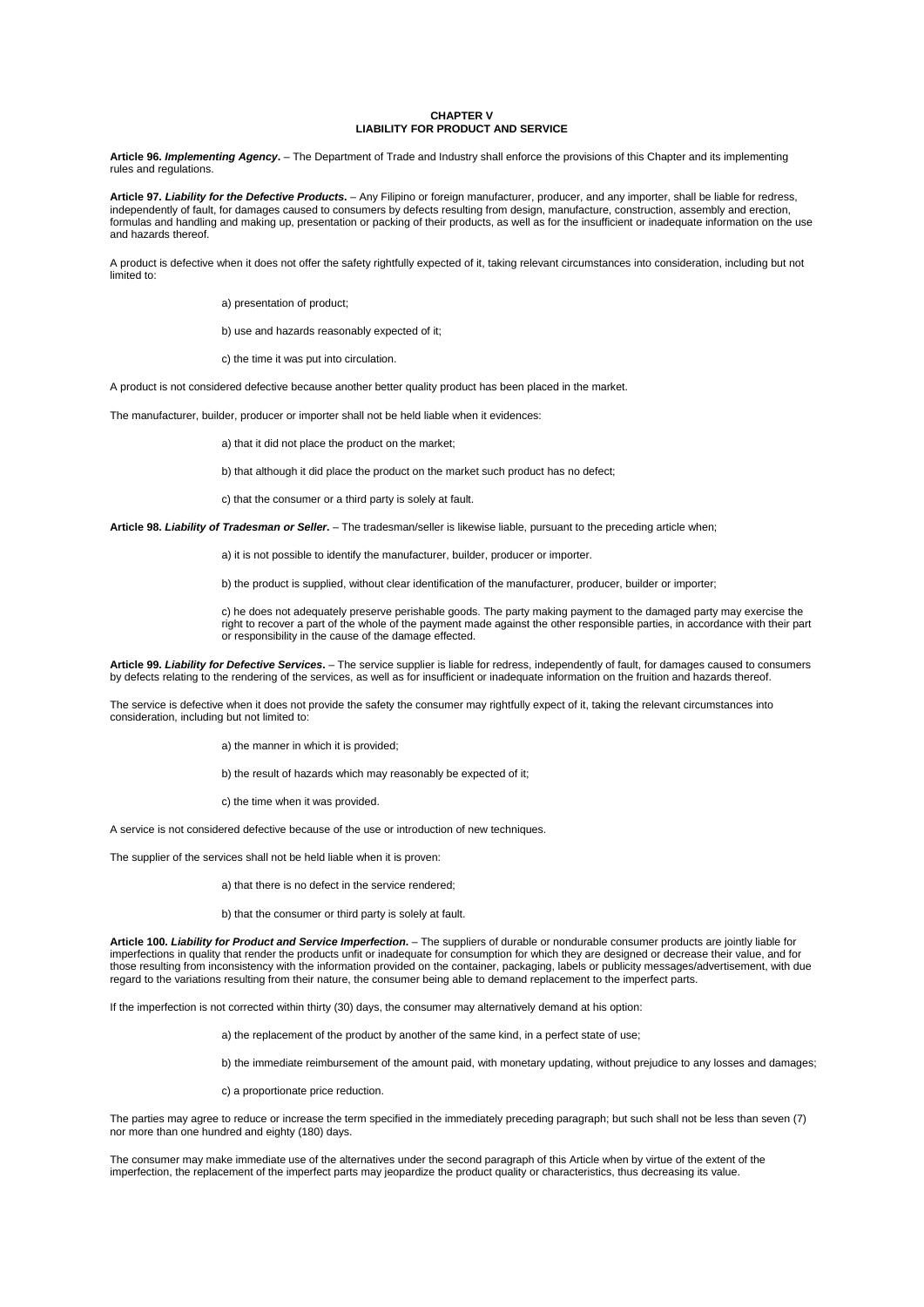**CHAPTER V**
**LIABILITY FOR PRODUCT AND SERVICE**

**Article 96.** ***Implementing Agency***. – The Department of Trade and Industry shall enforce the provisions of this Chapter and its implementing rules and regulations.

**Article 97.** ***Liability for the Defective Products***. – Any Filipino or foreign manufacturer, producer, and any importer, shall be liable for redress, independently of fault, for damages caused to consumers by defects resulting from design, manufacture, construction, assembly and erection, formulas and handling and making up, presentation or packing of their products, as well as for the insufficient or inadequate information on the use and hazards thereof.

A product is defective when it does not offer the safety rightfully expected of it, taking relevant circumstances into consideration, including but not limited to:

a) presentation of product;

b) use and hazards reasonably expected of it;

c) the time it was put into circulation.

A product is not considered defective because another better quality product has been placed in the market.

The manufacturer, builder, producer or importer shall not be held liable when it evidences:

a) that it did not place the product on the market;

b) that although it did place the product on the market such product has no defect;

c) that the consumer or a third party is solely at fault.

**Article 98.** ***Liability of Tradesman or Seller***. – The tradesman/seller is likewise liable, pursuant to the preceding article when;

a) it is not possible to identify the manufacturer, builder, producer or importer.

b) the product is supplied, without clear identification of the manufacturer, producer, builder or importer;

c) he does not adequately preserve perishable goods. The party making payment to the damaged party may exercise the right to recover a part of the whole of the payment made against the other responsible parties, in accordance with their part or responsibility in the cause of the damage effected.

**Article 99.** ***Liability for Defective Services***. – The service supplier is liable for redress, independently of fault, for damages caused to consumers by defects relating to the rendering of the services, as well as for insufficient or inadequate information on the fruition and hazards thereof.

The service is defective when it does not provide the safety the consumer may rightfully expect of it, taking the relevant circumstances into consideration, including but not limited to:

a) the manner in which it is provided;

b) the result of hazards which may reasonably be expected of it;

c) the time when it was provided.

A service is not considered defective because of the use or introduction of new techniques.

The supplier of the services shall not be held liable when it is proven:

a) that there is no defect in the service rendered;

b) that the consumer or third party is solely at fault.

**Article 100.** ***Liability for Product and Service Imperfection***. – The suppliers of durable or nondurable consumer products are jointly liable for imperfections in quality that render the products unfit or inadequate for consumption for which they are designed or decrease their value, and for those resulting from inconsistency with the information provided on the container, packaging, labels or publicity messages/advertisement, with due regard to the variations resulting from their nature, the consumer being able to demand replacement to the imperfect parts.

If the imperfection is not corrected within thirty (30) days, the consumer may alternatively demand at his option:

a) the replacement of the product by another of the same kind, in a perfect state of use;

b) the immediate reimbursement of the amount paid, with monetary updating, without prejudice to any losses and damages;

c) a proportionate price reduction.

The parties may agree to reduce or increase the term specified in the immediately preceding paragraph; but such shall not be less than seven (7) nor more than one hundred and eighty (180) days.

The consumer may make immediate use of the alternatives under the second paragraph of this Article when by virtue of the extent of the imperfection, the replacement of the imperfect parts may jeopardize the product quality or characteristics, thus decreasing its value.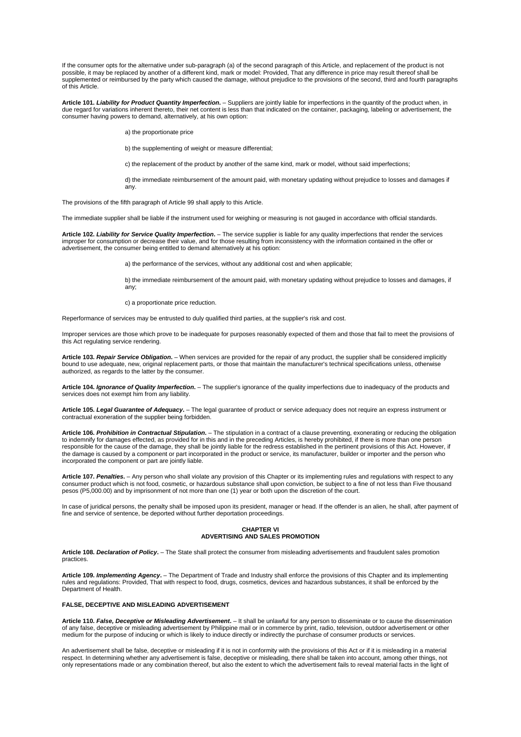If the consumer opts for the alternative under sub-paragraph (a) of the second paragraph of this Article, and replacement of the product is not possible, it may be replaced by another of a different kind, mark or model: Provided, That any difference in price may result thereof shall be supplemented or reimbursed by the party which caused the damage, without prejudice to the provisions of the second, third and fourth paragraphs of this Article.

**Article 101. *Liability for Product Quantity Imperfection.*** – Suppliers are jointly liable for imperfections in the quantity of the product when, in due regard for variations inherent thereto, their net content is less than that indicated on the container, packaging, labeling or advertisement, the consumer having powers to demand, alternatively, at his own option:

a) the proportionate price

b) the supplementing of weight or measure differential;

c) the replacement of the product by another of the same kind, mark or model, without said imperfections;

d) the immediate reimbursement of the amount paid, with monetary updating without prejudice to losses and damages if any.

The provisions of the fifth paragraph of Article 99 shall apply to this Article.

The immediate supplier shall be liable if the instrument used for weighing or measuring is not gauged in accordance with official standards.

**Article 102. *Liability for Service Quality Imperfection.*** – The service supplier is liable for any quality imperfections that render the services improper for consumption or decrease their value, and for those resulting from inconsistency with the information contained in the offer or advertisement, the consumer being entitled to demand alternatively at his option:

a) the performance of the services, without any additional cost and when applicable;

b) the immediate reimbursement of the amount paid, with monetary updating without prejudice to losses and damages, if any;

c) a proportionate price reduction.

Reperformance of services may be entrusted to duly qualified third parties, at the supplier's risk and cost.

Improper services are those which prove to be inadequate for purposes reasonably expected of them and those that fail to meet the provisions of this Act regulating service rendering.

**Article 103. *Repair Service Obligation.*** – When services are provided for the repair of any product, the supplier shall be considered implicitly bound to use adequate, new, original replacement parts, or those that maintain the manufacturer's technical specifications unless, otherwise authorized, as regards to the latter by the consumer.

**Article 104. *Ignorance of Quality Imperfection.*** – The supplier's ignorance of the quality imperfections due to inadequacy of the products and services does not exempt him from any liability.

**Article 105. *Legal Guarantee of Adequacy.*** – The legal guarantee of product or service adequacy does not require an express instrument or contractual exoneration of the supplier being forbidden.

**Article 106. *Prohibition in Contractual Stipulation.*** – The stipulation in a contract of a clause preventing, exonerating or reducing the obligation to indemnify for damages effected, as provided for in this and in the preceding Articles, is hereby prohibited, if there is more than one person responsible for the cause of the damage, they shall be jointly liable for the redress established in the pertinent provisions of this Act. However, if the damage is caused by a component or part incorporated in the product or service, its manufacturer, builder or importer and the person who incorporated the component or part are jointly liable.

**Article 107. *Penalties.*** – Any person who shall violate any provision of this Chapter or its implementing rules and regulations with respect to any consumer product which is not food, cosmetic, or hazardous substance shall upon conviction, be subject to a fine of not less than Five thousand pesos (P5,000.00) and by imprisonment of not more than one (1) year or both upon the discretion of the court.

In case of juridical persons, the penalty shall be imposed upon its president, manager or head. If the offender is an alien, he shall, after payment of fine and service of sentence, be deported without further deportation proceedings.

## CHAPTER VI
## ADVERTISING AND SALES PROMOTION

**Article 108. *Declaration of Policy.*** – The State shall protect the consumer from misleading advertisements and fraudulent sales promotion practices.

**Article 109. *Implementing Agency.*** – The Department of Trade and Industry shall enforce the provisions of this Chapter and its implementing rules and regulations: Provided, That with respect to food, drugs, cosmetics, devices and hazardous substances, it shall be enforced by the Department of Health.

### FALSE, DECEPTIVE AND MISLEADING ADVERTISEMENT

**Article 110. *False, Deceptive or Misleading Advertisement.*** – It shall be unlawful for any person to disseminate or to cause the dissemination of any false, deceptive or misleading advertisement by Philippine mail or in commerce by print, radio, television, outdoor advertisement or other medium for the purpose of inducing or which is likely to induce directly or indirectly the purchase of consumer products or services.

An advertisement shall be false, deceptive or misleading if it is not in conformity with the provisions of this Act or if it is misleading in a material respect. In determining whether any advertisement is false, deceptive or misleading, there shall be taken into account, among other things, not only representations made or any combination thereof, but also the extent to which the advertisement fails to reveal material facts in the light of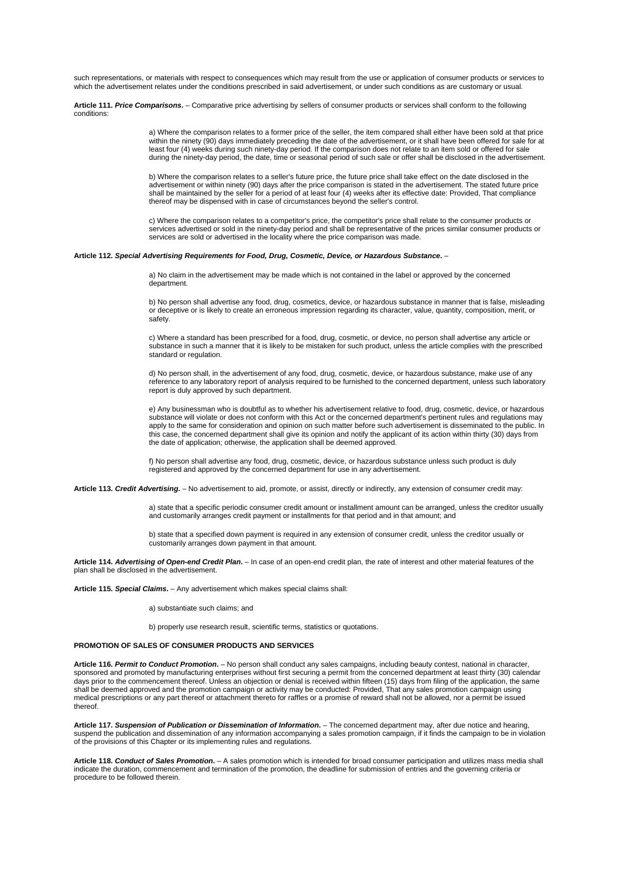such representations, or materials with respect to consequences which may result from the use or application of consumer products or services to which the advertisement relates under the conditions prescribed in said advertisement, or under such conditions as are customary or usual.

**Article 111. *Price Comparisons*.** – Comparative price advertising by sellers of consumer products or services shall conform to the following conditions:

a) Where the comparison relates to a former price of the seller, the item compared shall either have been sold at that price within the ninety (90) days immediately preceding the date of the advertisement, or it shall have been offered for sale for at least four (4) weeks during such ninety-day period. If the comparison does not relate to an item sold or offered for sale during the ninety-day period, the date, time or seasonal period of such sale or offer shall be disclosed in the advertisement.

b) Where the comparison relates to a seller's future price, the future price shall take effect on the date disclosed in the advertisement or within ninety (90) days after the price comparison is stated in the advertisement. The stated future price shall be maintained by the seller for a period of at least four (4) weeks after its effective date: Provided, That compliance thereof may be dispensed with in case of circumstances beyond the seller's control.

c) Where the comparison relates to a competitor's price, the competitor's price shall relate to the consumer products or services advertised or sold in the ninety-day period and shall be representative of the prices similar consumer products or services are sold or advertised in the locality where the price comparison was made.

**Article 112. *Special Advertising Requirements for Food, Drug, Cosmetic, Device, or Hazardous Substance*.** –

a) No claim in the advertisement may be made which is not contained in the label or approved by the concerned department.

b) No person shall advertise any food, drug, cosmetics, device, or hazardous substance in manner that is false, misleading or deceptive or is likely to create an erroneous impression regarding its character, value, quantity, composition, merit, or safety.

c) Where a standard has been prescribed for a food, drug, cosmetic, or device, no person shall advertise any article or substance in such a manner that it is likely to be mistaken for such product, unless the article complies with the prescribed standard or regulation.

d) No person shall, in the advertisement of any food, drug, cosmetic, device, or hazardous substance, make use of any reference to any laboratory report of analysis required to be furnished to the concerned department, unless such laboratory report is duly approved by such department.

e) Any businessman who is doubtful as to whether his advertisement relative to food, drug, cosmetic, device, or hazardous substance will violate or does not conform with this Act or the concerned department's pertinent rules and regulations may apply to the same for consideration and opinion on such matter before such advertisement is disseminated to the public. In this case, the concerned department shall give its opinion and notify the applicant of its action within thirty (30) days from the date of application; otherwise, the application shall be deemed approved.

f) No person shall advertise any food, drug, cosmetic, device, or hazardous substance unless such product is duly registered and approved by the concerned department for use in any advertisement.

**Article 113. *Credit Advertising*.** – No advertisement to aid, promote, or assist, directly or indirectly, any extension of consumer credit may:

a) state that a specific periodic consumer credit amount or installment amount can be arranged, unless the creditor usually and customarily arranges credit payment or installments for that period and in that amount; and

b) state that a specified down payment is required in any extension of consumer credit, unless the creditor usually or customarily arranges down payment in that amount.

**Article 114. *Advertising of Open-end Credit Plan*.** – In case of an open-end credit plan, the rate of interest and other material features of the plan shall be disclosed in the advertisement.

**Article 115. *Special Claims*.** – Any advertisement which makes special claims shall:

a) substantiate such claims; and

b) properly use research result, scientific terms, statistics or quotations.

**PROMOTION OF SALES OF CONSUMER PRODUCTS AND SERVICES**

**Article 116. *Permit to Conduct Promotion*.** – No person shall conduct any sales campaigns, including beauty contest, national in character, sponsored and promoted by manufacturing enterprises without first securing a permit from the concerned department at least thirty (30) calendar days prior to the commencement thereof. Unless an objection or denial is received within fifteen (15) days from filing of the application, the same shall be deemed approved and the promotion campaign or activity may be conducted: Provided, That any sales promotion campaign using medical prescriptions or any part thereof or attachment thereto for raffles or a promise of reward shall not be allowed, nor a permit be issued thereof.

**Article 117. *Suspension of Publication or Dissemination of Information*.** – The concerned department may, after due notice and hearing, suspend the publication and dissemination of any information accompanying a sales promotion campaign, if it finds the campaign to be in violation of the provisions of this Chapter or its implementing rules and regulations.

**Article 118. *Conduct of Sales Promotion*.** – A sales promotion which is intended for broad consumer participation and utilizes mass media shall indicate the duration, commencement and termination of the promotion, the deadline for submission of entries and the governing criteria or procedure to be followed therein.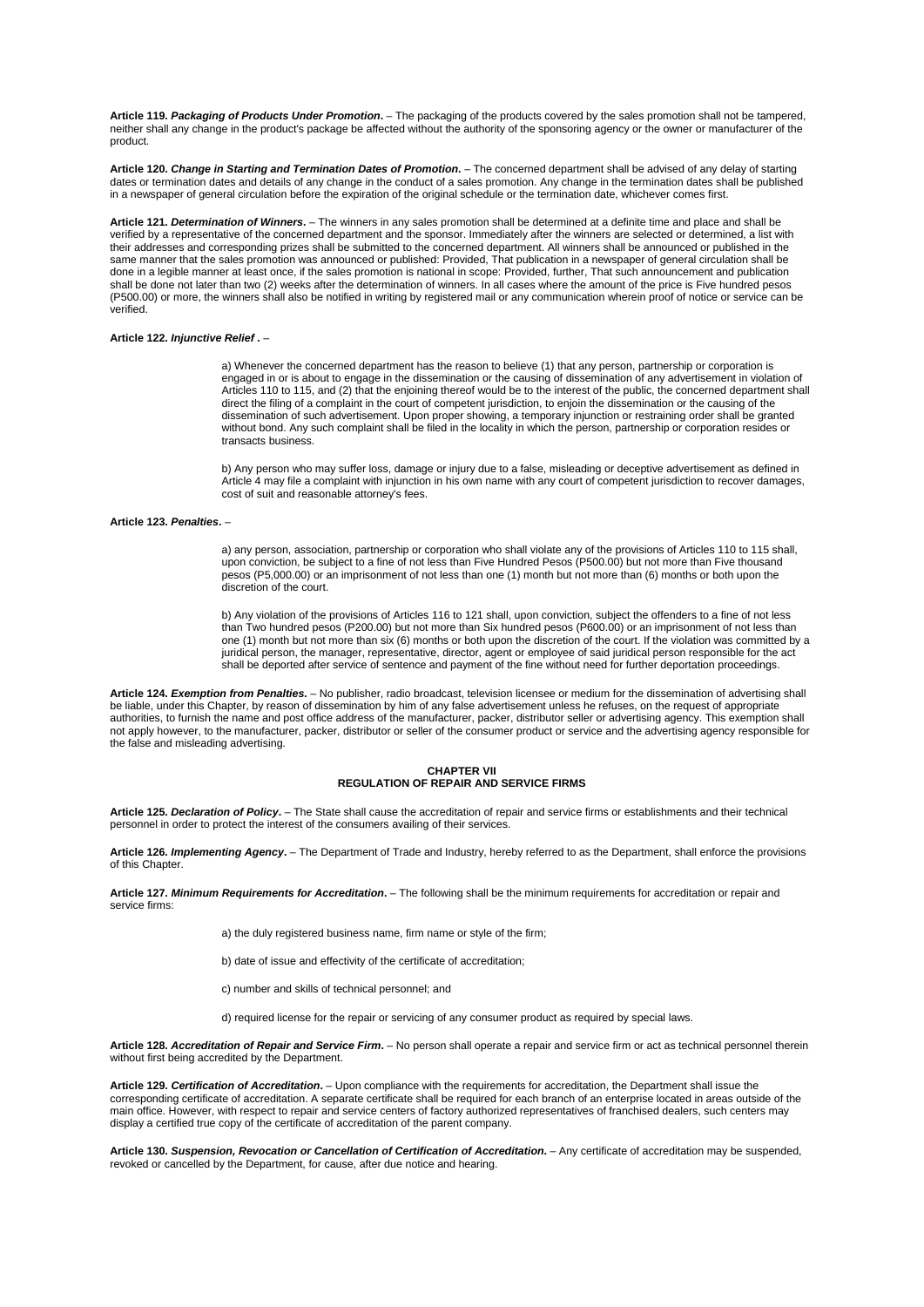**Article 119. *Packaging of Products Under Promotion*.** – The packaging of the products covered by the sales promotion shall not be tampered, neither shall any change in the product's package be affected without the authority of the sponsoring agency or the owner or manufacturer of the product.

**Article 120. *Change in Starting and Termination Dates of Promotion*.** – The concerned department shall be advised of any delay of starting dates or termination dates and details of any change in the conduct of a sales promotion. Any change in the termination dates shall be published in a newspaper of general circulation before the expiration of the original schedule or the termination date, whichever comes first.

**Article 121. *Determination of Winners*.** – The winners in any sales promotion shall be determined at a definite time and place and shall be verified by a representative of the concerned department and the sponsor. Immediately after the winners are selected or determined, a list with their addresses and corresponding prizes shall be submitted to the concerned department. All winners shall be announced or published in the same manner that the sales promotion was announced or published: Provided, That publication in a newspaper of general circulation shall be done in a legible manner at least once, if the sales promotion is national in scope: Provided, further, That such announcement and publication shall be done not later than two (2) weeks after the determination of winners. In all cases where the amount of the price is Five hundred pesos (P500.00) or more, the winners shall also be notified in writing by registered mail or any communication wherein proof of notice or service can be verified.

**Article 122. *Injunctive Relief* .** –

a) Whenever the concerned department has the reason to believe (1) that any person, partnership or corporation is engaged in or is about to engage in the dissemination or the causing of dissemination of any advertisement in violation of Articles 110 to 115, and (2) that the enjoining thereof would be to the interest of the public, the concerned department shall direct the filing of a complaint in the court of competent jurisdiction, to enjoin the dissemination or the causing of the dissemination of such advertisement. Upon proper showing, a temporary injunction or restraining order shall be granted without bond. Any such complaint shall be filed in the locality in which the person, partnership or corporation resides or transacts business.

b) Any person who may suffer loss, damage or injury due to a false, misleading or deceptive advertisement as defined in Article 4 may file a complaint with injunction in his own name with any court of competent jurisdiction to recover damages, cost of suit and reasonable attorney's fees.

**Article 123. *Penalties*.** –

a) any person, association, partnership or corporation who shall violate any of the provisions of Articles 110 to 115 shall, upon conviction, be subject to a fine of not less than Five Hundred Pesos (P500.00) but not more than Five thousand pesos (P5,000.00) or an imprisonment of not less than one (1) month but not more than (6) months or both upon the discretion of the court.

b) Any violation of the provisions of Articles 116 to 121 shall, upon conviction, subject the offenders to a fine of not less than Two hundred pesos (P200.00) but not more than Six hundred pesos (P600.00) or an imprisonment of not less than one (1) month but not more than six (6) months or both upon the discretion of the court. If the violation was committed by a juridical person, the manager, representative, director, agent or employee of said juridical person responsible for the act shall be deported after service of sentence and payment of the fine without need for further deportation proceedings.

**Article 124. *Exemption from Penalties*.** – No publisher, radio broadcast, television licensee or medium for the dissemination of advertising shall be liable, under this Chapter, by reason of dissemination by him of any false advertisement unless he refuses, on the request of appropriate authorities, to furnish the name and post office address of the manufacturer, packer, distributor seller or advertising agency. This exemption shall not apply however, to the manufacturer, packer, distributor or seller of the consumer product or service and the advertising agency responsible for the false and misleading advertising.

## CHAPTER VII
## REGULATION OF REPAIR AND SERVICE FIRMS

**Article 125. *Declaration of Policy*.** – The State shall cause the accreditation of repair and service firms or establishments and their technical personnel in order to protect the interest of the consumers availing of their services.

**Article 126. *Implementing Agency*.** – The Department of Trade and Industry, hereby referred to as the Department, shall enforce the provisions of this Chapter.

**Article 127. *Minimum Requirements for Accreditation*.** – The following shall be the minimum requirements for accreditation or repair and service firms:

a) the duly registered business name, firm name or style of the firm;

b) date of issue and effectivity of the certificate of accreditation;

c) number and skills of technical personnel; and

d) required license for the repair or servicing of any consumer product as required by special laws.

**Article 128. *Accreditation of Repair and Service Firm*.** – No person shall operate a repair and service firm or act as technical personnel therein without first being accredited by the Department.

**Article 129. *Certification of Accreditation*.** – Upon compliance with the requirements for accreditation, the Department shall issue the corresponding certificate of accreditation. A separate certificate shall be required for each branch of an enterprise located in areas outside of the main office. However, with respect to repair and service centers of factory authorized representatives of franchised dealers, such centers may display a certified true copy of the certificate of accreditation of the parent company.

**Article 130. *Suspension, Revocation or Cancellation of Certification of Accreditation*.** – Any certificate of accreditation may be suspended, revoked or cancelled by the Department, for cause, after due notice and hearing.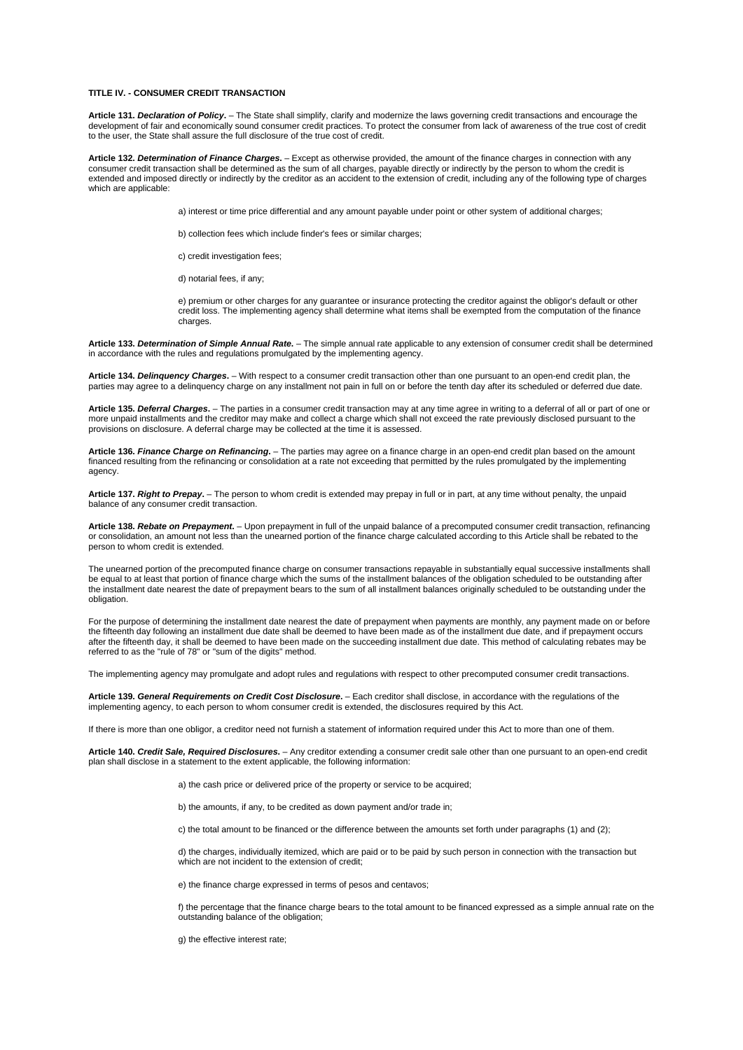**TITLE IV. - CONSUMER CREDIT TRANSACTION**

**Article 131.** ***Declaration of Policy***. – The State shall simplify, clarify and modernize the laws governing credit transactions and encourage the development of fair and economically sound consumer credit practices. To protect the consumer from lack of awareness of the true cost of credit to the user, the State shall assure the full disclosure of the true cost of credit.

**Article 132.** ***Determination of Finance Charges***. – Except as otherwise provided, the amount of the finance charges in connection with any consumer credit transaction shall be determined as the sum of all charges, payable directly or indirectly by the person to whom the credit is extended and imposed directly or indirectly by the creditor as an accident to the extension of credit, including any of the following type of charges which are applicable:

a) interest or time price differential and any amount payable under point or other system of additional charges;

b) collection fees which include finder's fees or similar charges;

c) credit investigation fees;

d) notarial fees, if any;

e) premium or other charges for any guarantee or insurance protecting the creditor against the obligor's default or other credit loss. The implementing agency shall determine what items shall be exempted from the computation of the finance charges.

**Article 133.** ***Determination of Simple Annual Rate***. – The simple annual rate applicable to any extension of consumer credit shall be determined in accordance with the rules and regulations promulgated by the implementing agency.

**Article 134.** ***Delinquency Charges***. – With respect to a consumer credit transaction other than one pursuant to an open-end credit plan, the parties may agree to a delinquency charge on any installment not pain in full on or before the tenth day after its scheduled or deferred due date.

**Article 135.** ***Deferral Charges***. – The parties in a consumer credit transaction may at any time agree in writing to a deferral of all or part of one or more unpaid installments and the creditor may make and collect a charge which shall not exceed the rate previously disclosed pursuant to the provisions on disclosure. A deferral charge may be collected at the time it is assessed.

**Article 136.** ***Finance Charge on Refinancing***. – The parties may agree on a finance charge in an open-end credit plan based on the amount financed resulting from the refinancing or consolidation at a rate not exceeding that permitted by the rules promulgated by the implementing agency.

**Article 137.** ***Right to Prepay***. – The person to whom credit is extended may prepay in full or in part, at any time without penalty, the unpaid balance of any consumer credit transaction.

**Article 138.** ***Rebate on Prepayment***. – Upon prepayment in full of the unpaid balance of a precomputed consumer credit transaction, refinancing or consolidation, an amount not less than the unearned portion of the finance charge calculated according to this Article shall be rebated to the person to whom credit is extended.

The unearned portion of the precomputed finance charge on consumer transactions repayable in substantially equal successive installments shall be equal to at least that portion of finance charge which the sums of the installment balances of the obligation scheduled to be outstanding after the installment date nearest the date of prepayment bears to the sum of all installment balances originally scheduled to be outstanding under the obligation.

For the purpose of determining the installment date nearest the date of prepayment when payments are monthly, any payment made on or before the fifteenth day following an installment due date shall be deemed to have been made as of the installment due date, and if prepayment occurs after the fifteenth day, it shall be deemed to have been made on the succeeding installment due date. This method of calculating rebates may be referred to as the "rule of 78" or "sum of the digits" method.

The implementing agency may promulgate and adopt rules and regulations with respect to other precomputed consumer credit transactions.

**Article 139.** ***General Requirements on Credit Cost Disclosure***. – Each creditor shall disclose, in accordance with the regulations of the implementing agency, to each person to whom consumer credit is extended, the disclosures required by this Act.

If there is more than one obligor, a creditor need not furnish a statement of information required under this Act to more than one of them.

**Article 140.** ***Credit Sale, Required Disclosures***. – Any creditor extending a consumer credit sale other than one pursuant to an open-end credit plan shall disclose in a statement to the extent applicable, the following information:

a) the cash price or delivered price of the property or service to be acquired;

b) the amounts, if any, to be credited as down payment and/or trade in;

c) the total amount to be financed or the difference between the amounts set forth under paragraphs (1) and (2);

d) the charges, individually itemized, which are paid or to be paid by such person in connection with the transaction but which are not incident to the extension of credit;

e) the finance charge expressed in terms of pesos and centavos;

f) the percentage that the finance charge bears to the total amount to be financed expressed as a simple annual rate on the outstanding balance of the obligation;

g) the effective interest rate;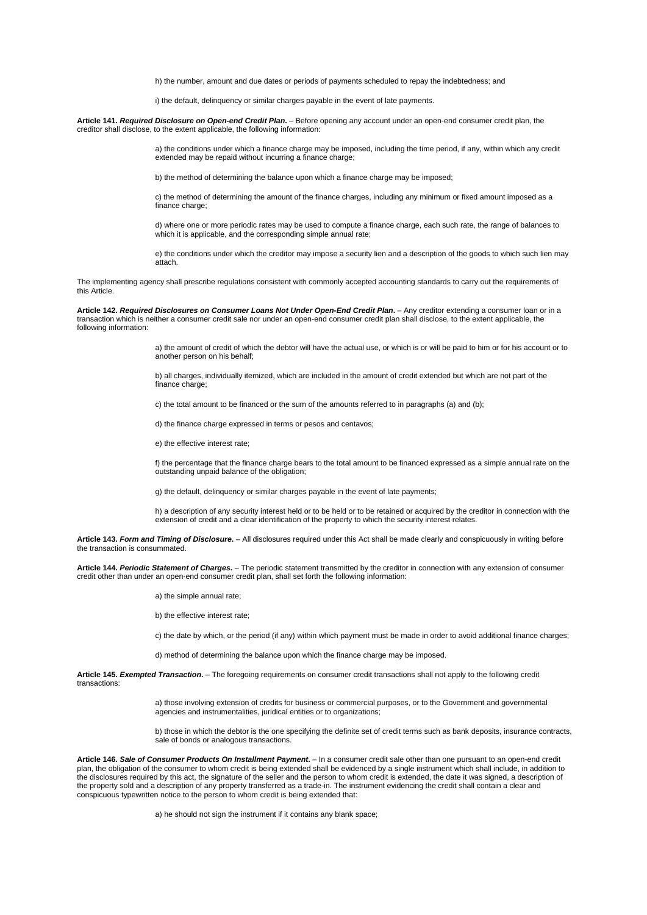h) the number, amount and due dates or periods of payments scheduled to repay the indebtedness; and

i) the default, delinquency or similar charges payable in the event of late payments.

**Article 141.** ***Required Disclosure on Open-end Credit Plan.*** – Before opening any account under an open-end consumer credit plan, the creditor shall disclose, to the extent applicable, the following information:

a) the conditions under which a finance charge may be imposed, including the time period, if any, within which any credit extended may be repaid without incurring a finance charge;

b) the method of determining the balance upon which a finance charge may be imposed;

c) the method of determining the amount of the finance charges, including any minimum or fixed amount imposed as a finance charge;

d) where one or more periodic rates may be used to compute a finance charge, each such rate, the range of balances to which it is applicable, and the corresponding simple annual rate;

e) the conditions under which the creditor may impose a security lien and a description of the goods to which such lien may attach.

The implementing agency shall prescribe regulations consistent with commonly accepted accounting standards to carry out the requirements of this Article.

**Article 142.** ***Required Disclosures on Consumer Loans Not Under Open-End Credit Plan.*** – Any creditor extending a consumer loan or in a transaction which is neither a consumer credit sale nor under an open-end consumer credit plan shall disclose, to the extent applicable, the following information:

a) the amount of credit of which the debtor will have the actual use, or which is or will be paid to him or for his account or to another person on his behalf;

b) all charges, individually itemized, which are included in the amount of credit extended but which are not part of the finance charge;

c) the total amount to be financed or the sum of the amounts referred to in paragraphs (a) and (b);

d) the finance charge expressed in terms or pesos and centavos;

e) the effective interest rate;

f) the percentage that the finance charge bears to the total amount to be financed expressed as a simple annual rate on the outstanding unpaid balance of the obligation;

g) the default, delinquency or similar charges payable in the event of late payments;

h) a description of any security interest held or to be held or to be retained or acquired by the creditor in connection with the extension of credit and a clear identification of the property to which the security interest relates.

**Article 143.** ***Form and Timing of Disclosure.*** – All disclosures required under this Act shall be made clearly and conspicuously in writing before the transaction is consummated.

**Article 144.** ***Periodic Statement of Charges.*** – The periodic statement transmitted by the creditor in connection with any extension of consumer credit other than under an open-end consumer credit plan, shall set forth the following information:

a) the simple annual rate;

b) the effective interest rate;

c) the date by which, or the period (if any) within which payment must be made in order to avoid additional finance charges;

d) method of determining the balance upon which the finance charge may be imposed.

**Article 145.** ***Exempted Transaction.*** – The foregoing requirements on consumer credit transactions shall not apply to the following credit transactions:

a) those involving extension of credits for business or commercial purposes, or to the Government and governmental agencies and instrumentalities, juridical entities or to organizations;

b) those in which the debtor is the one specifying the definite set of credit terms such as bank deposits, insurance contracts, sale of bonds or analogous transactions.

**Article 146.** ***Sale of Consumer Products On Installment Payment.*** – In a consumer credit sale other than one pursuant to an open-end credit plan, the obligation of the consumer to whom credit is being extended shall be evidenced by a single instrument which shall include, in addition to the disclosures required by this act, the signature of the seller and the person to whom credit is extended, the date it was signed, a description of the property sold and a description of any property transferred as a trade-in. The instrument evidencing the credit shall contain a clear and conspicuous typewritten notice to the person to whom credit is being extended that:

a) he should not sign the instrument if it contains any blank space;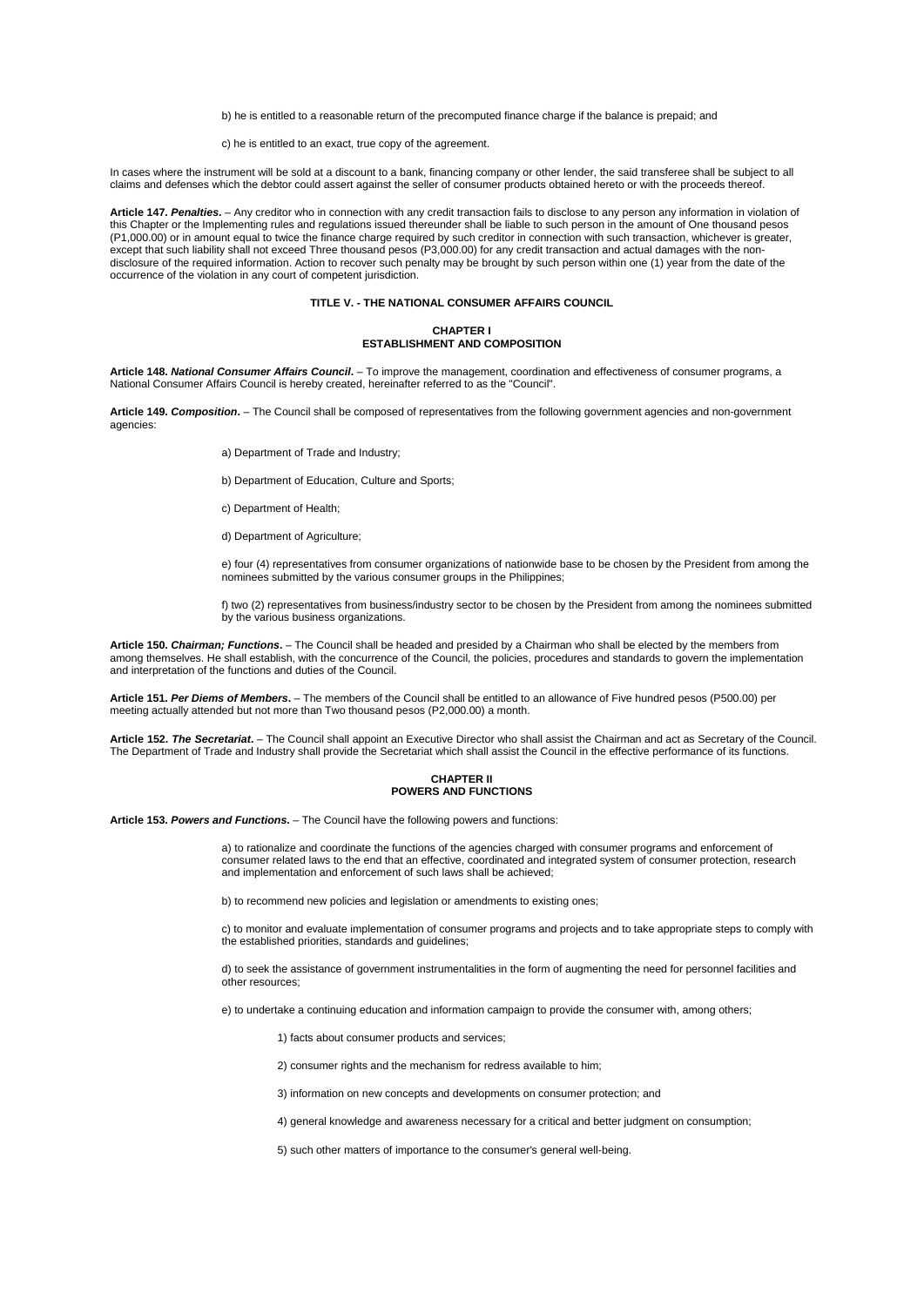b) he is entitled to a reasonable return of the precomputed finance charge if the balance is prepaid; and

c) he is entitled to an exact, true copy of the agreement.

In cases where the instrument will be sold at a discount to a bank, financing company or other lender, the said transferee shall be subject to all claims and defenses which the debtor could assert against the seller of consumer products obtained hereto or with the proceeds thereof.

**Article 147. *Penalties*.** – Any creditor who in connection with any credit transaction fails to disclose to any person any information in violation of this Chapter or the Implementing rules and regulations issued thereunder shall be liable to such person in the amount of One thousand pesos (P1,000.00) or in amount equal to twice the finance charge required by such creditor in connection with such transaction, whichever is greater, except that such liability shall not exceed Three thousand pesos (P3,000.00) for any credit transaction and actual damages with the non-disclosure of the required information. Action to recover such penalty may be brought by such person within one (1) year from the date of the occurrence of the violation in any court of competent jurisdiction.

## TITLE V. - THE NATIONAL CONSUMER AFFAIRS COUNCIL

### CHAPTER I
### ESTABLISHMENT AND COMPOSITION

**Article 148. *National Consumer Affairs Council*.** – To improve the management, coordination and effectiveness of consumer programs, a National Consumer Affairs Council is hereby created, hereinafter referred to as the "Council".

**Article 149. *Composition*.** – The Council shall be composed of representatives from the following government agencies and non-government agencies:

a) Department of Trade and Industry;

b) Department of Education, Culture and Sports;

c) Department of Health;

d) Department of Agriculture;

e) four (4) representatives from consumer organizations of nationwide base to be chosen by the President from among the nominees submitted by the various consumer groups in the Philippines;

f) two (2) representatives from business/industry sector to be chosen by the President from among the nominees submitted by the various business organizations.

**Article 150. *Chairman; Functions*.** – The Council shall be headed and presided by a Chairman who shall be elected by the members from among themselves. He shall establish, with the concurrence of the Council, the policies, procedures and standards to govern the implementation and interpretation of the functions and duties of the Council.

**Article 151. *Per Diems of Members*.** – The members of the Council shall be entitled to an allowance of Five hundred pesos (P500.00) per meeting actually attended but not more than Two thousand pesos (P2,000.00) a month.

**Article 152. *The Secretariat*.** – The Council shall appoint an Executive Director who shall assist the Chairman and act as Secretary of the Council. The Department of Trade and Industry shall provide the Secretariat which shall assist the Council in the effective performance of its functions.

### CHAPTER II
### POWERS AND FUNCTIONS

**Article 153. *Powers and Functions*.** – The Council have the following powers and functions:

a) to rationalize and coordinate the functions of the agencies charged with consumer programs and enforcement of consumer related laws to the end that an effective, coordinated and integrated system of consumer protection, research and implementation and enforcement of such laws shall be achieved;

b) to recommend new policies and legislation or amendments to existing ones;

c) to monitor and evaluate implementation of consumer programs and projects and to take appropriate steps to comply with the established priorities, standards and guidelines;

d) to seek the assistance of government instrumentalities in the form of augmenting the need for personnel facilities and other resources;

e) to undertake a continuing education and information campaign to provide the consumer with, among others;

1) facts about consumer products and services;

2) consumer rights and the mechanism for redress available to him;

3) information on new concepts and developments on consumer protection; and

4) general knowledge and awareness necessary for a critical and better judgment on consumption;

5) such other matters of importance to the consumer's general well-being.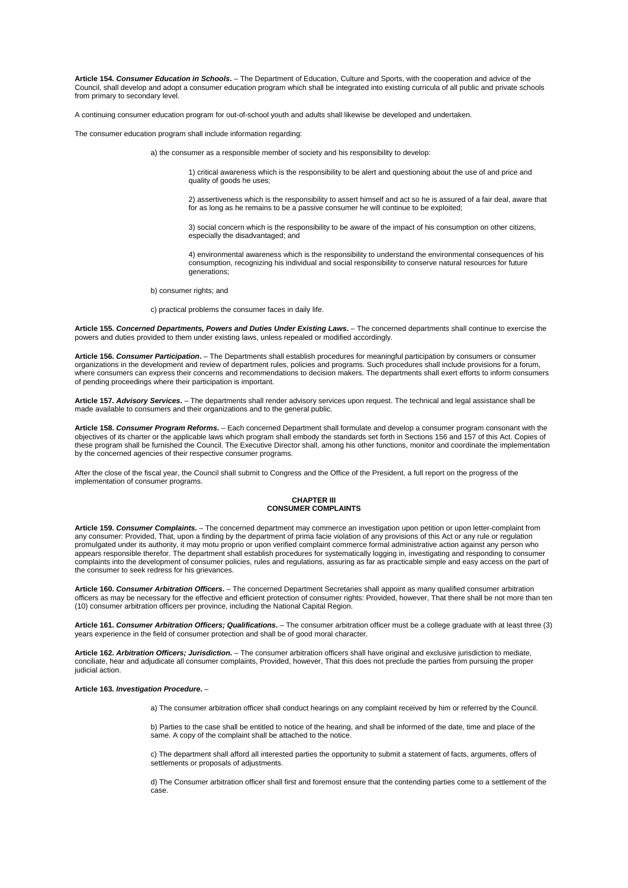**Article 154. *Consumer Education in Schools*.** – The Department of Education, Culture and Sports, with the cooperation and advice of the Council, shall develop and adopt a consumer education program which shall be integrated into existing curricula of all public and private schools from primary to secondary level.

A continuing consumer education program for out-of-school youth and adults shall likewise be developed and undertaken.

The consumer education program shall include information regarding:

a) the consumer as a responsible member of society and his responsibility to develop:

1) critical awareness which is the responsibility to be alert and questioning about the use of and price and quality of goods he uses;

2) assertiveness which is the responsibility to assert himself and act so he is assured of a fair deal, aware that for as long as he remains to be a passive consumer he will continue to be exploited;

3) social concern which is the responsibility to be aware of the impact of his consumption on other citizens, especially the disadvantaged; and

4) environmental awareness which is the responsibility to understand the environmental consequences of his consumption, recognizing his individual and social responsibility to conserve natural resources for future generations;

b) consumer rights; and

c) practical problems the consumer faces in daily life.

**Article 155. *Concerned Departments, Powers and Duties Under Existing Laws*.** – The concerned departments shall continue to exercise the powers and duties provided to them under existing laws, unless repealed or modified accordingly.

**Article 156. *Consumer Participation*.** – The Departments shall establish procedures for meaningful participation by consumers or consumer organizations in the development and review of department rules, policies and programs. Such procedures shall include provisions for a forum, where consumers can express their concerns and recommendations to decision makers. The departments shall exert efforts to inform consumers of pending proceedings where their participation is important.

**Article 157. *Advisory Services*.** – The departments shall render advisory services upon request. The technical and legal assistance shall be made available to consumers and their organizations and to the general public.

**Article 158. *Consumer Program Reforms*.** – Each concerned Department shall formulate and develop a consumer program consonant with the objectives of its charter or the applicable laws which program shall embody the standards set forth in Sections 156 and 157 of this Act. Copies of these program shall be furnished the Council. The Executive Director shall, among his other functions, monitor and coordinate the implementation by the concerned agencies of their respective consumer programs.

After the close of the fiscal year, the Council shall submit to Congress and the Office of the President, a full report on the progress of the implementation of consumer programs.

## CHAPTER III
## CONSUMER COMPLAINTS

**Article 159. *Consumer Complaints*.** – The concerned department may commerce an investigation upon petition or upon letter-complaint from any consumer: Provided, That, upon a finding by the department of prima facie violation of any provisions of this Act or any rule or regulation promulgated under its authority, it may motu proprio or upon verified complaint commerce formal administrative action against any person who appears responsible therefor. The department shall establish procedures for systematically logging in, investigating and responding to consumer complaints into the development of consumer policies, rules and regulations, assuring as far as practicable simple and easy access on the part of the consumer to seek redress for his grievances.

**Article 160. *Consumer Arbitration Officers*.** – The concerned Department Secretaries shall appoint as many qualified consumer arbitration officers as may be necessary for the effective and efficient protection of consumer rights: Provided, however, That there shall be not more than ten (10) consumer arbitration officers per province, including the National Capital Region.

**Article 161. *Consumer Arbitration Officers; Qualifications*.** – The consumer arbitration officer must be a college graduate with at least three (3) years experience in the field of consumer protection and shall be of good moral character.

**Article 162. *Arbitration Officers; Jurisdiction*.** – The consumer arbitration officers shall have original and exclusive jurisdiction to mediate, conciliate, hear and adjudicate all consumer complaints, Provided, however, That this does not preclude the parties from pursuing the proper judicial action.

**Article 163. *Investigation Procedure*.** –

a) The consumer arbitration officer shall conduct hearings on any complaint received by him or referred by the Council.

b) Parties to the case shall be entitled to notice of the hearing, and shall be informed of the date, time and place of the same. A copy of the complaint shall be attached to the notice.

c) The department shall afford all interested parties the opportunity to submit a statement of facts, arguments, offers of settlements or proposals of adjustments.

d) The Consumer arbitration officer shall first and foremost ensure that the contending parties come to a settlement of the case.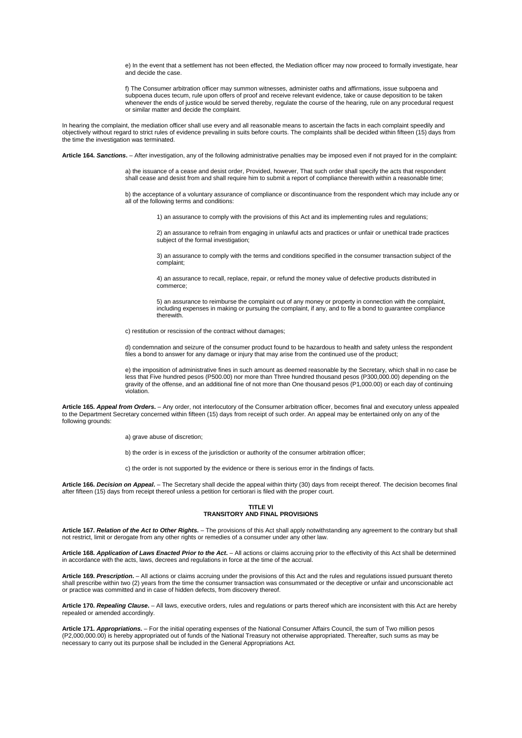e) In the event that a settlement has not been effected, the Mediation officer may now proceed to formally investigate, hear and decide the case.

f) The Consumer arbitration officer may summon witnesses, administer oaths and affirmations, issue subpoena and subpoena duces tecum, rule upon offers of proof and receive relevant evidence, take or cause deposition to be taken whenever the ends of justice would be served thereby, regulate the course of the hearing, rule on any procedural request or similar matter and decide the complaint.

In hearing the complaint, the mediation officer shall use every and all reasonable means to ascertain the facts in each complaint speedily and objectively without regard to strict rules of evidence prevailing in suits before courts. The complaints shall be decided within fifteen (15) days from the time the investigation was terminated.

**Article 164. *Sanctions*.** – After investigation, any of the following administrative penalties may be imposed even if not prayed for in the complaint:

a) the issuance of a cease and desist order, Provided, however, That such order shall specify the acts that respondent shall cease and desist from and shall require him to submit a report of compliance therewith within a reasonable time;

b) the acceptance of a voluntary assurance of compliance or discontinuance from the respondent which may include any or all of the following terms and conditions:

1) an assurance to comply with the provisions of this Act and its implementing rules and regulations;

2) an assurance to refrain from engaging in unlawful acts and practices or unfair or unethical trade practices subject of the formal investigation;

3) an assurance to comply with the terms and conditions specified in the consumer transaction subject of the complaint;

4) an assurance to recall, replace, repair, or refund the money value of defective products distributed in commerce;

5) an assurance to reimburse the complaint out of any money or property in connection with the complaint, including expenses in making or pursuing the complaint, if any, and to file a bond to guarantee compliance therewith.

c) restitution or rescission of the contract without damages;

d) condemnation and seizure of the consumer product found to be hazardous to health and safety unless the respondent files a bond to answer for any damage or injury that may arise from the continued use of the product;

e) the imposition of administrative fines in such amount as deemed reasonable by the Secretary, which shall in no case be less that Five hundred pesos (P500.00) nor more than Three hundred thousand pesos (P300,000.00) depending on the gravity of the offense, and an additional fine of not more than One thousand pesos (P1,000.00) or each day of continuing violation.

**Article 165. *Appeal from Orders*.** – Any order, not interlocutory of the Consumer arbitration officer, becomes final and executory unless appealed to the Department Secretary concerned within fifteen (15) days from receipt of such order. An appeal may be entertained only on any of the following grounds:

a) grave abuse of discretion;

b) the order is in excess of the jurisdiction or authority of the consumer arbitration officer;

c) the order is not supported by the evidence or there is serious error in the findings of facts.

**Article 166. *Decision on Appeal*.** – The Secretary shall decide the appeal within thirty (30) days from receipt thereof. The decision becomes final after fifteen (15) days from receipt thereof unless a petition for certiorari is filed with the proper court.

## TITLE VI
## TRANSITORY AND FINAL PROVISIONS

**Article 167. *Relation of the Act to Other Rights*.** – The provisions of this Act shall apply notwithstanding any agreement to the contrary but shall not restrict, limit or derogate from any other rights or remedies of a consumer under any other law.

**Article 168. *Application of Laws Enacted Prior to the Act*.** – All actions or claims accruing prior to the effectivity of this Act shall be determined in accordance with the acts, laws, decrees and regulations in force at the time of the accrual.

**Article 169. *Prescription*.** – All actions or claims accruing under the provisions of this Act and the rules and regulations issued pursuant thereto shall prescribe within two (2) years from the time the consumer transaction was consummated or the deceptive or unfair and unconscionable act or practice was committed and in case of hidden defects, from discovery thereof.

**Article 170. *Repealing Clause*.** – All laws, executive orders, rules and regulations or parts thereof which are inconsistent with this Act are hereby repealed or amended accordingly.

**Article 171. *Appropriations*.** – For the initial operating expenses of the National Consumer Affairs Council, the sum of Two million pesos (P2,000,000.00) is hereby appropriated out of funds of the National Treasury not otherwise appropriated. Thereafter, such sums as may be necessary to carry out its purpose shall be included in the General Appropriations Act.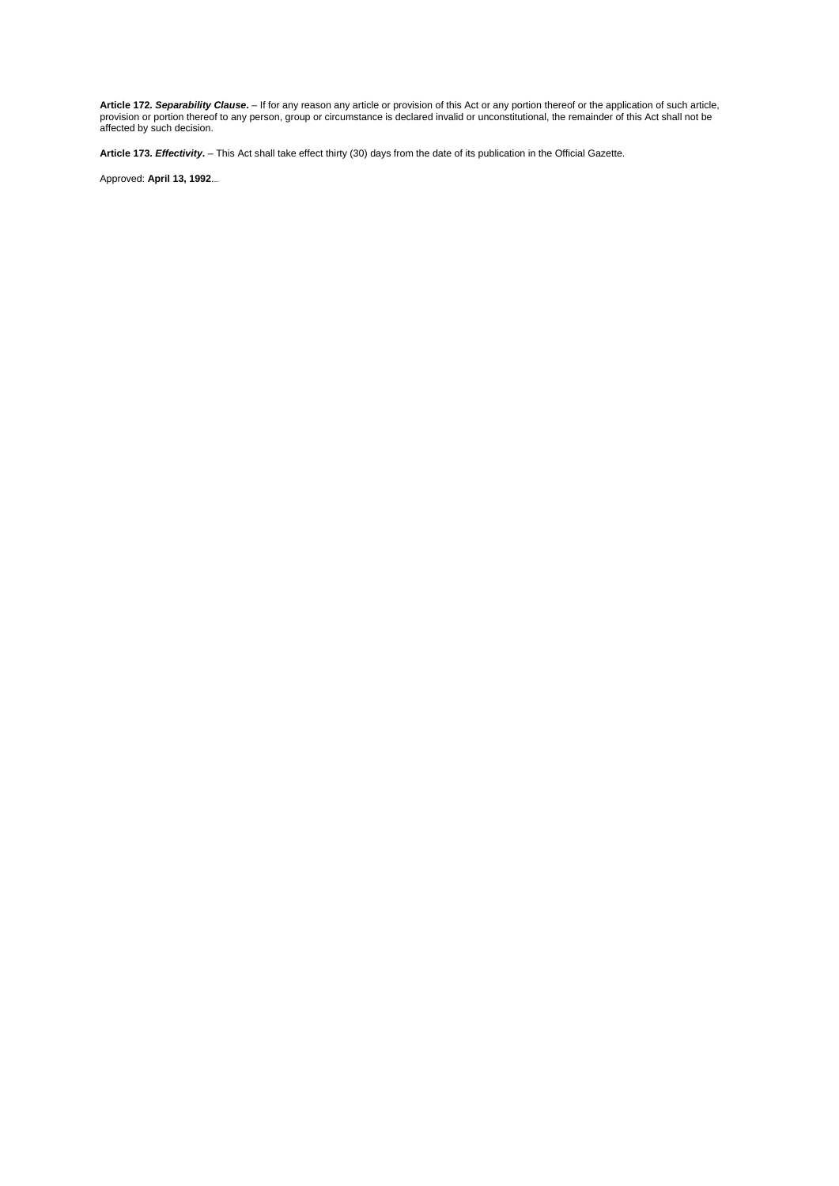**Article 172. *Separability Clause*.** – If for any reason any article or provision of this Act or any portion thereof or the application of such article, provision or portion thereof to any person, group or circumstance is declared invalid or unconstitutional, the remainder of this Act shall not be affected by such decision.

**Article 173. *Effectivity*.** – This Act shall take effect thirty (30) days from the date of its publication in the Official Gazette.

Approved: **April 13, 1992.**